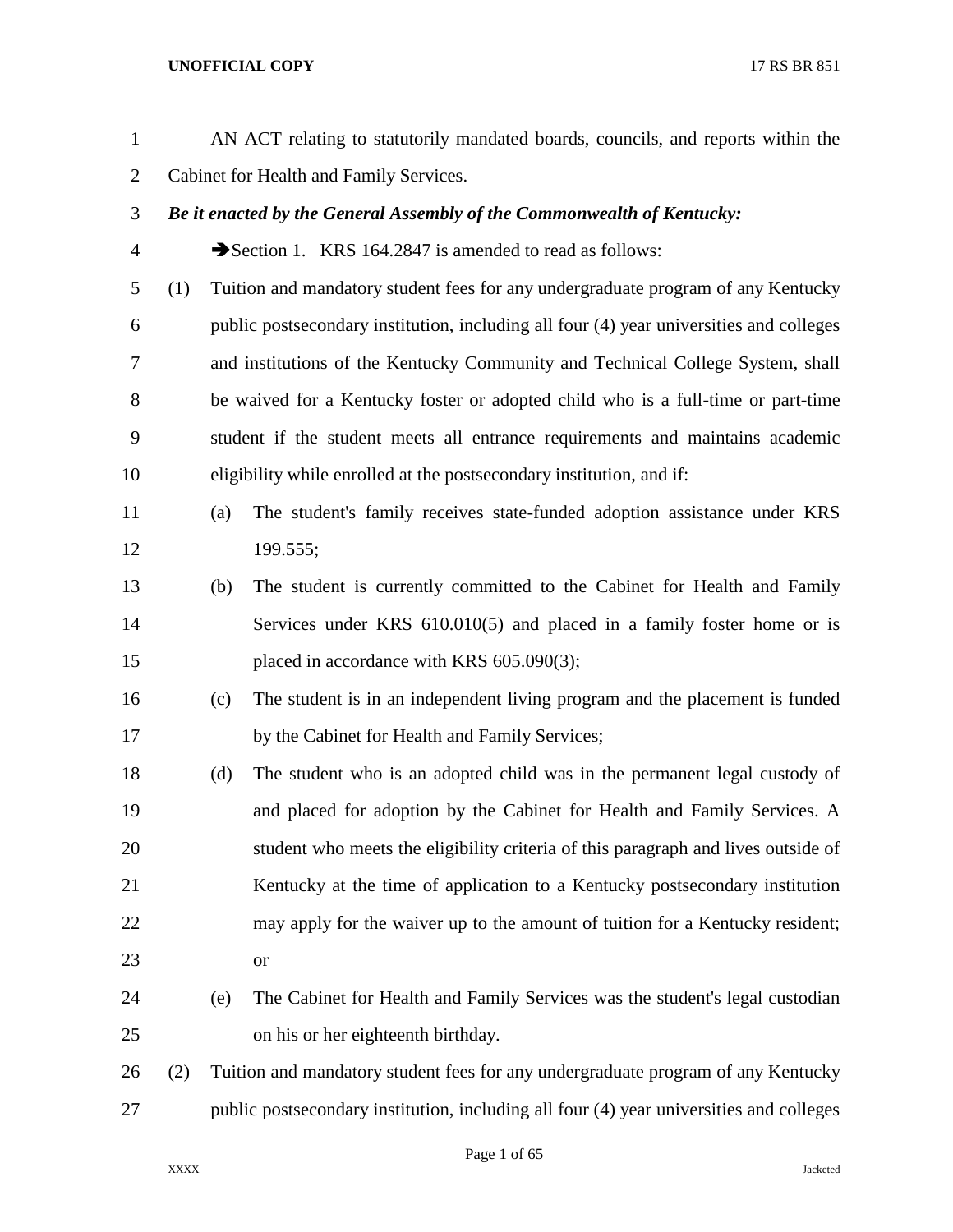AN ACT relating to statutorily mandated boards, councils, and reports within the Cabinet for Health and Family Services.

***Be it enacted by the General Assembly of the Commonwealth of Kentucky:***

➔Section 1. KRS 164.2847 is amended to read as follows:

(1) Tuition and mandatory student fees for any undergraduate program of any Kentucky public postsecondary institution, including all four (4) year universities and colleges and institutions of the Kentucky Community and Technical College System, shall be waived for a Kentucky foster or adopted child who is a full-time or part-time student if the student meets all entrance requirements and maintains academic eligibility while enrolled at the postsecondary institution, and if:

   (a) The student's family receives state-funded adoption assistance under KRS 199.555;

   (b) The student is currently committed to the Cabinet for Health and Family Services under KRS 610.010(5) and placed in a family foster home or is placed in accordance with KRS 605.090(3);

   (c) The student is in an independent living program and the placement is funded by the Cabinet for Health and Family Services;

   (d) The student who is an adopted child was in the permanent legal custody of and placed for adoption by the Cabinet for Health and Family Services. A student who meets the eligibility criteria of this paragraph and lives outside of Kentucky at the time of application to a Kentucky postsecondary institution may apply for the waiver up to the amount of tuition for a Kentucky resident; or

   (e) The Cabinet for Health and Family Services was the student's legal custodian on his or her eighteenth birthday.

(2) Tuition and mandatory student fees for any undergraduate program of any Kentucky public postsecondary institution, including all four (4) year universities and colleges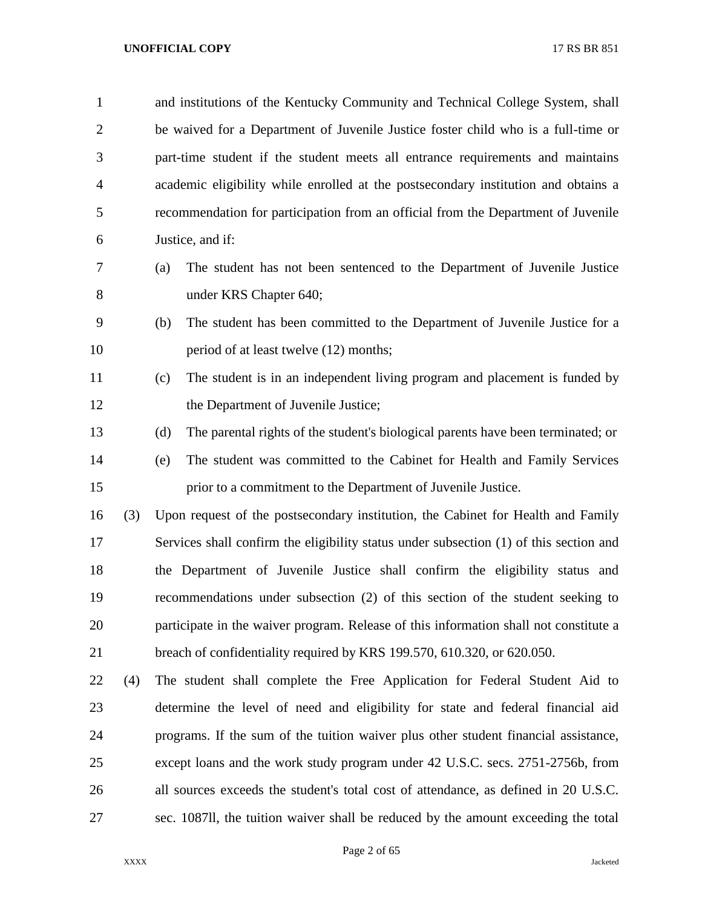and institutions of the Kentucky Community and Technical College System, shall be waived for a Department of Juvenile Justice foster child who is a full-time or part-time student if the student meets all entrance requirements and maintains academic eligibility while enrolled at the postsecondary institution and obtains a recommendation for participation from an official from the Department of Juvenile Justice, and if:

(a) The student has not been sentenced to the Department of Juvenile Justice under KRS Chapter 640;

(b) The student has been committed to the Department of Juvenile Justice for a period of at least twelve (12) months;

(c) The student is in an independent living program and placement is funded by the Department of Juvenile Justice;

(d) The parental rights of the student's biological parents have been terminated; or

(e) The student was committed to the Cabinet for Health and Family Services prior to a commitment to the Department of Juvenile Justice.

(3) Upon request of the postsecondary institution, the Cabinet for Health and Family Services shall confirm the eligibility status under subsection (1) of this section and the Department of Juvenile Justice shall confirm the eligibility status and recommendations under subsection (2) of this section of the student seeking to participate in the waiver program. Release of this information shall not constitute a breach of confidentiality required by KRS 199.570, 610.320, or 620.050.

(4) The student shall complete the Free Application for Federal Student Aid to determine the level of need and eligibility for state and federal financial aid programs. If the sum of the tuition waiver plus other student financial assistance, except loans and the work study program under 42 U.S.C. secs. 2751-2756b, from all sources exceeds the student's total cost of attendance, as defined in 20 U.S.C. sec. 1087ll, the tuition waiver shall be reduced by the amount exceeding the total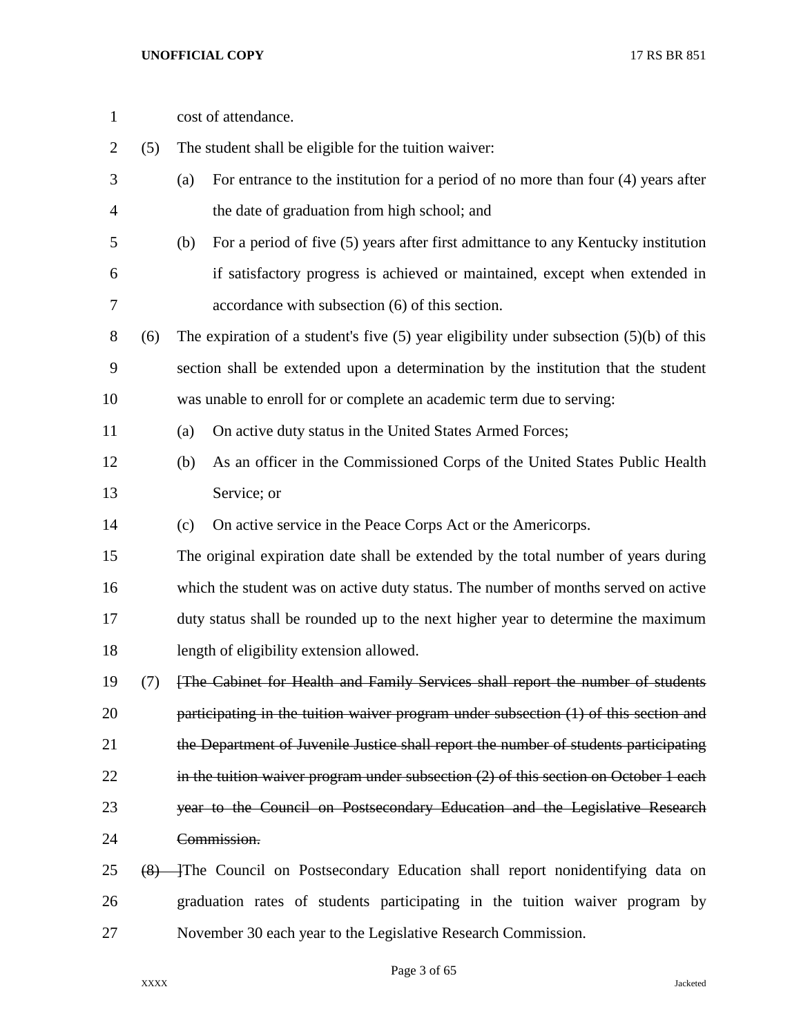cost of attendance.

(5) The student shall be eligible for the tuition waiver:

(a) For entrance to the institution for a period of no more than four (4) years after the date of graduation from high school; and

(b) For a period of five (5) years after first admittance to any Kentucky institution if satisfactory progress is achieved or maintained, except when extended in accordance with subsection (6) of this section.

(6) The expiration of a student's five (5) year eligibility under subsection (5)(b) of this section shall be extended upon a determination by the institution that the student was unable to enroll for or complete an academic term due to serving:

(a) On active duty status in the United States Armed Forces;

(b) As an officer in the Commissioned Corps of the United States Public Health Service; or

(c) On active service in the Peace Corps Act or the Americorps.

The original expiration date shall be extended by the total number of years during which the student was on active duty status. The number of months served on active duty status shall be rounded up to the next higher year to determine the maximum length of eligibility extension allowed.

(7) ~~[The Cabinet for Health and Family Services shall report the number of students participating in the tuition waiver program under subsection (1) of this section and the Department of Juvenile Justice shall report the number of students participating in the tuition waiver program under subsection (2) of this section on October 1 each year to the Council on Postsecondary Education and the Legislative Research Commission.~~

~~(8)~~ ]The Council on Postsecondary Education shall report nonidentifying data on graduation rates of students participating in the tuition waiver program by November 30 each year to the Legislative Research Commission.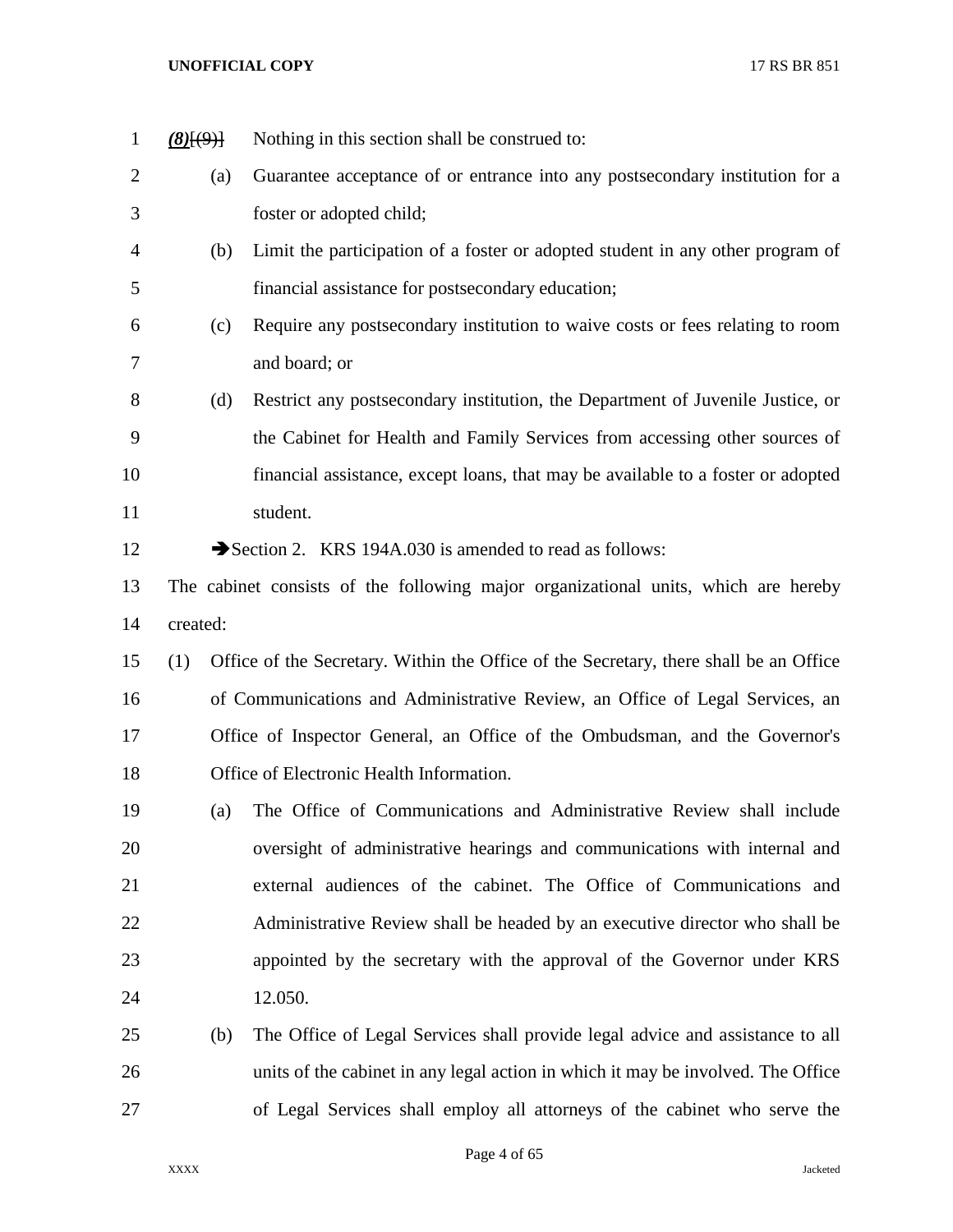*(8)*[(9)] Nothing in this section shall be construed to:

(a) Guarantee acceptance of or entrance into any postsecondary institution for a foster or adopted child;

(b) Limit the participation of a foster or adopted student in any other program of financial assistance for postsecondary education;

(c) Require any postsecondary institution to waive costs or fees relating to room and board; or

(d) Restrict any postsecondary institution, the Department of Juvenile Justice, or the Cabinet for Health and Family Services from accessing other sources of financial assistance, except loans, that may be available to a foster or adopted student.

➔Section 2. KRS 194A.030 is amended to read as follows:

The cabinet consists of the following major organizational units, which are hereby created:

(1) Office of the Secretary. Within the Office of the Secretary, there shall be an Office of Communications and Administrative Review, an Office of Legal Services, an Office of Inspector General, an Office of the Ombudsman, and the Governor's Office of Electronic Health Information.

(a) The Office of Communications and Administrative Review shall include oversight of administrative hearings and communications with internal and external audiences of the cabinet. The Office of Communications and Administrative Review shall be headed by an executive director who shall be appointed by the secretary with the approval of the Governor under KRS 12.050.

(b) The Office of Legal Services shall provide legal advice and assistance to all units of the cabinet in any legal action in which it may be involved. The Office of Legal Services shall employ all attorneys of the cabinet who serve the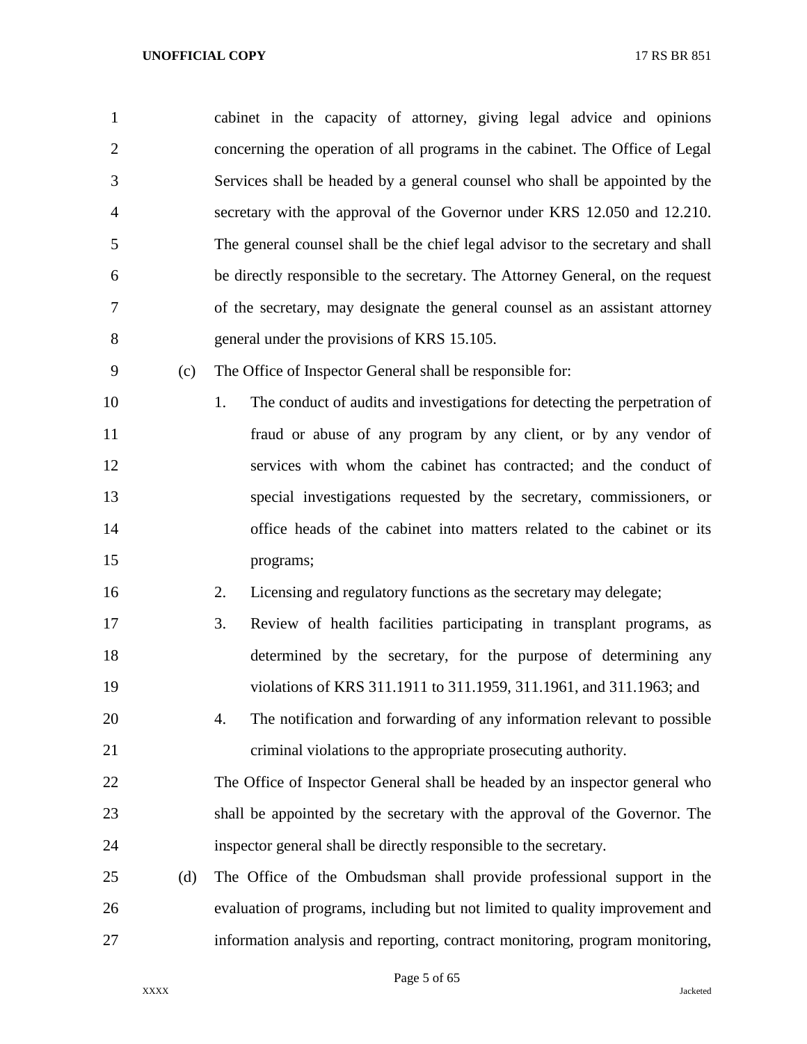cabinet in the capacity of attorney, giving legal advice and opinions concerning the operation of all programs in the cabinet. The Office of Legal Services shall be headed by a general counsel who shall be appointed by the secretary with the approval of the Governor under KRS 12.050 and 12.210. The general counsel shall be the chief legal advisor to the secretary and shall be directly responsible to the secretary. The Attorney General, on the request of the secretary, may designate the general counsel as an assistant attorney general under the provisions of KRS 15.105.

(c) The Office of Inspector General shall be responsible for:

1. The conduct of audits and investigations for detecting the perpetration of fraud or abuse of any program by any client, or by any vendor of services with whom the cabinet has contracted; and the conduct of special investigations requested by the secretary, commissioners, or office heads of the cabinet into matters related to the cabinet or its programs;
2. Licensing and regulatory functions as the secretary may delegate;
3. Review of health facilities participating in transplant programs, as determined by the secretary, for the purpose of determining any violations of KRS 311.1911 to 311.1959, 311.1961, and 311.1963; and
4. The notification and forwarding of any information relevant to possible criminal violations to the appropriate prosecuting authority.

The Office of Inspector General shall be headed by an inspector general who shall be appointed by the secretary with the approval of the Governor. The inspector general shall be directly responsible to the secretary.

(d) The Office of the Ombudsman shall provide professional support in the evaluation of programs, including but not limited to quality improvement and information analysis and reporting, contract monitoring, program monitoring,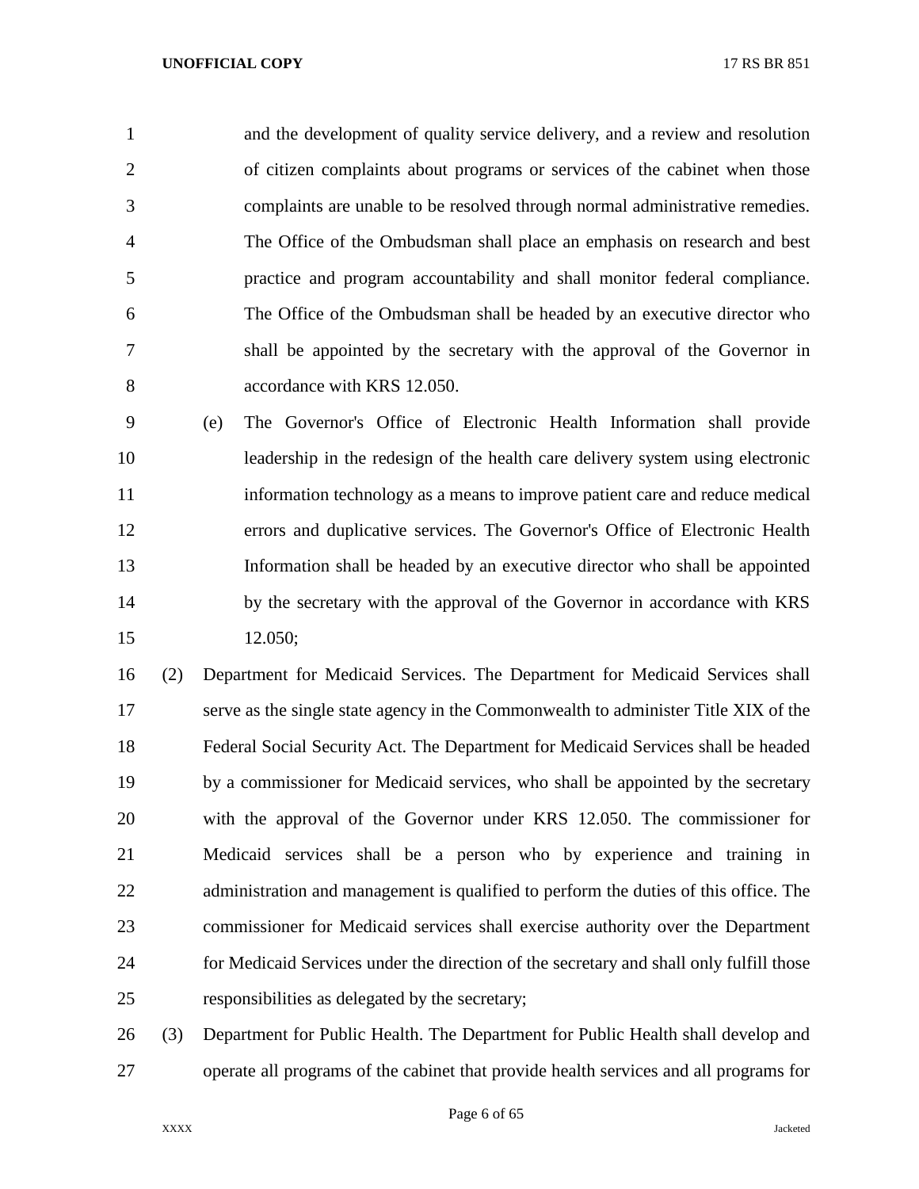and the development of quality service delivery, and a review and resolution of citizen complaints about programs or services of the cabinet when those complaints are unable to be resolved through normal administrative remedies. The Office of the Ombudsman shall place an emphasis on research and best practice and program accountability and shall monitor federal compliance. The Office of the Ombudsman shall be headed by an executive director who shall be appointed by the secretary with the approval of the Governor in accordance with KRS 12.050.

(e) The Governor's Office of Electronic Health Information shall provide leadership in the redesign of the health care delivery system using electronic information technology as a means to improve patient care and reduce medical errors and duplicative services. The Governor's Office of Electronic Health Information shall be headed by an executive director who shall be appointed by the secretary with the approval of the Governor in accordance with KRS 12.050;

(2) Department for Medicaid Services. The Department for Medicaid Services shall serve as the single state agency in the Commonwealth to administer Title XIX of the Federal Social Security Act. The Department for Medicaid Services shall be headed by a commissioner for Medicaid services, who shall be appointed by the secretary with the approval of the Governor under KRS 12.050. The commissioner for Medicaid services shall be a person who by experience and training in administration and management is qualified to perform the duties of this office. The commissioner for Medicaid services shall exercise authority over the Department for Medicaid Services under the direction of the secretary and shall only fulfill those responsibilities as delegated by the secretary;

(3) Department for Public Health. The Department for Public Health shall develop and operate all programs of the cabinet that provide health services and all programs for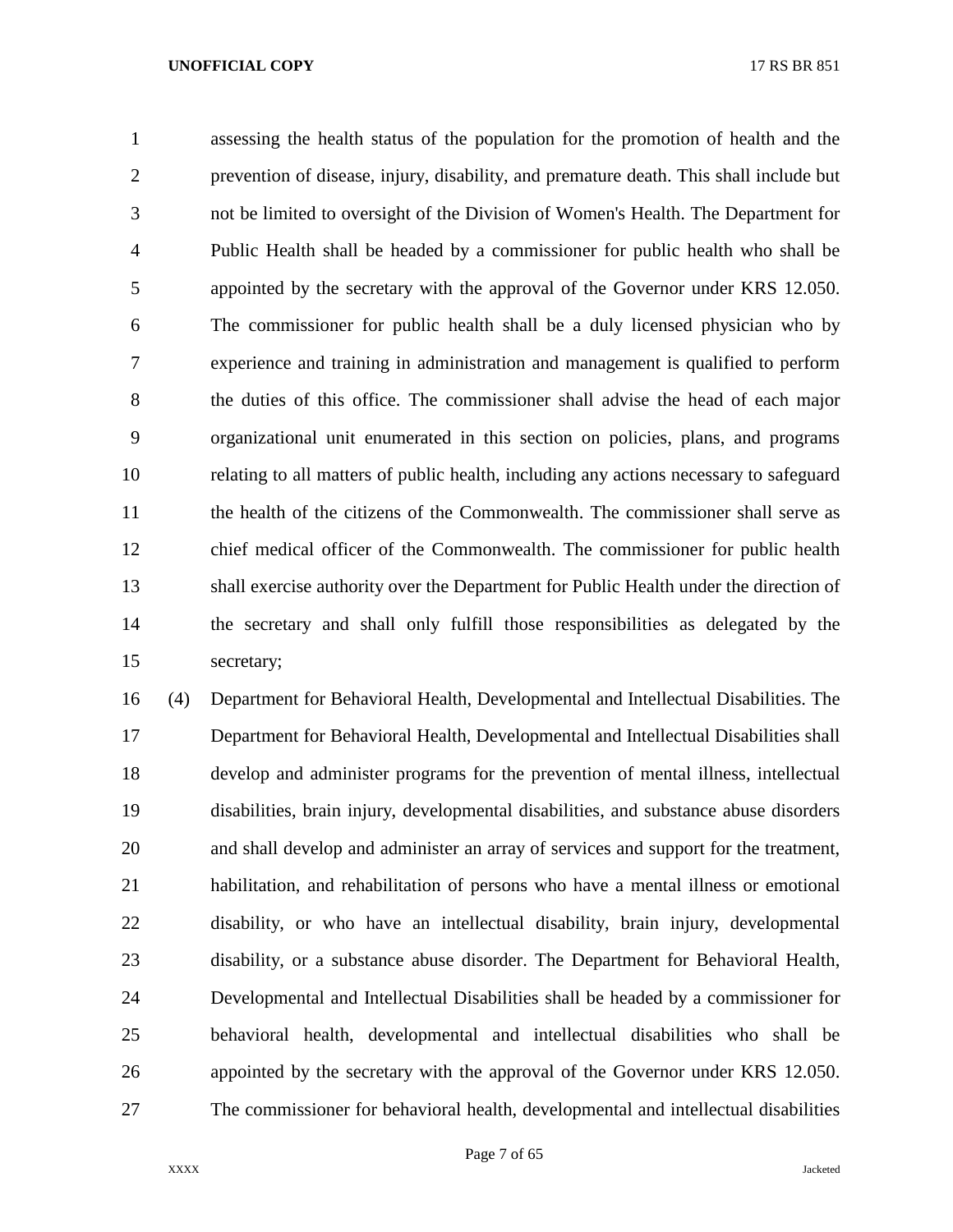assessing the health status of the population for the promotion of health and the prevention of disease, injury, disability, and premature death. This shall include but not be limited to oversight of the Division of Women's Health. The Department for Public Health shall be headed by a commissioner for public health who shall be appointed by the secretary with the approval of the Governor under KRS 12.050. The commissioner for public health shall be a duly licensed physician who by experience and training in administration and management is qualified to perform the duties of this office. The commissioner shall advise the head of each major organizational unit enumerated in this section on policies, plans, and programs relating to all matters of public health, including any actions necessary to safeguard the health of the citizens of the Commonwealth. The commissioner shall serve as chief medical officer of the Commonwealth. The commissioner for public health shall exercise authority over the Department for Public Health under the direction of the secretary and shall only fulfill those responsibilities as delegated by the secretary;

(4) Department for Behavioral Health, Developmental and Intellectual Disabilities. The Department for Behavioral Health, Developmental and Intellectual Disabilities shall develop and administer programs for the prevention of mental illness, intellectual disabilities, brain injury, developmental disabilities, and substance abuse disorders and shall develop and administer an array of services and support for the treatment, habilitation, and rehabilitation of persons who have a mental illness or emotional disability, or who have an intellectual disability, brain injury, developmental disability, or a substance abuse disorder. The Department for Behavioral Health, Developmental and Intellectual Disabilities shall be headed by a commissioner for behavioral health, developmental and intellectual disabilities who shall be appointed by the secretary with the approval of the Governor under KRS 12.050. The commissioner for behavioral health, developmental and intellectual disabilities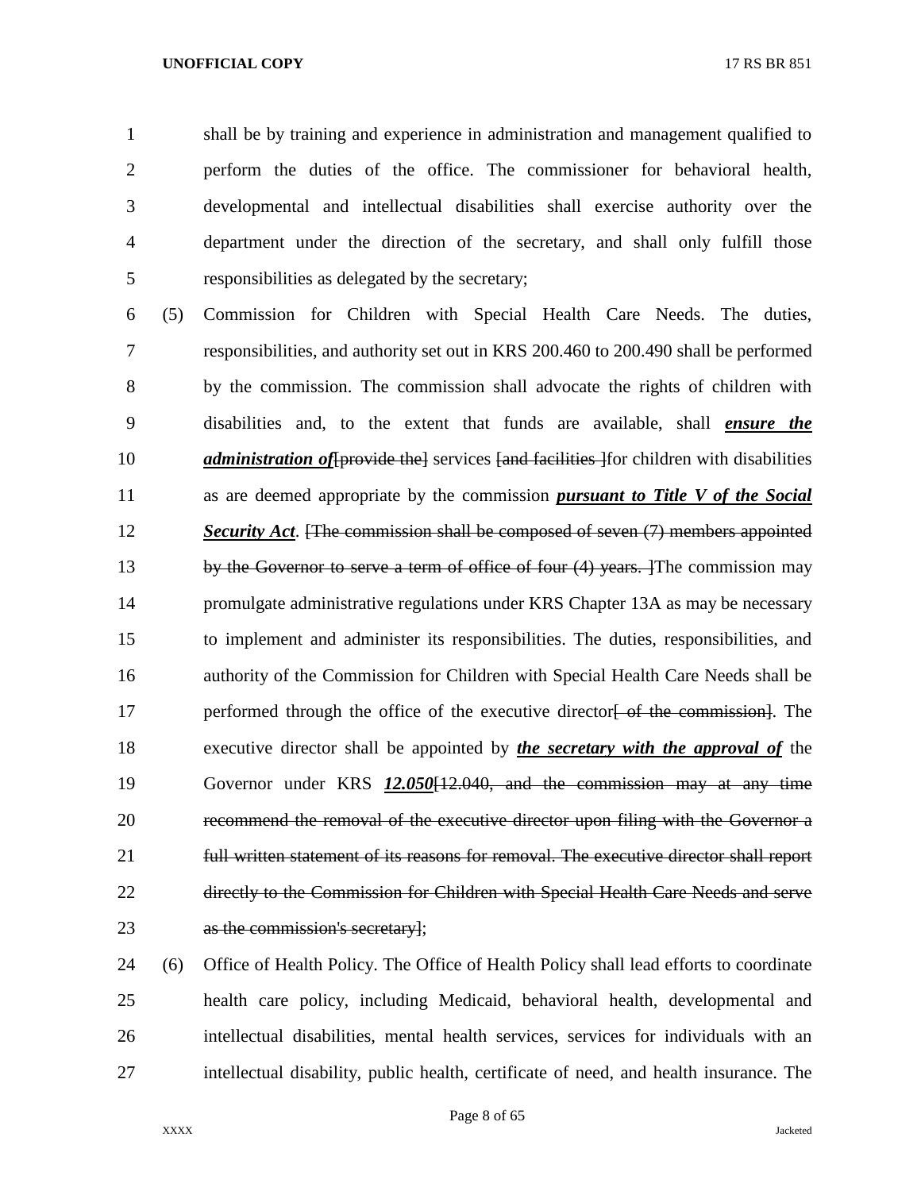shall be by training and experience in administration and management qualified to perform the duties of the office. The commissioner for behavioral health, developmental and intellectual disabilities shall exercise authority over the department under the direction of the secretary, and shall only fulfill those responsibilities as delegated by the secretary;

(5) Commission for Children with Special Health Care Needs. The duties, responsibilities, and authority set out in KRS 200.460 to 200.490 shall be performed by the commission. The commission shall advocate the rights of children with disabilities and, to the extent that funds are available, shall ***ensure the administration of***~~[provide the]~~ services ~~[and facilities ]~~for children with disabilities as are deemed appropriate by the commission ***pursuant to Title V of the Social Security Act***. ~~[The commission shall be composed of seven (7) members appointed by the Governor to serve a term of office of four (4) years. ]~~The commission may promulgate administrative regulations under KRS Chapter 13A as may be necessary to implement and administer its responsibilities. The duties, responsibilities, and authority of the Commission for Children with Special Health Care Needs shall be performed through the office of the executive director~~[ of the commission]~~. The executive director shall be appointed by ***the secretary with the approval of*** the Governor under KRS ***12.050***~~[12.040, and the commission may at any time recommend the removal of the executive director upon filing with the Governor a full written statement of its reasons for removal. The executive director shall report directly to the Commission for Children with Special Health Care Needs and serve as the commission's secretary]~~;

(6) Office of Health Policy. The Office of Health Policy shall lead efforts to coordinate health care policy, including Medicaid, behavioral health, developmental and intellectual disabilities, mental health services, services for individuals with an intellectual disability, public health, certificate of need, and health insurance. The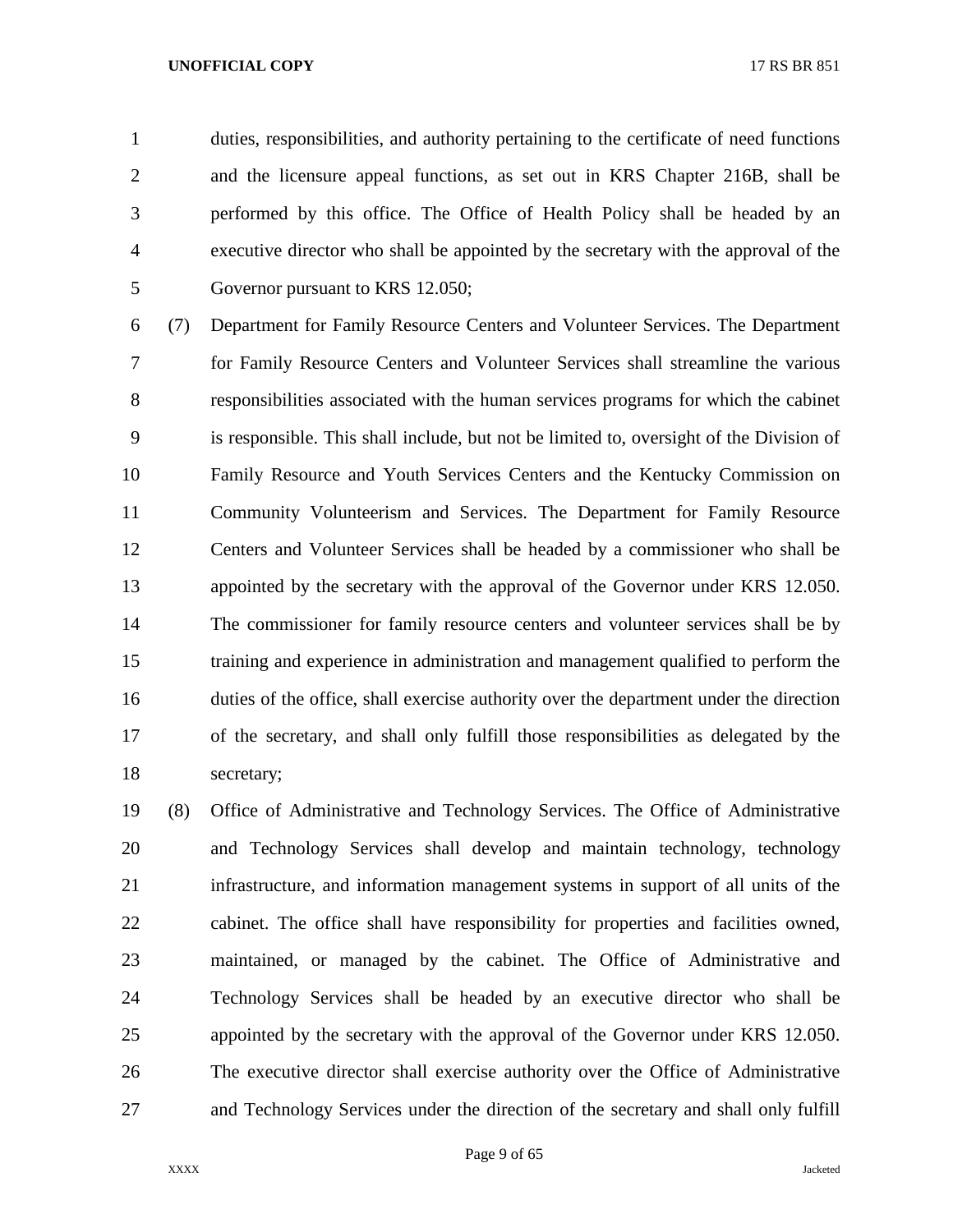duties, responsibilities, and authority pertaining to the certificate of need functions and the licensure appeal functions, as set out in KRS Chapter 216B, shall be performed by this office. The Office of Health Policy shall be headed by an executive director who shall be appointed by the secretary with the approval of the Governor pursuant to KRS 12.050;

(7) Department for Family Resource Centers and Volunteer Services. The Department for Family Resource Centers and Volunteer Services shall streamline the various responsibilities associated with the human services programs for which the cabinet is responsible. This shall include, but not be limited to, oversight of the Division of Family Resource and Youth Services Centers and the Kentucky Commission on Community Volunteerism and Services. The Department for Family Resource Centers and Volunteer Services shall be headed by a commissioner who shall be appointed by the secretary with the approval of the Governor under KRS 12.050. The commissioner for family resource centers and volunteer services shall be by training and experience in administration and management qualified to perform the duties of the office, shall exercise authority over the department under the direction of the secretary, and shall only fulfill those responsibilities as delegated by the secretary;

(8) Office of Administrative and Technology Services. The Office of Administrative and Technology Services shall develop and maintain technology, technology infrastructure, and information management systems in support of all units of the cabinet. The office shall have responsibility for properties and facilities owned, maintained, or managed by the cabinet. The Office of Administrative and Technology Services shall be headed by an executive director who shall be appointed by the secretary with the approval of the Governor under KRS 12.050. The executive director shall exercise authority over the Office of Administrative and Technology Services under the direction of the secretary and shall only fulfill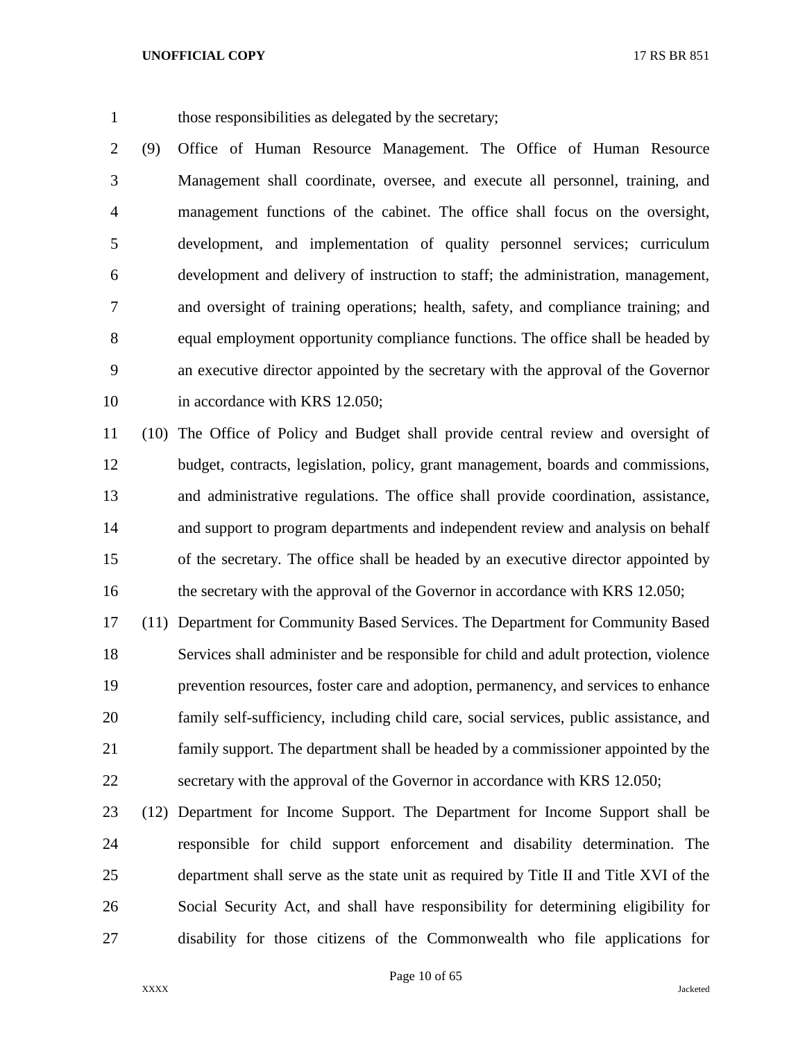those responsibilities as delegated by the secretary;

(9) Office of Human Resource Management. The Office of Human Resource Management shall coordinate, oversee, and execute all personnel, training, and management functions of the cabinet. The office shall focus on the oversight, development, and implementation of quality personnel services; curriculum development and delivery of instruction to staff; the administration, management, and oversight of training operations; health, safety, and compliance training; and equal employment opportunity compliance functions. The office shall be headed by an executive director appointed by the secretary with the approval of the Governor in accordance with KRS 12.050;

(10) The Office of Policy and Budget shall provide central review and oversight of budget, contracts, legislation, policy, grant management, boards and commissions, and administrative regulations. The office shall provide coordination, assistance, and support to program departments and independent review and analysis on behalf of the secretary. The office shall be headed by an executive director appointed by the secretary with the approval of the Governor in accordance with KRS 12.050;

(11) Department for Community Based Services. The Department for Community Based Services shall administer and be responsible for child and adult protection, violence prevention resources, foster care and adoption, permanency, and services to enhance family self-sufficiency, including child care, social services, public assistance, and family support. The department shall be headed by a commissioner appointed by the secretary with the approval of the Governor in accordance with KRS 12.050;

(12) Department for Income Support. The Department for Income Support shall be responsible for child support enforcement and disability determination. The department shall serve as the state unit as required by Title II and Title XVI of the Social Security Act, and shall have responsibility for determining eligibility for disability for those citizens of the Commonwealth who file applications for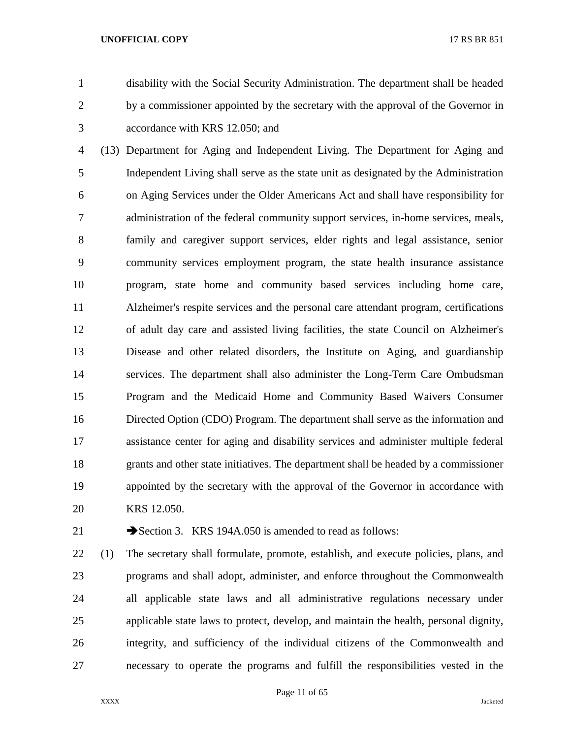disability with the Social Security Administration. The department shall be headed by a commissioner appointed by the secretary with the approval of the Governor in accordance with KRS 12.050; and

(13) Department for Aging and Independent Living. The Department for Aging and Independent Living shall serve as the state unit as designated by the Administration on Aging Services under the Older Americans Act and shall have responsibility for administration of the federal community support services, in-home services, meals, family and caregiver support services, elder rights and legal assistance, senior community services employment program, the state health insurance assistance program, state home and community based services including home care, Alzheimer's respite services and the personal care attendant program, certifications of adult day care and assisted living facilities, the state Council on Alzheimer's Disease and other related disorders, the Institute on Aging, and guardianship services. The department shall also administer the Long-Term Care Ombudsman Program and the Medicaid Home and Community Based Waivers Consumer Directed Option (CDO) Program. The department shall serve as the information and assistance center for aging and disability services and administer multiple federal grants and other state initiatives. The department shall be headed by a commissioner appointed by the secretary with the approval of the Governor in accordance with KRS 12.050.

➔Section 3. KRS 194A.050 is amended to read as follows:

(1) The secretary shall formulate, promote, establish, and execute policies, plans, and programs and shall adopt, administer, and enforce throughout the Commonwealth all applicable state laws and all administrative regulations necessary under applicable state laws to protect, develop, and maintain the health, personal dignity, integrity, and sufficiency of the individual citizens of the Commonwealth and necessary to operate the programs and fulfill the responsibilities vested in the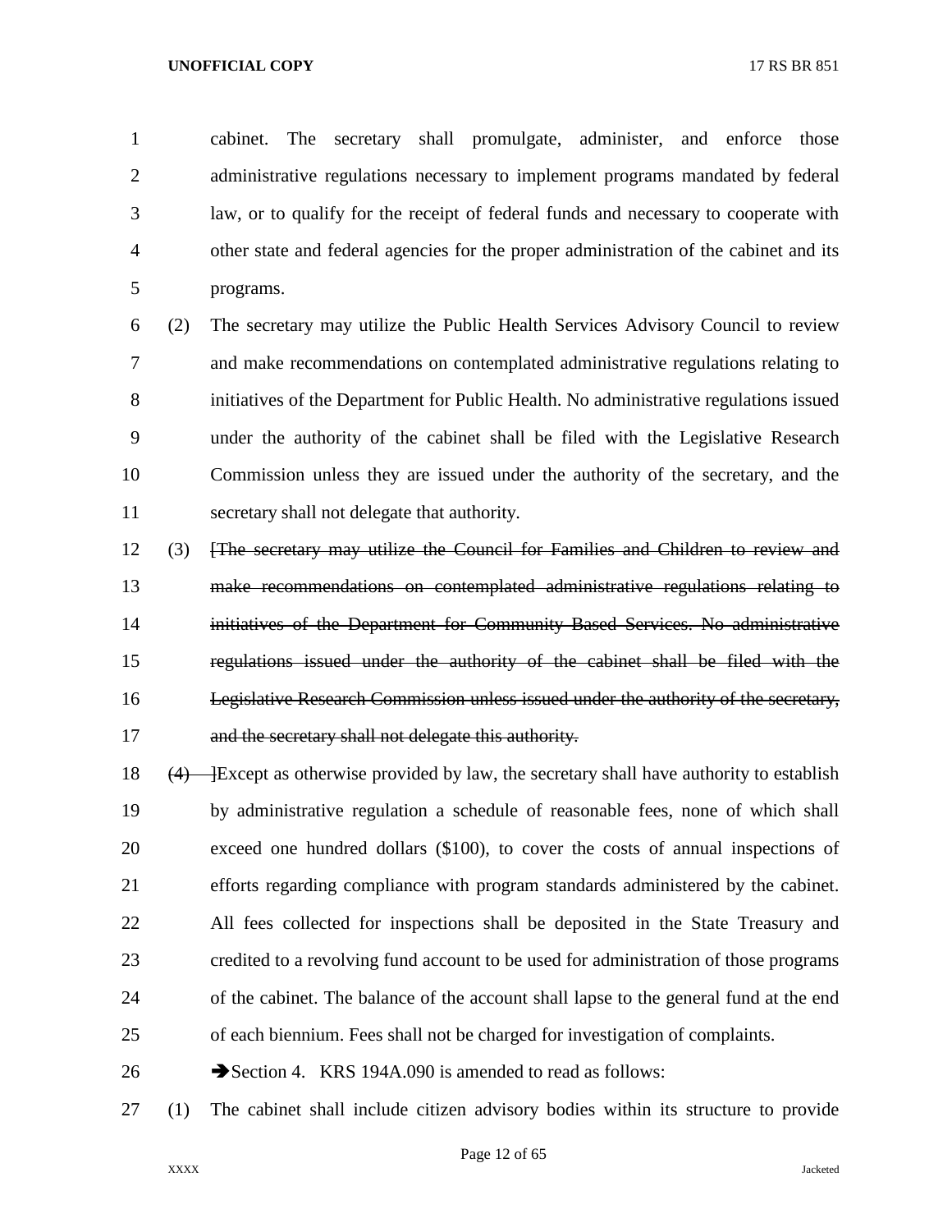cabinet. The secretary shall promulgate, administer, and enforce those administrative regulations necessary to implement programs mandated by federal law, or to qualify for the receipt of federal funds and necessary to cooperate with other state and federal agencies for the proper administration of the cabinet and its programs.

(2) The secretary may utilize the Public Health Services Advisory Council to review and make recommendations on contemplated administrative regulations relating to initiatives of the Department for Public Health. No administrative regulations issued under the authority of the cabinet shall be filed with the Legislative Research Commission unless they are issued under the authority of the secretary, and the secretary shall not delegate that authority.

(3) ~~[The secretary may utilize the Council for Families and Children to review and make recommendations on contemplated administrative regulations relating to initiatives of the Department for Community Based Services. No administrative regulations issued under the authority of the cabinet shall be filed with the Legislative Research Commission unless issued under the authority of the secretary, and the secretary shall not delegate this authority.~~

~~(4)~~ ]Except as otherwise provided by law, the secretary shall have authority to establish by administrative regulation a schedule of reasonable fees, none of which shall exceed one hundred dollars ($100), to cover the costs of annual inspections of efforts regarding compliance with program standards administered by the cabinet. All fees collected for inspections shall be deposited in the State Treasury and credited to a revolving fund account to be used for administration of those programs of the cabinet. The balance of the account shall lapse to the general fund at the end of each biennium. Fees shall not be charged for investigation of complaints.

➔Section 4. KRS 194A.090 is amended to read as follows:

(1) The cabinet shall include citizen advisory bodies within its structure to provide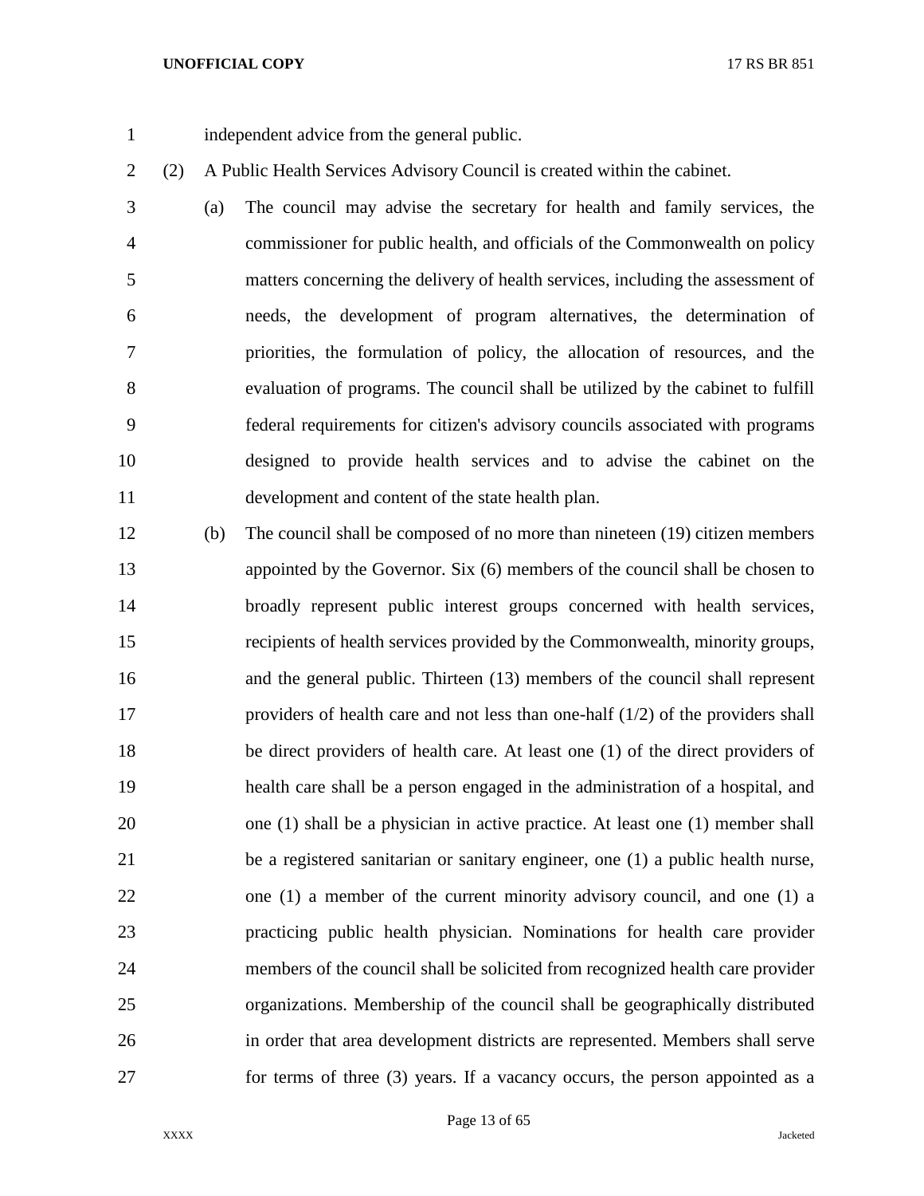independent advice from the general public.

(2) A Public Health Services Advisory Council is created within the cabinet.

(a) The council may advise the secretary for health and family services, the commissioner for public health, and officials of the Commonwealth on policy matters concerning the delivery of health services, including the assessment of needs, the development of program alternatives, the determination of priorities, the formulation of policy, the allocation of resources, and the evaluation of programs. The council shall be utilized by the cabinet to fulfill federal requirements for citizen's advisory councils associated with programs designed to provide health services and to advise the cabinet on the development and content of the state health plan.

(b) The council shall be composed of no more than nineteen (19) citizen members appointed by the Governor. Six (6) members of the council shall be chosen to broadly represent public interest groups concerned with health services, recipients of health services provided by the Commonwealth, minority groups, and the general public. Thirteen (13) members of the council shall represent providers of health care and not less than one-half (1/2) of the providers shall be direct providers of health care. At least one (1) of the direct providers of health care shall be a person engaged in the administration of a hospital, and one (1) shall be a physician in active practice. At least one (1) member shall be a registered sanitarian or sanitary engineer, one (1) a public health nurse, one (1) a member of the current minority advisory council, and one (1) a practicing public health physician. Nominations for health care provider members of the council shall be solicited from recognized health care provider organizations. Membership of the council shall be geographically distributed in order that area development districts are represented. Members shall serve for terms of three (3) years. If a vacancy occurs, the person appointed as a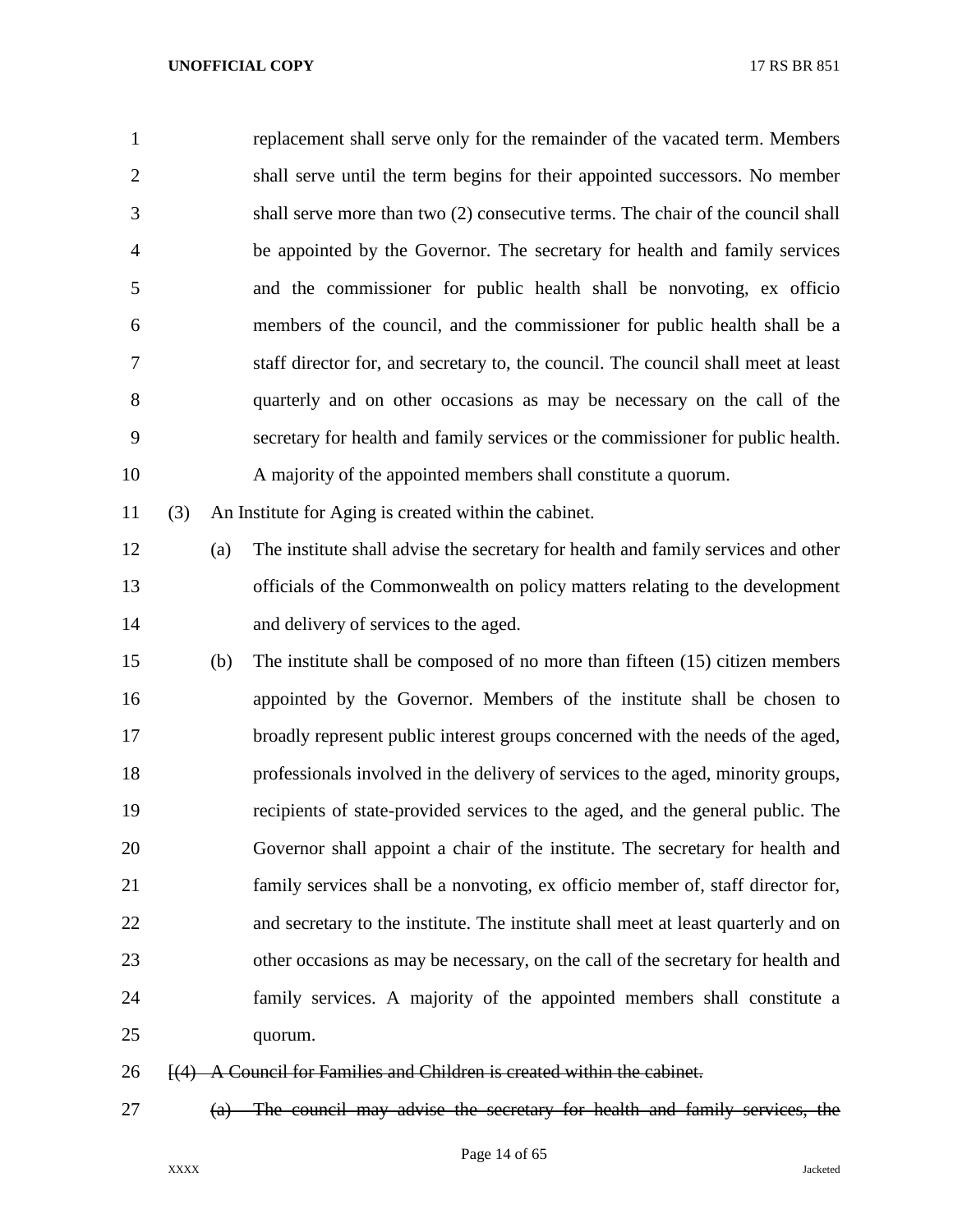replacement shall serve only for the remainder of the vacated term. Members shall serve until the term begins for their appointed successors. No member shall serve more than two (2) consecutive terms. The chair of the council shall be appointed by the Governor. The secretary for health and family services and the commissioner for public health shall be nonvoting, ex officio members of the council, and the commissioner for public health shall be a staff director for, and secretary to, the council. The council shall meet at least quarterly and on other occasions as may be necessary on the call of the secretary for health and family services or the commissioner for public health. A majority of the appointed members shall constitute a quorum.

(3) An Institute for Aging is created within the cabinet.

(a) The institute shall advise the secretary for health and family services and other officials of the Commonwealth on policy matters relating to the development and delivery of services to the aged.

(b) The institute shall be composed of no more than fifteen (15) citizen members appointed by the Governor. Members of the institute shall be chosen to broadly represent public interest groups concerned with the needs of the aged, professionals involved in the delivery of services to the aged, minority groups, recipients of state-provided services to the aged, and the general public. The Governor shall appoint a chair of the institute. The secretary for health and family services shall be a nonvoting, ex officio member of, staff director for, and secretary to the institute. The institute shall meet at least quarterly and on other occasions as may be necessary, on the call of the secretary for health and family services. A majority of the appointed members shall constitute a quorum.

[~~(4) A Council for Families and Children is created within the cabinet.~~

~~(a) The council may advise the secretary for health and family services, the~~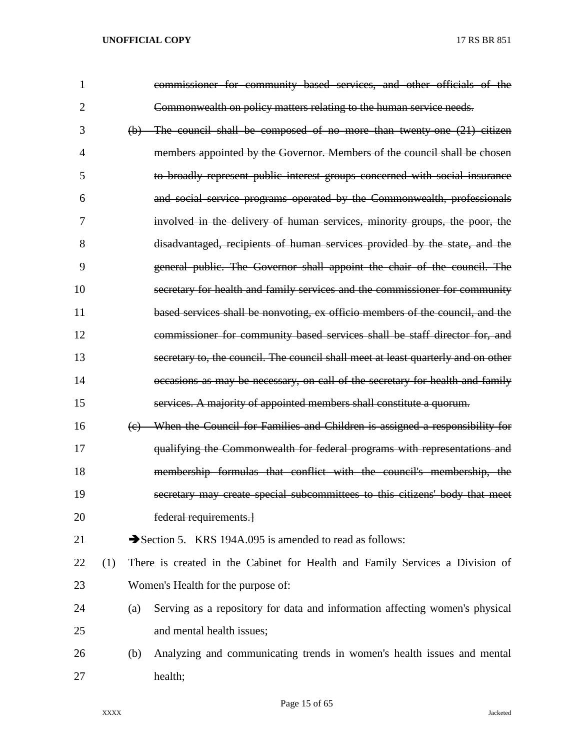~~commissioner for community based services, and other officials of the Commonwealth on policy matters relating to the human service needs.~~

~~(b) The council shall be composed of no more than twenty-one (21) citizen members appointed by the Governor. Members of the council shall be chosen to broadly represent public interest groups concerned with social insurance and social service programs operated by the Commonwealth, professionals involved in the delivery of human services, minority groups, the poor, the disadvantaged, recipients of human services provided by the state, and the general public. The Governor shall appoint the chair of the council. The secretary for health and family services and the commissioner for community based services shall be nonvoting, ex officio members of the council, and the commissioner for community based services shall be staff director for, and secretary to, the council. The council shall meet at least quarterly and on other occasions as may be necessary, on call of the secretary for health and family services. A majority of appointed members shall constitute a quorum.~~

~~(c) When the Council for Families and Children is assigned a responsibility for qualifying the Commonwealth for federal programs with representations and membership formulas that conflict with the council's membership, the secretary may create special subcommittees to this citizens' body that meet federal requirements.]~~

➔Section 5. KRS 194A.095 is amended to read as follows:

(1) There is created in the Cabinet for Health and Family Services a Division of Women's Health for the purpose of:

(a) Serving as a repository for data and information affecting women's physical and mental health issues;

(b) Analyzing and communicating trends in women's health issues and mental health;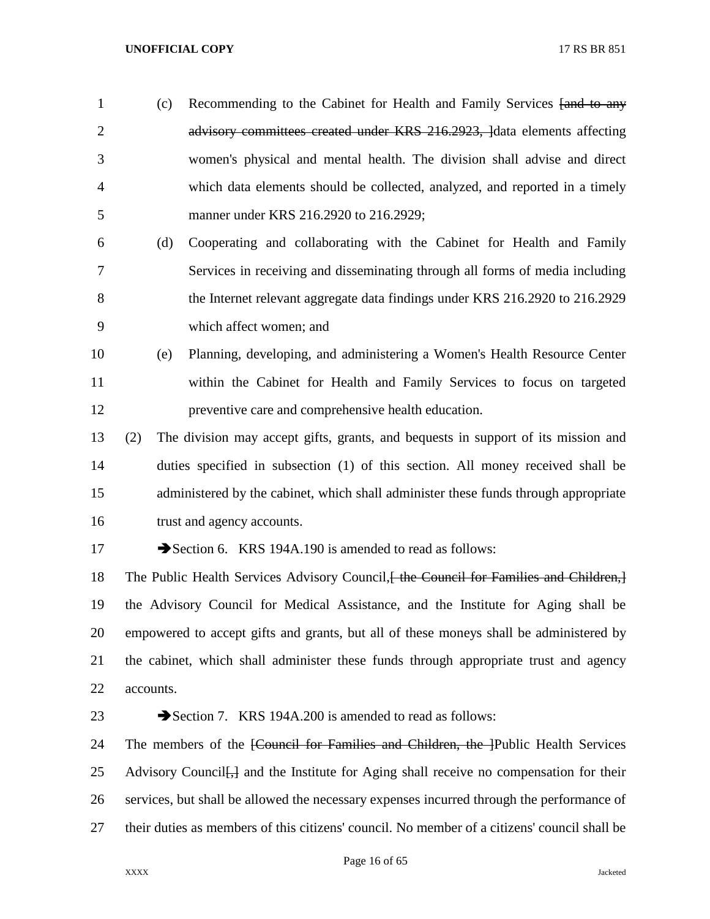(c) Recommending to the Cabinet for Health and Family Services ~~[and to any advisory committees created under KRS 216.2923, ]~~data elements affecting women's physical and mental health. The division shall advise and direct which data elements should be collected, analyzed, and reported in a timely manner under KRS 216.2920 to 216.2929;

(d) Cooperating and collaborating with the Cabinet for Health and Family Services in receiving and disseminating through all forms of media including the Internet relevant aggregate data findings under KRS 216.2920 to 216.2929 which affect women; and

(e) Planning, developing, and administering a Women's Health Resource Center within the Cabinet for Health and Family Services to focus on targeted preventive care and comprehensive health education.

(2) The division may accept gifts, grants, and bequests in support of its mission and duties specified in subsection (1) of this section. All money received shall be administered by the cabinet, which shall administer these funds through appropriate trust and agency accounts.

➔Section 6. KRS 194A.190 is amended to read as follows:

The Public Health Services Advisory Council,~~[ the Council for Families and Children,]~~ the Advisory Council for Medical Assistance, and the Institute for Aging shall be empowered to accept gifts and grants, but all of these moneys shall be administered by the cabinet, which shall administer these funds through appropriate trust and agency accounts.

➔Section 7. KRS 194A.200 is amended to read as follows:

The members of the ~~[Council for Families and Children, the ]~~Public Health Services Advisory Council~~[,]~~ and the Institute for Aging shall receive no compensation for their services, but shall be allowed the necessary expenses incurred through the performance of their duties as members of this citizens' council. No member of a citizens' council shall be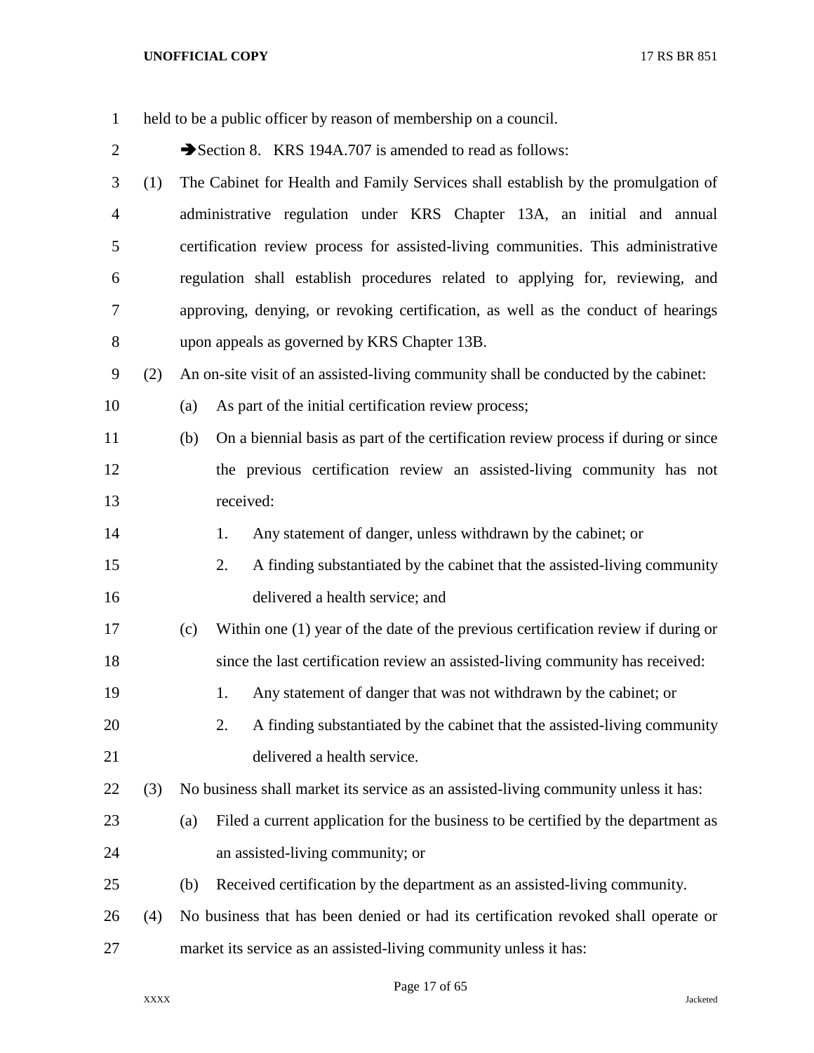held to be a public officer by reason of membership on a council.

➔Section 8. KRS 194A.707 is amended to read as follows:

(1) The Cabinet for Health and Family Services shall establish by the promulgation of administrative regulation under KRS Chapter 13A, an initial and annual certification review process for assisted-living communities. This administrative regulation shall establish procedures related to applying for, reviewing, and approving, denying, or revoking certification, as well as the conduct of hearings upon appeals as governed by KRS Chapter 13B.

(2) An on-site visit of an assisted-living community shall be conducted by the cabinet:

(a) As part of the initial certification review process;

(b) On a biennial basis as part of the certification review process if during or since the previous certification review an assisted-living community has not received:

1. Any statement of danger, unless withdrawn by the cabinet; or

2. A finding substantiated by the cabinet that the assisted-living community delivered a health service; and

(c) Within one (1) year of the date of the previous certification review if during or since the last certification review an assisted-living community has received:

1. Any statement of danger that was not withdrawn by the cabinet; or

2. A finding substantiated by the cabinet that the assisted-living community delivered a health service.

(3) No business shall market its service as an assisted-living community unless it has:

(a) Filed a current application for the business to be certified by the department as an assisted-living community; or

(b) Received certification by the department as an assisted-living community.

(4) No business that has been denied or had its certification revoked shall operate or market its service as an assisted-living community unless it has: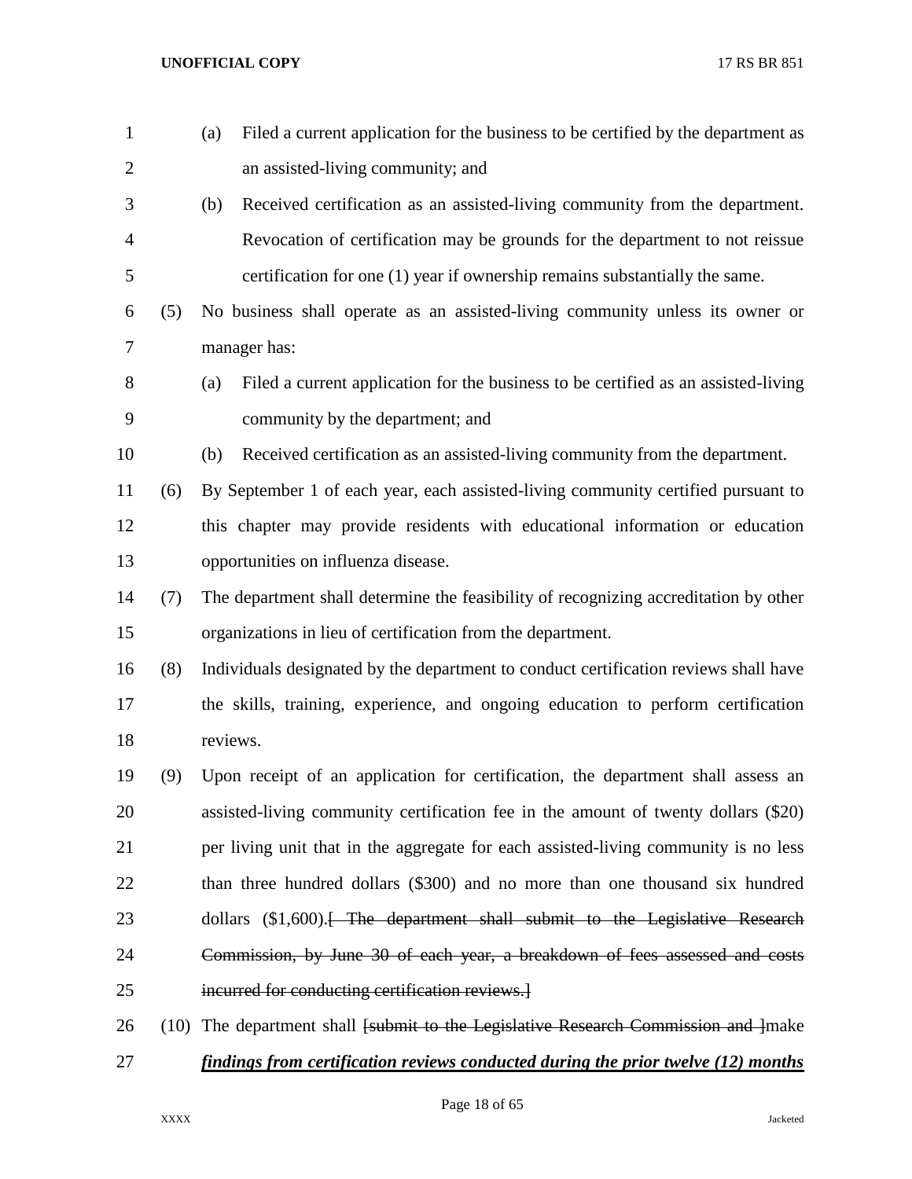(a) Filed a current application for the business to be certified by the department as an assisted-living community; and

(b) Received certification as an assisted-living community from the department. Revocation of certification may be grounds for the department to not reissue certification for one (1) year if ownership remains substantially the same.

(5) No business shall operate as an assisted-living community unless its owner or manager has:

(a) Filed a current application for the business to be certified as an assisted-living community by the department; and

(b) Received certification as an assisted-living community from the department.

(6) By September 1 of each year, each assisted-living community certified pursuant to this chapter may provide residents with educational information or education opportunities on influenza disease.

(7) The department shall determine the feasibility of recognizing accreditation by other organizations in lieu of certification from the department.

(8) Individuals designated by the department to conduct certification reviews shall have the skills, training, experience, and ongoing education to perform certification reviews.

(9) Upon receipt of an application for certification, the department shall assess an assisted-living community certification fee in the amount of twenty dollars ($20) per living unit that in the aggregate for each assisted-living community is no less than three hundred dollars ($300) and no more than one thousand six hundred dollars ($1,600).~~[ The department shall submit to the Legislative Research Commission, by June 30 of each year, a breakdown of fees assessed and costs incurred for conducting certification reviews.]~~

(10) The department shall ~~[submit to the Legislative Research Commission and ]~~make ***findings from certification reviews conducted during the prior twelve (12) months***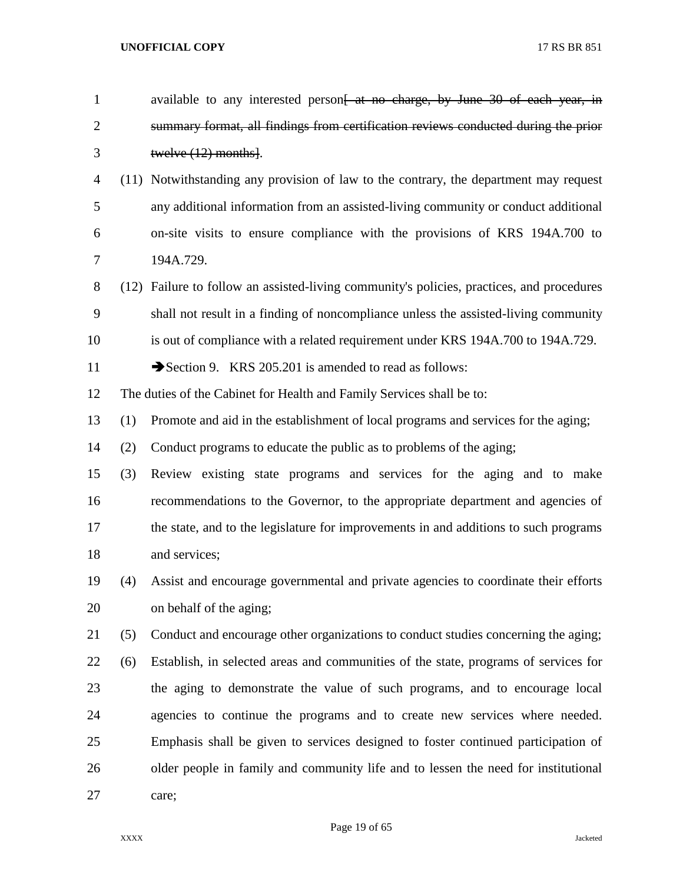available to any interested person~~[ at no charge, by June 30 of each year, in summary format, all findings from certification reviews conducted during the prior twelve (12) months]~~.

(11) Notwithstanding any provision of law to the contrary, the department may request any additional information from an assisted-living community or conduct additional on-site visits to ensure compliance with the provisions of KRS 194A.700 to 194A.729.

(12) Failure to follow an assisted-living community's policies, practices, and procedures shall not result in a finding of noncompliance unless the assisted-living community is out of compliance with a related requirement under KRS 194A.700 to 194A.729.

➔Section 9. KRS 205.201 is amended to read as follows:

The duties of the Cabinet for Health and Family Services shall be to:

(1) Promote and aid in the establishment of local programs and services for the aging;

(2) Conduct programs to educate the public as to problems of the aging;

(3) Review existing state programs and services for the aging and to make recommendations to the Governor, to the appropriate department and agencies of the state, and to the legislature for improvements in and additions to such programs and services;

(4) Assist and encourage governmental and private agencies to coordinate their efforts on behalf of the aging;

(5) Conduct and encourage other organizations to conduct studies concerning the aging;

(6) Establish, in selected areas and communities of the state, programs of services for the aging to demonstrate the value of such programs, and to encourage local agencies to continue the programs and to create new services where needed. Emphasis shall be given to services designed to foster continued participation of older people in family and community life and to lessen the need for institutional care;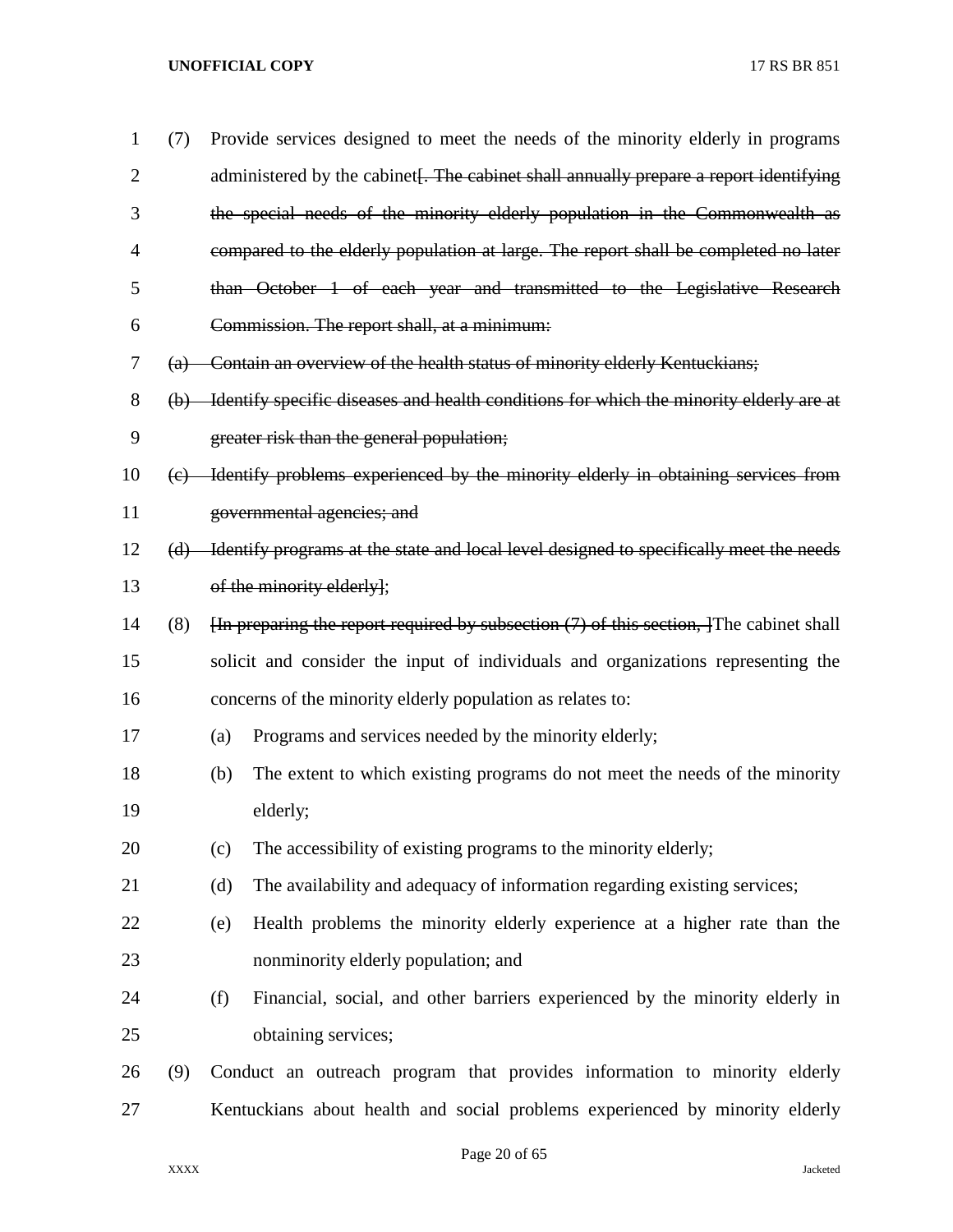(7) Provide services designed to meet the needs of the minority elderly in programs administered by the cabinet~~[. The cabinet shall annually prepare a report identifying the special needs of the minority elderly population in the Commonwealth as compared to the elderly population at large. The report shall be completed no later than October 1 of each year and transmitted to the Legislative Research Commission. The report shall, at a minimum:~~

~~(a) Contain an overview of the health status of minority elderly Kentuckians;~~

~~(b) Identify specific diseases and health conditions for which the minority elderly are at greater risk than the general population;~~

~~(c) Identify problems experienced by the minority elderly in obtaining services from governmental agencies; and~~

~~(d) Identify programs at the state and local level designed to specifically meet the needs of the minority elderly]~~;

(8) ~~[In preparing the report required by subsection (7) of this section, ]~~The cabinet shall solicit and consider the input of individuals and organizations representing the concerns of the minority elderly population as relates to:

(a) Programs and services needed by the minority elderly;

(b) The extent to which existing programs do not meet the needs of the minority elderly;

(c) The accessibility of existing programs to the minority elderly;

(d) The availability and adequacy of information regarding existing services;

(e) Health problems the minority elderly experience at a higher rate than the nonminority elderly population; and

(f) Financial, social, and other barriers experienced by the minority elderly in obtaining services;

(9) Conduct an outreach program that provides information to minority elderly Kentuckians about health and social problems experienced by minority elderly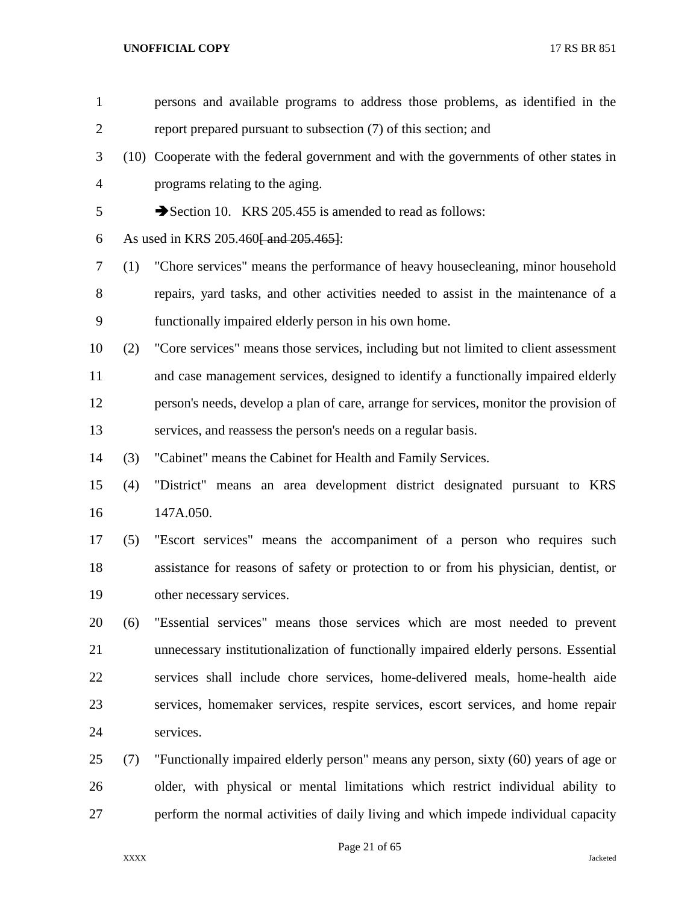persons and available programs to address those problems, as identified in the report prepared pursuant to subsection (7) of this section; and

(10) Cooperate with the federal government and with the governments of other states in programs relating to the aging.

➔Section 10. KRS 205.455 is amended to read as follows:

As used in KRS 205.460~~[ and 205.465]~~:

(1) "Chore services" means the performance of heavy housecleaning, minor household repairs, yard tasks, and other activities needed to assist in the maintenance of a functionally impaired elderly person in his own home.

(2) "Core services" means those services, including but not limited to client assessment and case management services, designed to identify a functionally impaired elderly person's needs, develop a plan of care, arrange for services, monitor the provision of services, and reassess the person's needs on a regular basis.

(3) "Cabinet" means the Cabinet for Health and Family Services.

(4) "District" means an area development district designated pursuant to KRS 147A.050.

(5) "Escort services" means the accompaniment of a person who requires such assistance for reasons of safety or protection to or from his physician, dentist, or other necessary services.

(6) "Essential services" means those services which are most needed to prevent unnecessary institutionalization of functionally impaired elderly persons. Essential services shall include chore services, home-delivered meals, home-health aide services, homemaker services, respite services, escort services, and home repair services.

(7) "Functionally impaired elderly person" means any person, sixty (60) years of age or older, with physical or mental limitations which restrict individual ability to perform the normal activities of daily living and which impede individual capacity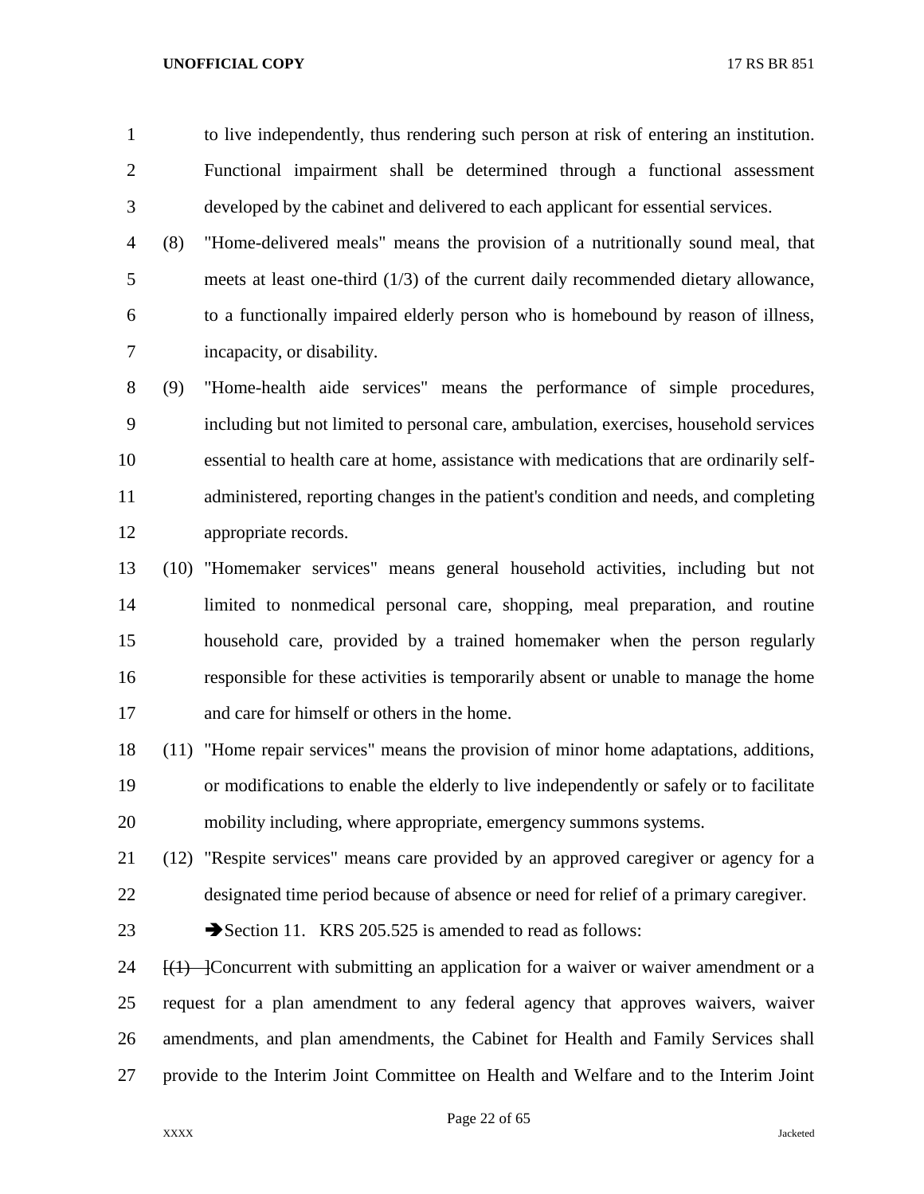to live independently, thus rendering such person at risk of entering an institution. Functional impairment shall be determined through a functional assessment developed by the cabinet and delivered to each applicant for essential services.

(8) "Home-delivered meals" means the provision of a nutritionally sound meal, that meets at least one-third (1/3) of the current daily recommended dietary allowance, to a functionally impaired elderly person who is homebound by reason of illness, incapacity, or disability.

(9) "Home-health aide services" means the performance of simple procedures, including but not limited to personal care, ambulation, exercises, household services essential to health care at home, assistance with medications that are ordinarily self-administered, reporting changes in the patient's condition and needs, and completing appropriate records.

(10) "Homemaker services" means general household activities, including but not limited to nonmedical personal care, shopping, meal preparation, and routine household care, provided by a trained homemaker when the person regularly responsible for these activities is temporarily absent or unable to manage the home and care for himself or others in the home.

(11) "Home repair services" means the provision of minor home adaptations, additions, or modifications to enable the elderly to live independently or safely or to facilitate mobility including, where appropriate, emergency summons systems.

(12) "Respite services" means care provided by an approved caregiver or agency for a designated time period because of absence or need for relief of a primary caregiver.

➔Section 11. KRS 205.525 is amended to read as follows:

~~[(1) ]~~Concurrent with submitting an application for a waiver or waiver amendment or a request for a plan amendment to any federal agency that approves waivers, waiver amendments, and plan amendments, the Cabinet for Health and Family Services shall provide to the Interim Joint Committee on Health and Welfare and to the Interim Joint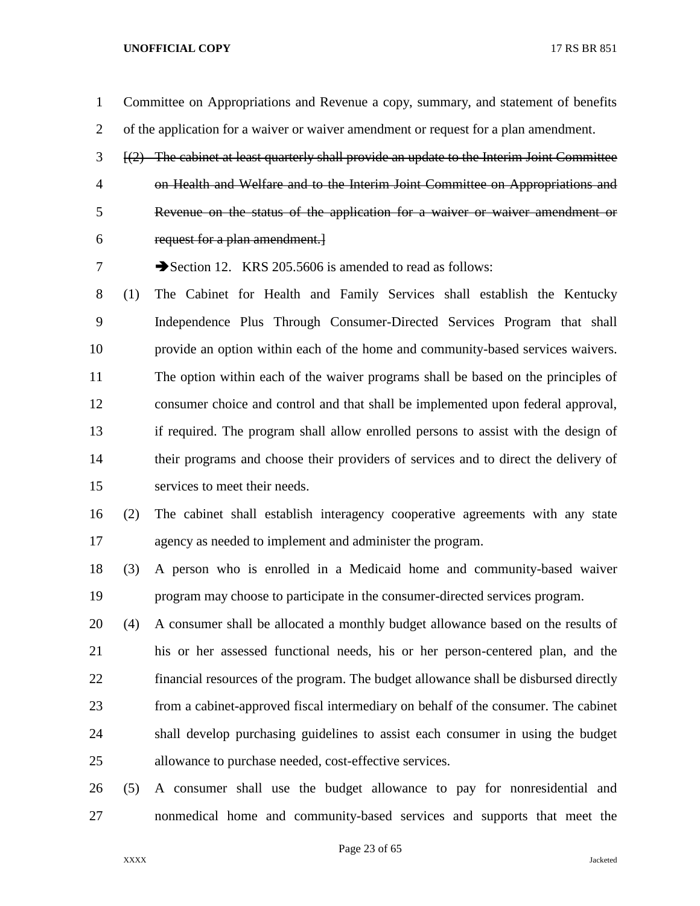Committee on Appropriations and Revenue a copy, summary, and statement of benefits of the application for a waiver or waiver amendment or request for a plan amendment.

~~[(2) The cabinet at least quarterly shall provide an update to the Interim Joint Committee on Health and Welfare and to the Interim Joint Committee on Appropriations and Revenue on the status of the application for a waiver or waiver amendment or request for a plan amendment.]~~

➔Section 12. KRS 205.5606 is amended to read as follows:

(1) The Cabinet for Health and Family Services shall establish the Kentucky Independence Plus Through Consumer-Directed Services Program that shall provide an option within each of the home and community-based services waivers. The option within each of the waiver programs shall be based on the principles of consumer choice and control and that shall be implemented upon federal approval, if required. The program shall allow enrolled persons to assist with the design of their programs and choose their providers of services and to direct the delivery of services to meet their needs.

(2) The cabinet shall establish interagency cooperative agreements with any state agency as needed to implement and administer the program.

(3) A person who is enrolled in a Medicaid home and community-based waiver program may choose to participate in the consumer-directed services program.

(4) A consumer shall be allocated a monthly budget allowance based on the results of his or her assessed functional needs, his or her person-centered plan, and the financial resources of the program. The budget allowance shall be disbursed directly from a cabinet-approved fiscal intermediary on behalf of the consumer. The cabinet shall develop purchasing guidelines to assist each consumer in using the budget allowance to purchase needed, cost-effective services.

(5) A consumer shall use the budget allowance to pay for nonresidential and nonmedical home and community-based services and supports that meet the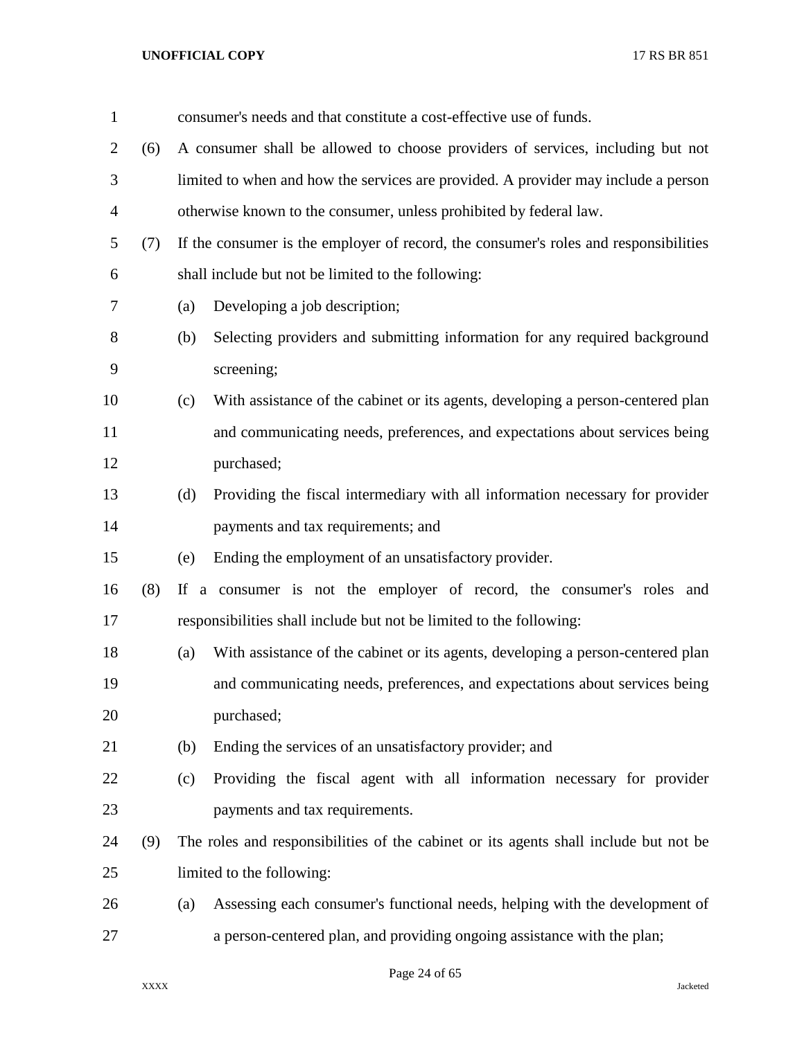consumer's needs and that constitute a cost-effective use of funds.

(6) A consumer shall be allowed to choose providers of services, including but not limited to when and how the services are provided. A provider may include a person otherwise known to the consumer, unless prohibited by federal law.

(7) If the consumer is the employer of record, the consumer's roles and responsibilities shall include but not be limited to the following:

(a) Developing a job description;

(b) Selecting providers and submitting information for any required background screening;

(c) With assistance of the cabinet or its agents, developing a person-centered plan and communicating needs, preferences, and expectations about services being purchased;

(d) Providing the fiscal intermediary with all information necessary for provider payments and tax requirements; and

(e) Ending the employment of an unsatisfactory provider.

(8) If a consumer is not the employer of record, the consumer's roles and responsibilities shall include but not be limited to the following:

(a) With assistance of the cabinet or its agents, developing a person-centered plan and communicating needs, preferences, and expectations about services being purchased;

(b) Ending the services of an unsatisfactory provider; and

(c) Providing the fiscal agent with all information necessary for provider payments and tax requirements.

(9) The roles and responsibilities of the cabinet or its agents shall include but not be limited to the following:

(a) Assessing each consumer's functional needs, helping with the development of a person-centered plan, and providing ongoing assistance with the plan;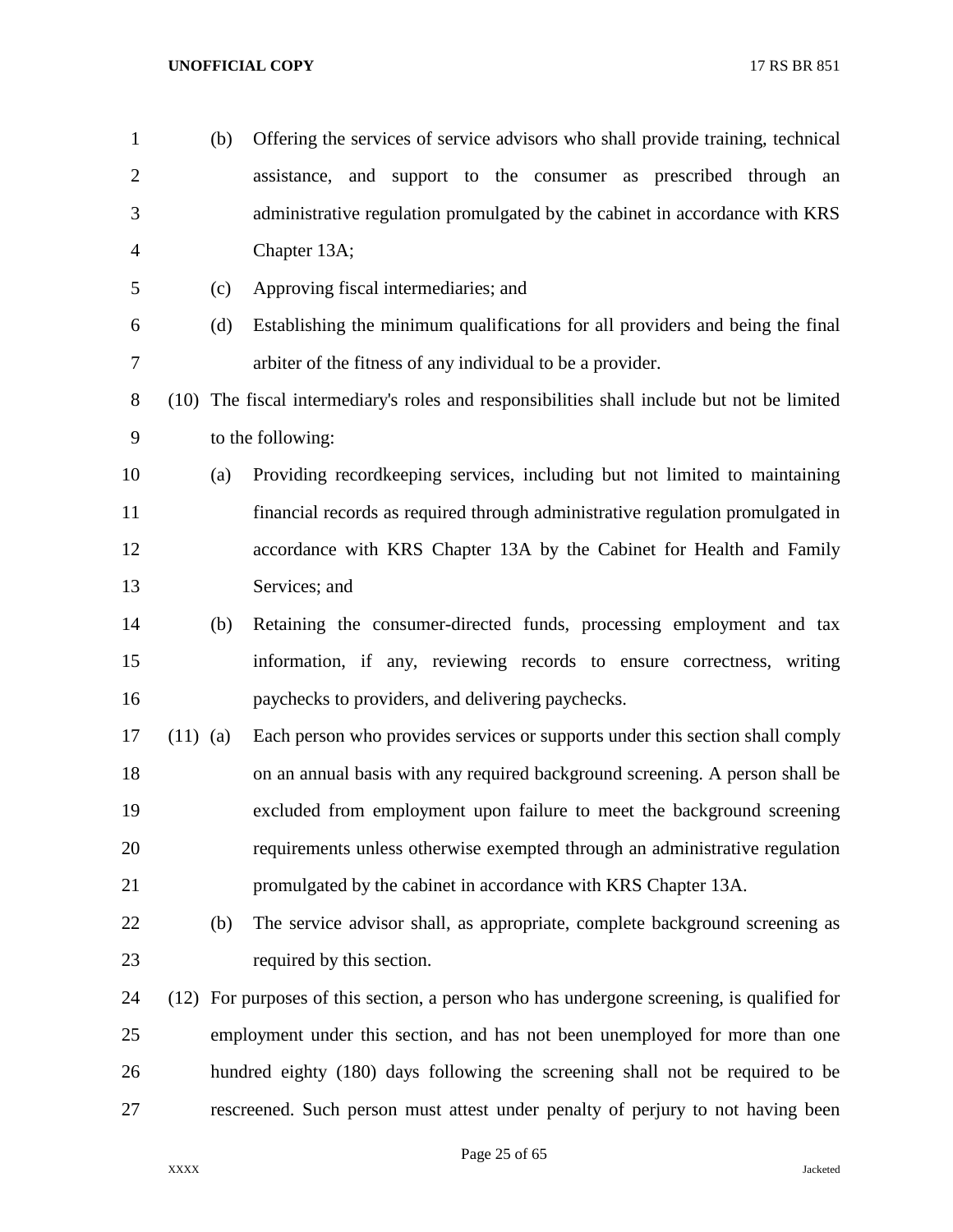(b) Offering the services of service advisors who shall provide training, technical assistance, and support to the consumer as prescribed through an administrative regulation promulgated by the cabinet in accordance with KRS Chapter 13A;

(c) Approving fiscal intermediaries; and

(d) Establishing the minimum qualifications for all providers and being the final arbiter of the fitness of any individual to be a provider.

(10) The fiscal intermediary's roles and responsibilities shall include but not be limited to the following:

(a) Providing recordkeeping services, including but not limited to maintaining financial records as required through administrative regulation promulgated in accordance with KRS Chapter 13A by the Cabinet for Health and Family Services; and

(b) Retaining the consumer-directed funds, processing employment and tax information, if any, reviewing records to ensure correctness, writing paychecks to providers, and delivering paychecks.

(11) (a) Each person who provides services or supports under this section shall comply on an annual basis with any required background screening. A person shall be excluded from employment upon failure to meet the background screening requirements unless otherwise exempted through an administrative regulation promulgated by the cabinet in accordance with KRS Chapter 13A.

(b) The service advisor shall, as appropriate, complete background screening as required by this section.

(12) For purposes of this section, a person who has undergone screening, is qualified for employment under this section, and has not been unemployed for more than one hundred eighty (180) days following the screening shall not be required to be rescreened. Such person must attest under penalty of perjury to not having been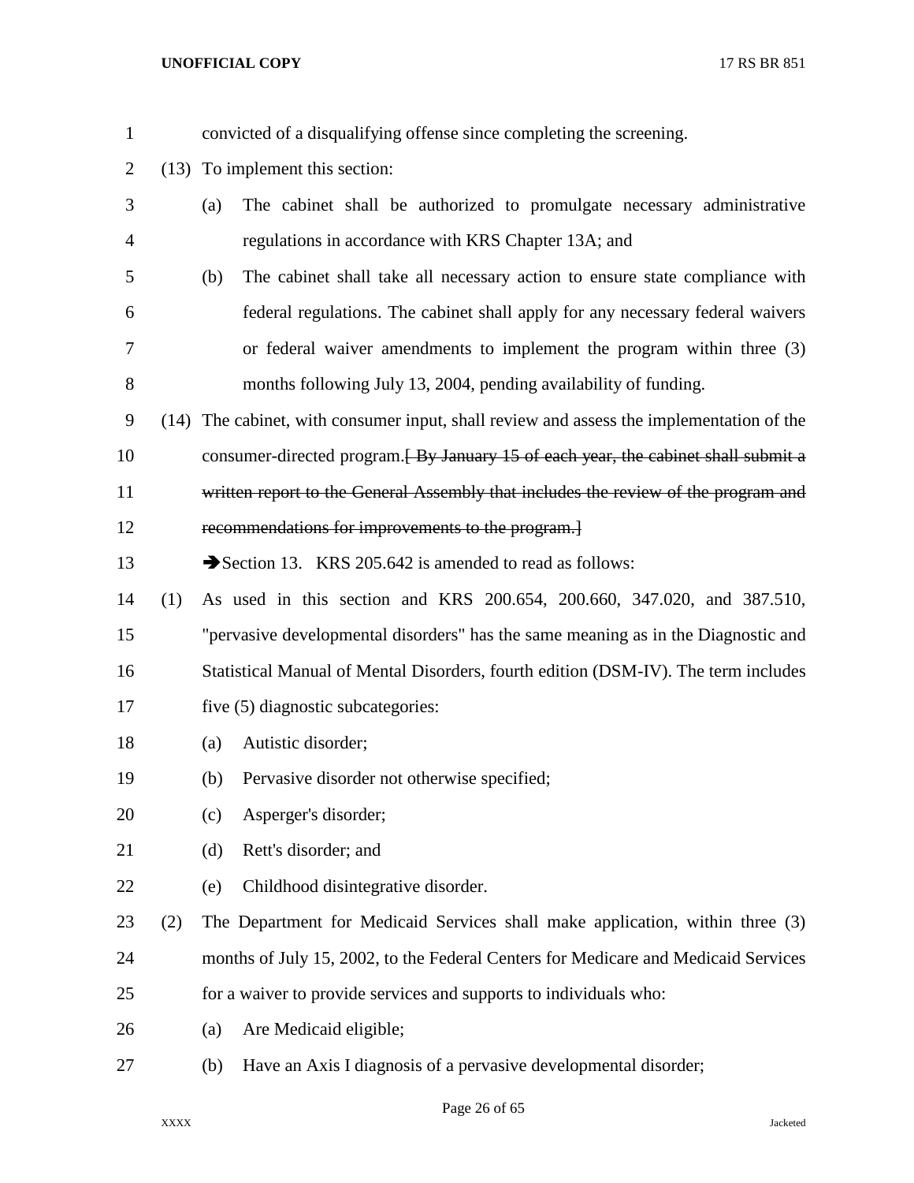convicted of a disqualifying offense since completing the screening.

(13) To implement this section:

(a) The cabinet shall be authorized to promulgate necessary administrative regulations in accordance with KRS Chapter 13A; and

(b) The cabinet shall take all necessary action to ensure state compliance with federal regulations. The cabinet shall apply for any necessary federal waivers or federal waiver amendments to implement the program within three (3) months following July 13, 2004, pending availability of funding.

(14) The cabinet, with consumer input, shall review and assess the implementation of the consumer-directed program.~~[ By January 15 of each year, the cabinet shall submit a written report to the General Assembly that includes the review of the program and recommendations for improvements to the program.]~~

➔Section 13. KRS 205.642 is amended to read as follows:

(1) As used in this section and KRS 200.654, 200.660, 347.020, and 387.510, "pervasive developmental disorders" has the same meaning as in the Diagnostic and Statistical Manual of Mental Disorders, fourth edition (DSM-IV). The term includes five (5) diagnostic subcategories:

(a) Autistic disorder;

(b) Pervasive disorder not otherwise specified;

(c) Asperger's disorder;

(d) Rett's disorder; and

(e) Childhood disintegrative disorder.

(2) The Department for Medicaid Services shall make application, within three (3) months of July 15, 2002, to the Federal Centers for Medicare and Medicaid Services for a waiver to provide services and supports to individuals who:

(a) Are Medicaid eligible;

(b) Have an Axis I diagnosis of a pervasive developmental disorder;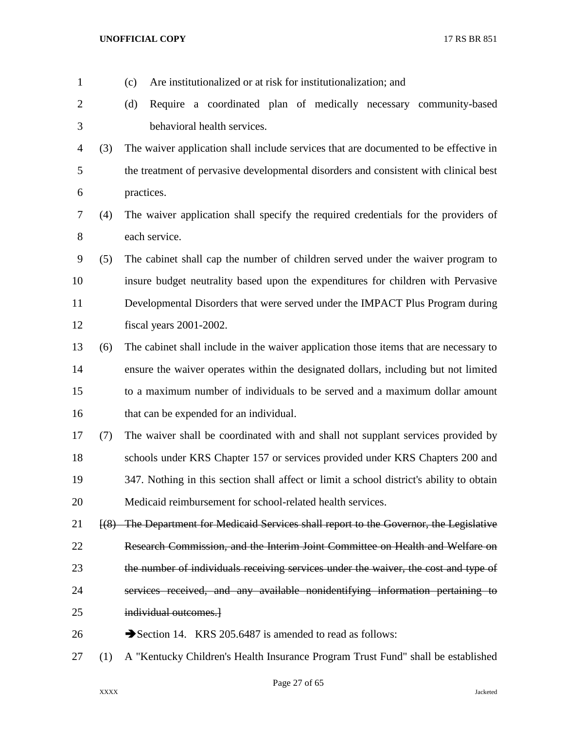(c) Are institutionalized or at risk for institutionalization; and

(d) Require a coordinated plan of medically necessary community-based behavioral health services.

(3) The waiver application shall include services that are documented to be effective in the treatment of pervasive developmental disorders and consistent with clinical best practices.

(4) The waiver application shall specify the required credentials for the providers of each service.

(5) The cabinet shall cap the number of children served under the waiver program to insure budget neutrality based upon the expenditures for children with Pervasive Developmental Disorders that were served under the IMPACT Plus Program during fiscal years 2001-2002.

(6) The cabinet shall include in the waiver application those items that are necessary to ensure the waiver operates within the designated dollars, including but not limited to a maximum number of individuals to be served and a maximum dollar amount that can be expended for an individual.

(7) The waiver shall be coordinated with and shall not supplant services provided by schools under KRS Chapter 157 or services provided under KRS Chapters 200 and 347. Nothing in this section shall affect or limit a school district's ability to obtain Medicaid reimbursement for school-related health services.

[~~(8) The Department for Medicaid Services shall report to the Governor, the Legislative Research Commission, and the Interim Joint Committee on Health and Welfare on the number of individuals receiving services under the waiver, the cost and type of services received, and any available nonidentifying information pertaining to individual outcomes.~~]

➔Section 14. KRS 205.6487 is amended to read as follows:

(1) A "Kentucky Children's Health Insurance Program Trust Fund" shall be established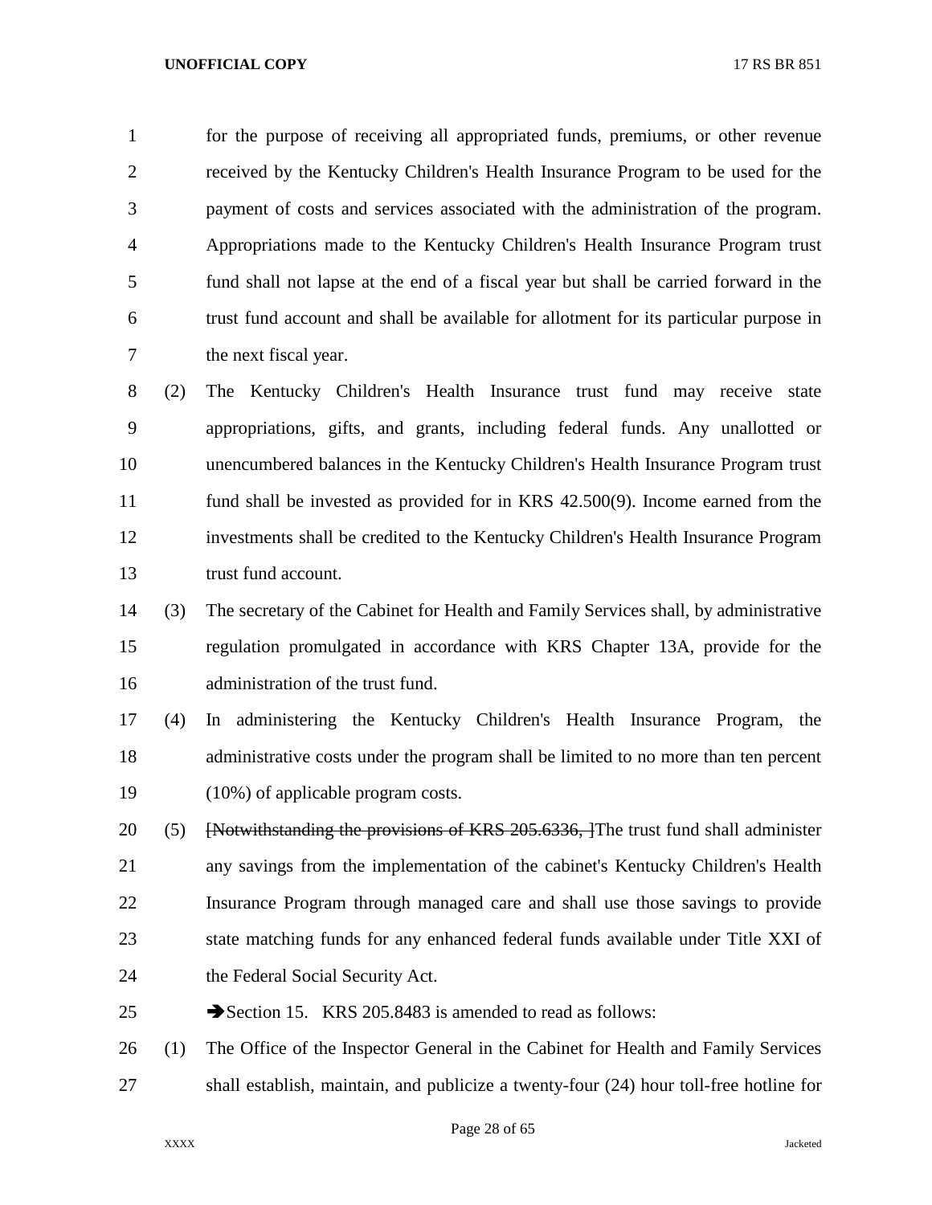for the purpose of receiving all appropriated funds, premiums, or other revenue received by the Kentucky Children's Health Insurance Program to be used for the payment of costs and services associated with the administration of the program. Appropriations made to the Kentucky Children's Health Insurance Program trust fund shall not lapse at the end of a fiscal year but shall be carried forward in the trust fund account and shall be available for allotment for its particular purpose in the next fiscal year.

(2) The Kentucky Children's Health Insurance trust fund may receive state appropriations, gifts, and grants, including federal funds. Any unallotted or unencumbered balances in the Kentucky Children's Health Insurance Program trust fund shall be invested as provided for in KRS 42.500(9). Income earned from the investments shall be credited to the Kentucky Children's Health Insurance Program trust fund account.

(3) The secretary of the Cabinet for Health and Family Services shall, by administrative regulation promulgated in accordance with KRS Chapter 13A, provide for the administration of the trust fund.

(4) In administering the Kentucky Children's Health Insurance Program, the administrative costs under the program shall be limited to no more than ten percent (10%) of applicable program costs.

(5) ~~[Notwithstanding the provisions of KRS 205.6336, ]~~The trust fund shall administer any savings from the implementation of the cabinet's Kentucky Children's Health Insurance Program through managed care and shall use those savings to provide state matching funds for any enhanced federal funds available under Title XXI of the Federal Social Security Act.

➔Section 15. KRS 205.8483 is amended to read as follows:

(1) The Office of the Inspector General in the Cabinet for Health and Family Services shall establish, maintain, and publicize a twenty-four (24) hour toll-free hotline for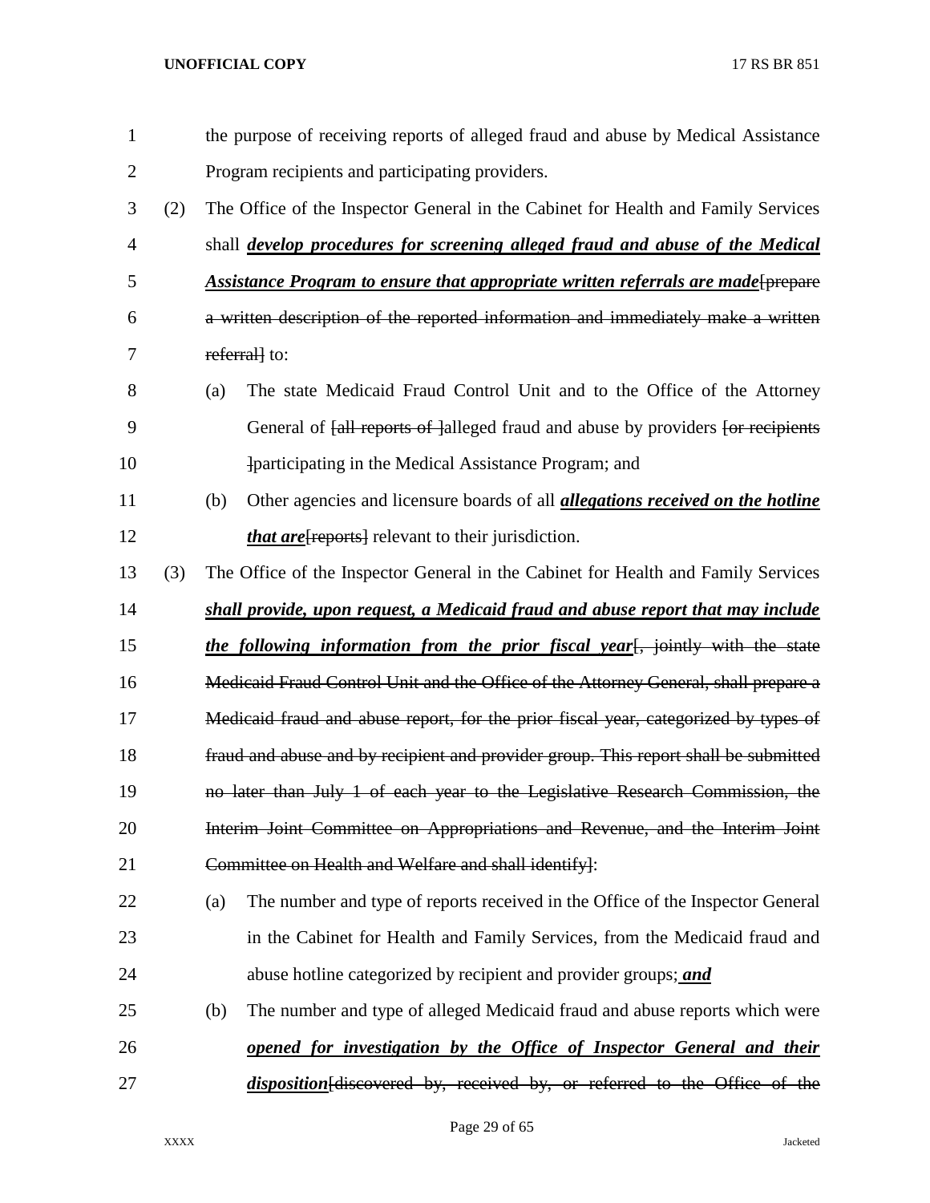the purpose of receiving reports of alleged fraud and abuse by Medical Assistance Program recipients and participating providers.

(2) The Office of the Inspector General in the Cabinet for Health and Family Services shall ***develop procedures for screening alleged fraud and abuse of the Medical Assistance Program to ensure that appropriate written referrals are made***~~[prepare a written description of the reported information and immediately make a written referral]~~ to:

(a) The state Medicaid Fraud Control Unit and to the Office of the Attorney General of ~~[all reports of ]~~alleged fraud and abuse by providers ~~[or recipients ]~~participating in the Medical Assistance Program; and

(b) Other agencies and licensure boards of all ***allegations received on the hotline that are***~~[reports]~~ relevant to their jurisdiction.

(3) The Office of the Inspector General in the Cabinet for Health and Family Services ***shall provide, upon request, a Medicaid fraud and abuse report that may include the following information from the prior fiscal year***~~[, jointly with the state Medicaid Fraud Control Unit and the Office of the Attorney General, shall prepare a Medicaid fraud and abuse report, for the prior fiscal year, categorized by types of fraud and abuse and by recipient and provider group. This report shall be submitted no later than July 1 of each year to the Legislative Research Commission, the Interim Joint Committee on Appropriations and Revenue, and the Interim Joint Committee on Health and Welfare and shall identify]~~:

(a) The number and type of reports received in the Office of the Inspector General in the Cabinet for Health and Family Services, from the Medicaid fraud and abuse hotline categorized by recipient and provider groups***; and***

(b) The number and type of alleged Medicaid fraud and abuse reports which were ***opened for investigation by the Office of Inspector General and their disposition***~~[discovered by, received by, or referred to the Office of the~~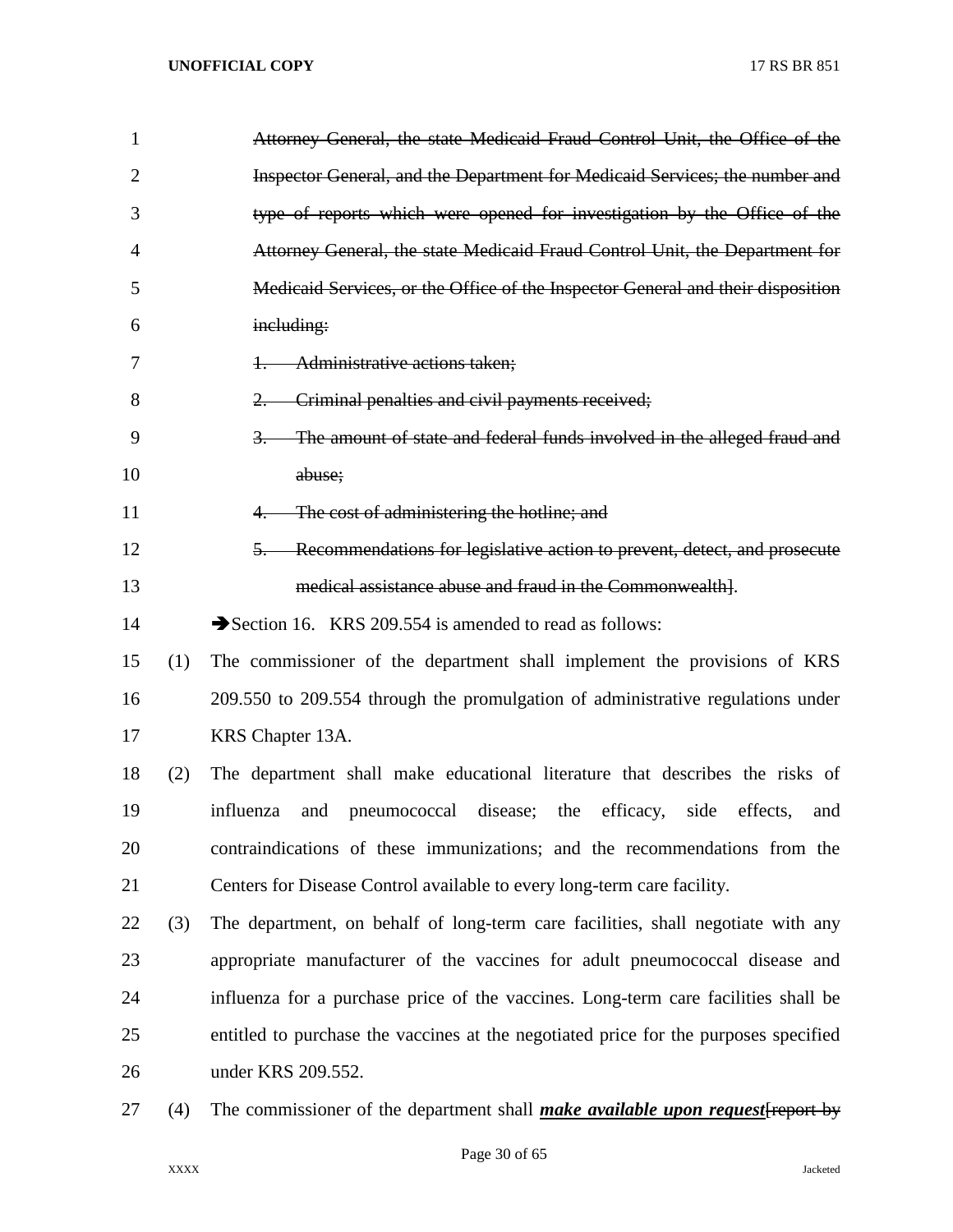~~Attorney General, the state Medicaid Fraud Control Unit, the Office of the Inspector General, and the Department for Medicaid Services; the number and type of reports which were opened for investigation by the Office of the Attorney General, the state Medicaid Fraud Control Unit, the Department for Medicaid Services, or the Office of the Inspector General and their disposition including:~~

~~1. Administrative actions taken;~~

~~2. Criminal penalties and civil payments received;~~

~~3. The amount of state and federal funds involved in the alleged fraud and abuse;~~

~~4. The cost of administering the hotline; and~~

~~5. Recommendations for legislative action to prevent, detect, and prosecute medical assistance abuse and fraud in the Commonwealth~~].

➔Section 16. KRS 209.554 is amended to read as follows:

(1) The commissioner of the department shall implement the provisions of KRS 209.550 to 209.554 through the promulgation of administrative regulations under KRS Chapter 13A.

(2) The department shall make educational literature that describes the risks of influenza and pneumococcal disease; the efficacy, side effects, and contraindications of these immunizations; and the recommendations from the Centers for Disease Control available to every long-term care facility.

(3) The department, on behalf of long-term care facilities, shall negotiate with any appropriate manufacturer of the vaccines for adult pneumococcal disease and influenza for a purchase price of the vaccines. Long-term care facilities shall be entitled to purchase the vaccines at the negotiated price for the purposes specified under KRS 209.552.

(4) The commissioner of the department shall ***make available upon request***[~~report by~~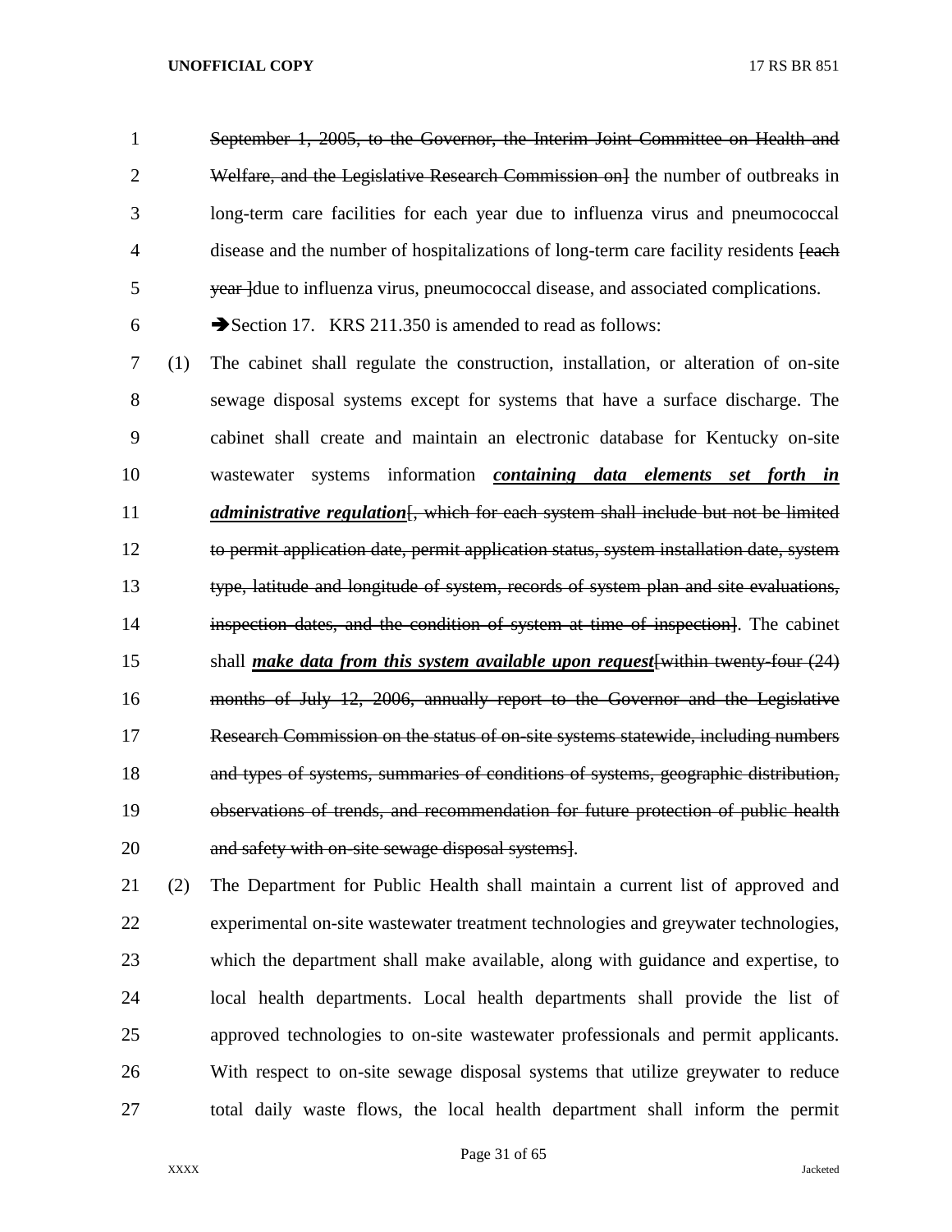September 1, 2005, to the Governor, the Interim Joint Committee on Health and Welfare, and the Legislative Research Commission on] the number of outbreaks in long-term care facilities for each year due to influenza virus and pneumococcal disease and the number of hospitalizations of long-term care facility residents [each year ]due to influenza virus, pneumococcal disease, and associated complications.

➔Section 17. KRS 211.350 is amended to read as follows:

(1) The cabinet shall regulate the construction, installation, or alteration of on-site sewage disposal systems except for systems that have a surface discharge. The cabinet shall create and maintain an electronic database for Kentucky on-site wastewater systems information ***containing data elements set forth in administrative regulation***[, which for each system shall include but not be limited to permit application date, permit application status, system installation date, system type, latitude and longitude of system, records of system plan and site evaluations, inspection dates, and the condition of system at time of inspection]. The cabinet shall ***make data from this system available upon request***[within twenty-four (24) months of July 12, 2006, annually report to the Governor and the Legislative Research Commission on the status of on-site systems statewide, including numbers and types of systems, summaries of conditions of systems, geographic distribution, observations of trends, and recommendation for future protection of public health and safety with on-site sewage disposal systems].

(2) The Department for Public Health shall maintain a current list of approved and experimental on-site wastewater treatment technologies and greywater technologies, which the department shall make available, along with guidance and expertise, to local health departments. Local health departments shall provide the list of approved technologies to on-site wastewater professionals and permit applicants. With respect to on-site sewage disposal systems that utilize greywater to reduce total daily waste flows, the local health department shall inform the permit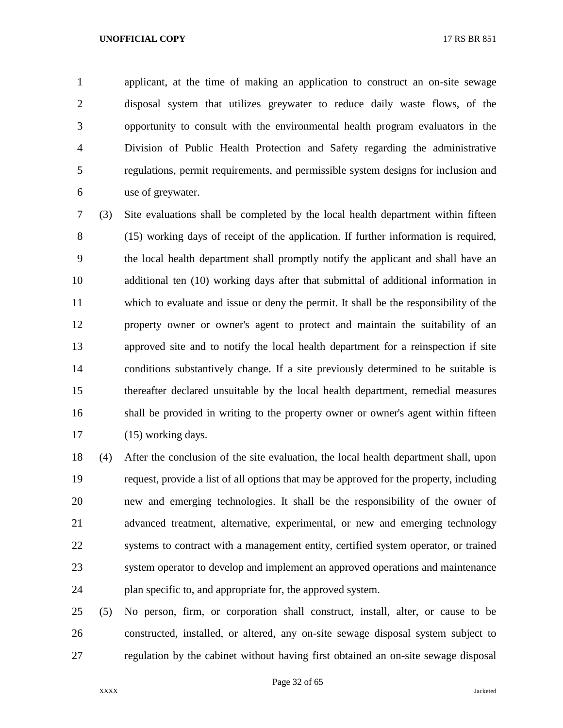applicant, at the time of making an application to construct an on-site sewage disposal system that utilizes greywater to reduce daily waste flows, of the opportunity to consult with the environmental health program evaluators in the Division of Public Health Protection and Safety regarding the administrative regulations, permit requirements, and permissible system designs for inclusion and use of greywater.

(3) Site evaluations shall be completed by the local health department within fifteen (15) working days of receipt of the application. If further information is required, the local health department shall promptly notify the applicant and shall have an additional ten (10) working days after that submittal of additional information in which to evaluate and issue or deny the permit. It shall be the responsibility of the property owner or owner's agent to protect and maintain the suitability of an approved site and to notify the local health department for a reinspection if site conditions substantively change. If a site previously determined to be suitable is thereafter declared unsuitable by the local health department, remedial measures shall be provided in writing to the property owner or owner's agent within fifteen (15) working days.

(4) After the conclusion of the site evaluation, the local health department shall, upon request, provide a list of all options that may be approved for the property, including new and emerging technologies. It shall be the responsibility of the owner of advanced treatment, alternative, experimental, or new and emerging technology systems to contract with a management entity, certified system operator, or trained system operator to develop and implement an approved operations and maintenance plan specific to, and appropriate for, the approved system.

(5) No person, firm, or corporation shall construct, install, alter, or cause to be constructed, installed, or altered, any on-site sewage disposal system subject to regulation by the cabinet without having first obtained an on-site sewage disposal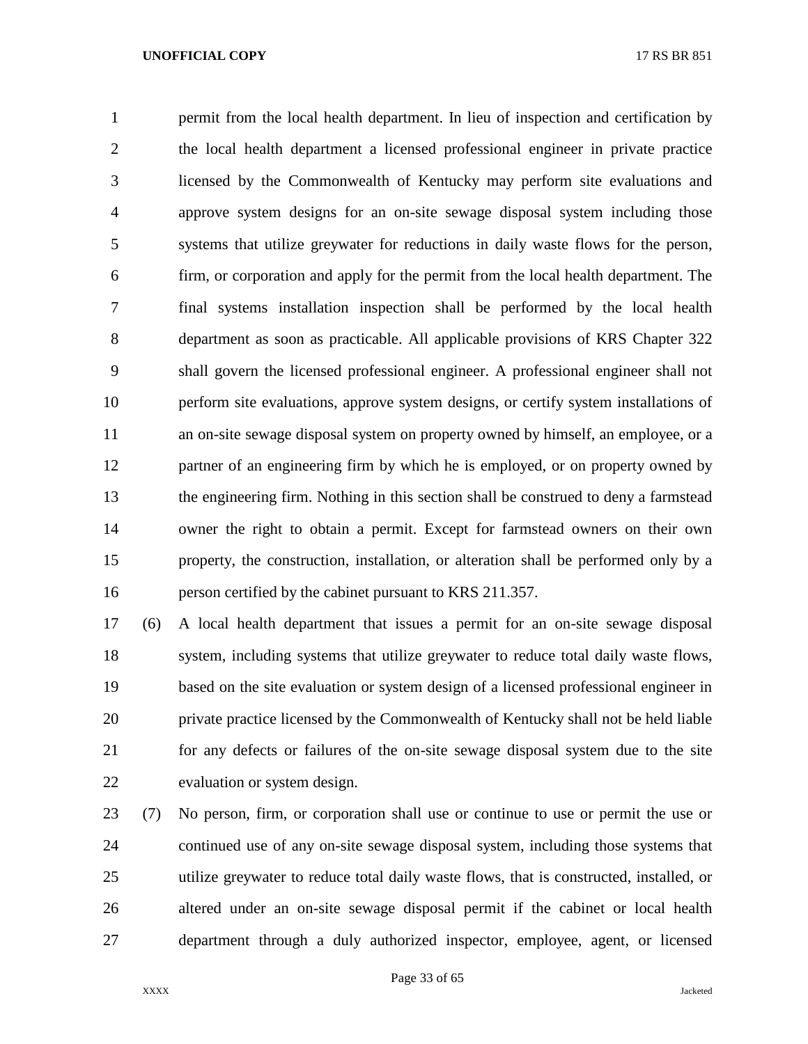permit from the local health department. In lieu of inspection and certification by the local health department a licensed professional engineer in private practice licensed by the Commonwealth of Kentucky may perform site evaluations and approve system designs for an on-site sewage disposal system including those systems that utilize greywater for reductions in daily waste flows for the person, firm, or corporation and apply for the permit from the local health department. The final systems installation inspection shall be performed by the local health department as soon as practicable. All applicable provisions of KRS Chapter 322 shall govern the licensed professional engineer. A professional engineer shall not perform site evaluations, approve system designs, or certify system installations of an on-site sewage disposal system on property owned by himself, an employee, or a partner of an engineering firm by which he is employed, or on property owned by the engineering firm. Nothing in this section shall be construed to deny a farmstead owner the right to obtain a permit. Except for farmstead owners on their own property, the construction, installation, or alteration shall be performed only by a person certified by the cabinet pursuant to KRS 211.357.

(6) A local health department that issues a permit for an on-site sewage disposal system, including systems that utilize greywater to reduce total daily waste flows, based on the site evaluation or system design of a licensed professional engineer in private practice licensed by the Commonwealth of Kentucky shall not be held liable for any defects or failures of the on-site sewage disposal system due to the site evaluation or system design.

(7) No person, firm, or corporation shall use or continue to use or permit the use or continued use of any on-site sewage disposal system, including those systems that utilize greywater to reduce total daily waste flows, that is constructed, installed, or altered under an on-site sewage disposal permit if the cabinet or local health department through a duly authorized inspector, employee, agent, or licensed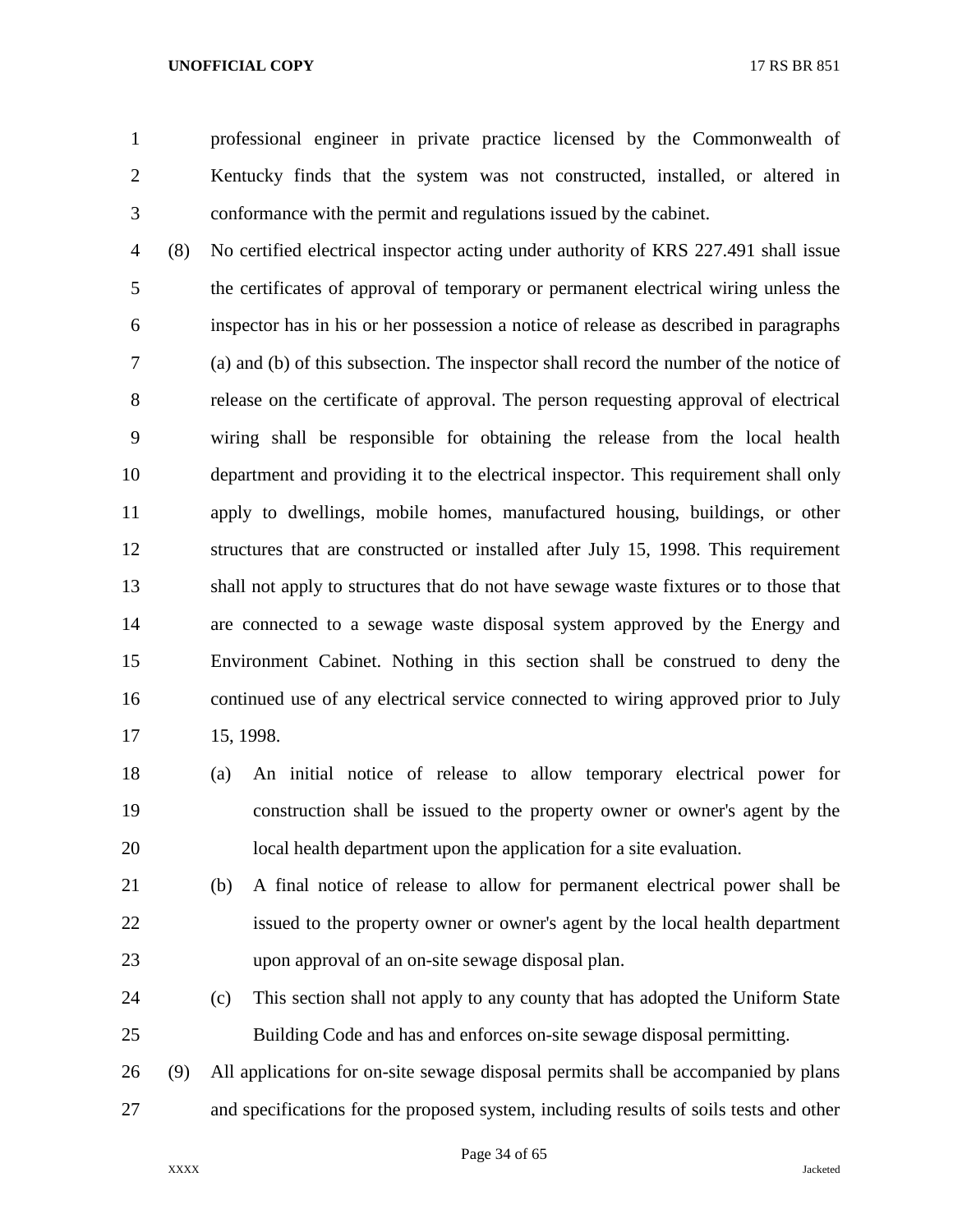professional engineer in private practice licensed by the Commonwealth of Kentucky finds that the system was not constructed, installed, or altered in conformance with the permit and regulations issued by the cabinet.

(8) No certified electrical inspector acting under authority of KRS 227.491 shall issue the certificates of approval of temporary or permanent electrical wiring unless the inspector has in his or her possession a notice of release as described in paragraphs (a) and (b) of this subsection. The inspector shall record the number of the notice of release on the certificate of approval. The person requesting approval of electrical wiring shall be responsible for obtaining the release from the local health department and providing it to the electrical inspector. This requirement shall only apply to dwellings, mobile homes, manufactured housing, buildings, or other structures that are constructed or installed after July 15, 1998. This requirement shall not apply to structures that do not have sewage waste fixtures or to those that are connected to a sewage waste disposal system approved by the Energy and Environment Cabinet. Nothing in this section shall be construed to deny the continued use of any electrical service connected to wiring approved prior to July 15, 1998.

(a) An initial notice of release to allow temporary electrical power for construction shall be issued to the property owner or owner's agent by the local health department upon the application for a site evaluation.

(b) A final notice of release to allow for permanent electrical power shall be issued to the property owner or owner's agent by the local health department upon approval of an on-site sewage disposal plan.

(c) This section shall not apply to any county that has adopted the Uniform State Building Code and has and enforces on-site sewage disposal permitting.

(9) All applications for on-site sewage disposal permits shall be accompanied by plans and specifications for the proposed system, including results of soils tests and other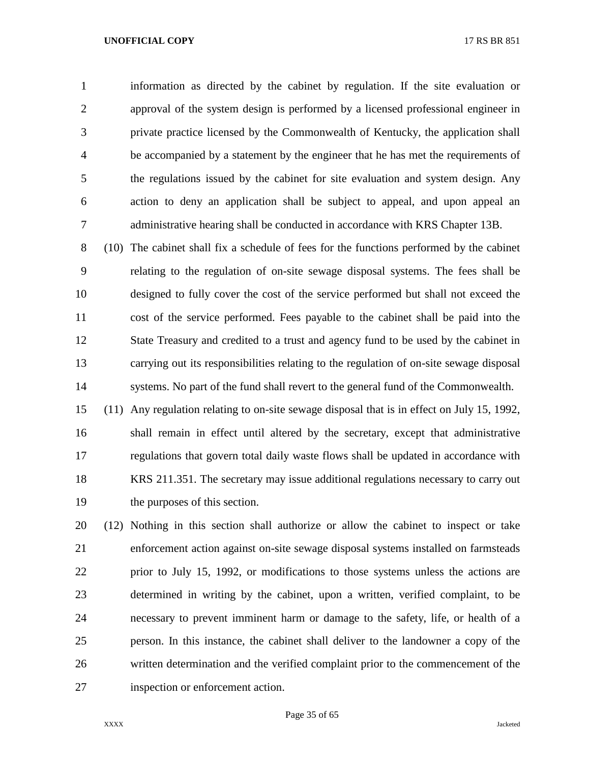information as directed by the cabinet by regulation. If the site evaluation or approval of the system design is performed by a licensed professional engineer in private practice licensed by the Commonwealth of Kentucky, the application shall be accompanied by a statement by the engineer that he has met the requirements of the regulations issued by the cabinet for site evaluation and system design. Any action to deny an application shall be subject to appeal, and upon appeal an administrative hearing shall be conducted in accordance with KRS Chapter 13B.

(10) The cabinet shall fix a schedule of fees for the functions performed by the cabinet relating to the regulation of on-site sewage disposal systems. The fees shall be designed to fully cover the cost of the service performed but shall not exceed the cost of the service performed. Fees payable to the cabinet shall be paid into the State Treasury and credited to a trust and agency fund to be used by the cabinet in carrying out its responsibilities relating to the regulation of on-site sewage disposal systems. No part of the fund shall revert to the general fund of the Commonwealth.

(11) Any regulation relating to on-site sewage disposal that is in effect on July 15, 1992, shall remain in effect until altered by the secretary, except that administrative regulations that govern total daily waste flows shall be updated in accordance with KRS 211.351. The secretary may issue additional regulations necessary to carry out the purposes of this section.

(12) Nothing in this section shall authorize or allow the cabinet to inspect or take enforcement action against on-site sewage disposal systems installed on farmsteads prior to July 15, 1992, or modifications to those systems unless the actions are determined in writing by the cabinet, upon a written, verified complaint, to be necessary to prevent imminent harm or damage to the safety, life, or health of a person. In this instance, the cabinet shall deliver to the landowner a copy of the written determination and the verified complaint prior to the commencement of the inspection or enforcement action.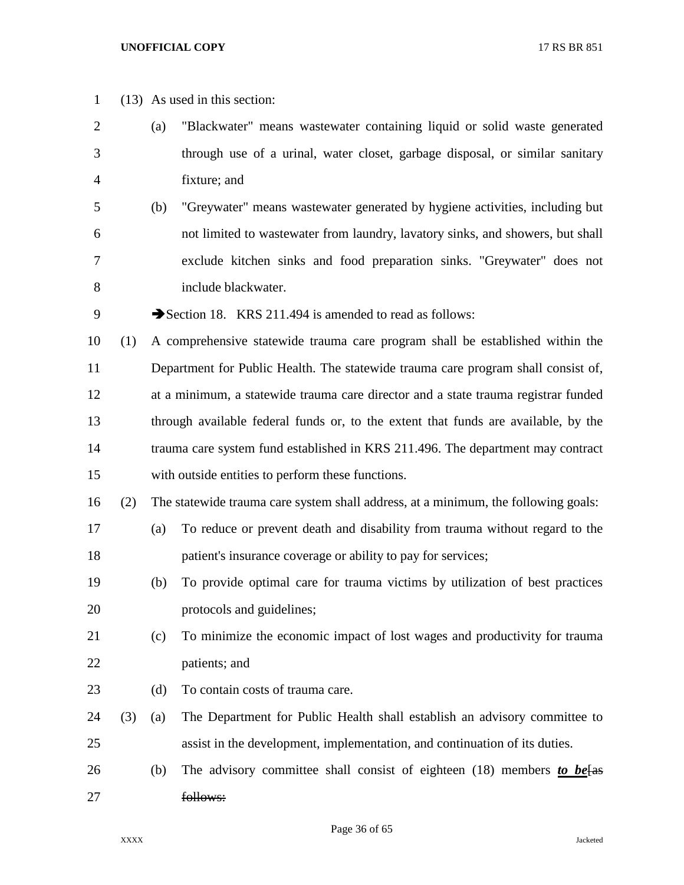(13) As used in this section:

(a) "Blackwater" means wastewater containing liquid or solid waste generated through use of a urinal, water closet, garbage disposal, or similar sanitary fixture; and

(b) "Greywater" means wastewater generated by hygiene activities, including but not limited to wastewater from laundry, lavatory sinks, and showers, but shall exclude kitchen sinks and food preparation sinks. "Greywater" does not include blackwater.

➔Section 18. KRS 211.494 is amended to read as follows:

(1) A comprehensive statewide trauma care program shall be established within the Department for Public Health. The statewide trauma care program shall consist of, at a minimum, a statewide trauma care director and a state trauma registrar funded through available federal funds or, to the extent that funds are available, by the trauma care system fund established in KRS 211.496. The department may contract with outside entities to perform these functions.

(2) The statewide trauma care system shall address, at a minimum, the following goals:

(a) To reduce or prevent death and disability from trauma without regard to the patient's insurance coverage or ability to pay for services;

(b) To provide optimal care for trauma victims by utilization of best practices protocols and guidelines;

(c) To minimize the economic impact of lost wages and productivity for trauma patients; and

(d) To contain costs of trauma care.

(3) (a) The Department for Public Health shall establish an advisory committee to assist in the development, implementation, and continuation of its duties.

(b) The advisory committee shall consist of eighteen (18) members ***to be***[~~as follows:~~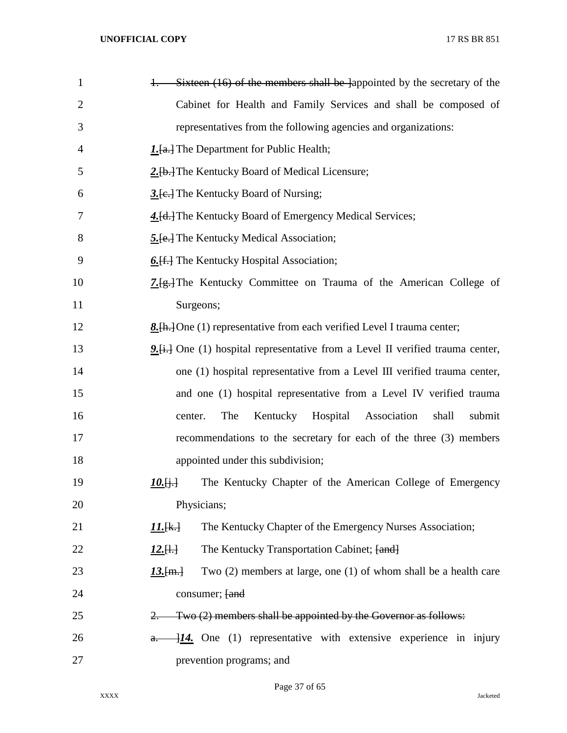~~1. Sixteen (16) of the members shall be~~ ]appointed by the secretary of the Cabinet for Health and Family Services and shall be composed of representatives from the following agencies and organizations:

***1.***[~~a.~~] The Department for Public Health;

***2.***[~~b.~~] The Kentucky Board of Medical Licensure;

***3.***[~~c.~~] The Kentucky Board of Nursing;

***4.***[~~d.~~] The Kentucky Board of Emergency Medical Services;

***5.***[~~e.~~] The Kentucky Medical Association;

***6.***[~~f.~~] The Kentucky Hospital Association;

***7.***[~~g.~~] The Kentucky Committee on Trauma of the American College of Surgeons;

***8.***[~~h.~~] One (1) representative from each verified Level I trauma center;

***9.***[~~i.~~] One (1) hospital representative from a Level II verified trauma center, one (1) hospital representative from a Level III verified trauma center, and one (1) hospital representative from a Level IV verified trauma center. The Kentucky Hospital Association shall submit recommendations to the secretary for each of the three (3) members appointed under this subdivision;

***10.***[~~j.~~] The Kentucky Chapter of the American College of Emergency Physicians;

***11.***[~~k.~~] The Kentucky Chapter of the Emergency Nurses Association;

***12.***[~~l.~~] The Kentucky Transportation Cabinet; [~~and~~]

***13.***[~~m.~~] Two (2) members at large, one (1) of whom shall be a health care consumer; [~~and~~

~~2. Two (2) members shall be appointed by the Governor as follows:~~

~~a.~~ ]***14.*** One (1) representative with extensive experience in injury prevention programs; and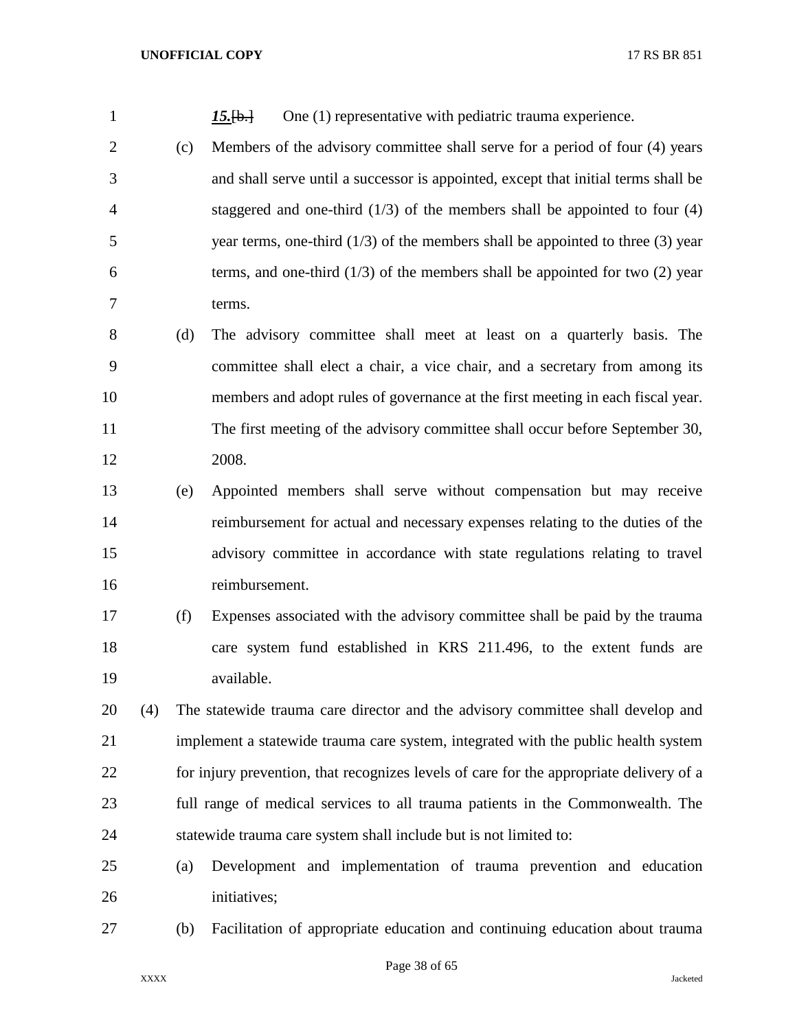***15.***[b.] One (1) representative with pediatric trauma experience.

(c) Members of the advisory committee shall serve for a period of four (4) years and shall serve until a successor is appointed, except that initial terms shall be staggered and one-third (1/3) of the members shall be appointed to four (4) year terms, one-third (1/3) of the members shall be appointed to three (3) year terms, and one-third (1/3) of the members shall be appointed for two (2) year terms.

(d) The advisory committee shall meet at least on a quarterly basis. The committee shall elect a chair, a vice chair, and a secretary from among its members and adopt rules of governance at the first meeting in each fiscal year. The first meeting of the advisory committee shall occur before September 30, 2008.

(e) Appointed members shall serve without compensation but may receive reimbursement for actual and necessary expenses relating to the duties of the advisory committee in accordance with state regulations relating to travel reimbursement.

(f) Expenses associated with the advisory committee shall be paid by the trauma care system fund established in KRS 211.496, to the extent funds are available.

(4) The statewide trauma care director and the advisory committee shall develop and implement a statewide trauma care system, integrated with the public health system for injury prevention, that recognizes levels of care for the appropriate delivery of a full range of medical services to all trauma patients in the Commonwealth. The statewide trauma care system shall include but is not limited to:

(a) Development and implementation of trauma prevention and education initiatives;

(b) Facilitation of appropriate education and continuing education about trauma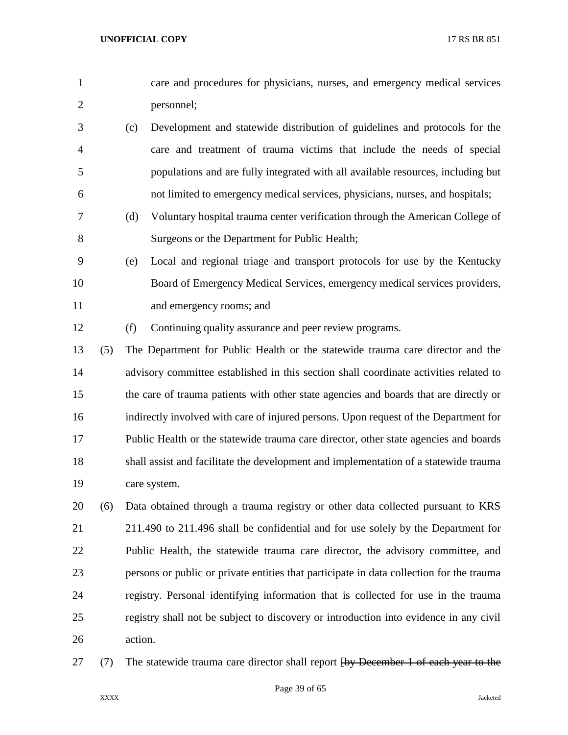care and procedures for physicians, nurses, and emergency medical services personnel;

(c) Development and statewide distribution of guidelines and protocols for the care and treatment of trauma victims that include the needs of special populations and are fully integrated with all available resources, including but not limited to emergency medical services, physicians, nurses, and hospitals;

(d) Voluntary hospital trauma center verification through the American College of Surgeons or the Department for Public Health;

(e) Local and regional triage and transport protocols for use by the Kentucky Board of Emergency Medical Services, emergency medical services providers, and emergency rooms; and

(f) Continuing quality assurance and peer review programs.

(5) The Department for Public Health or the statewide trauma care director and the advisory committee established in this section shall coordinate activities related to the care of trauma patients with other state agencies and boards that are directly or indirectly involved with care of injured persons. Upon request of the Department for Public Health or the statewide trauma care director, other state agencies and boards shall assist and facilitate the development and implementation of a statewide trauma care system.

(6) Data obtained through a trauma registry or other data collected pursuant to KRS 211.490 to 211.496 shall be confidential and for use solely by the Department for Public Health, the statewide trauma care director, the advisory committee, and persons or public or private entities that participate in data collection for the trauma registry. Personal identifying information that is collected for use in the trauma registry shall not be subject to discovery or introduction into evidence in any civil action.

(7) The statewide trauma care director shall report ~~[by December 1 of each year to the~~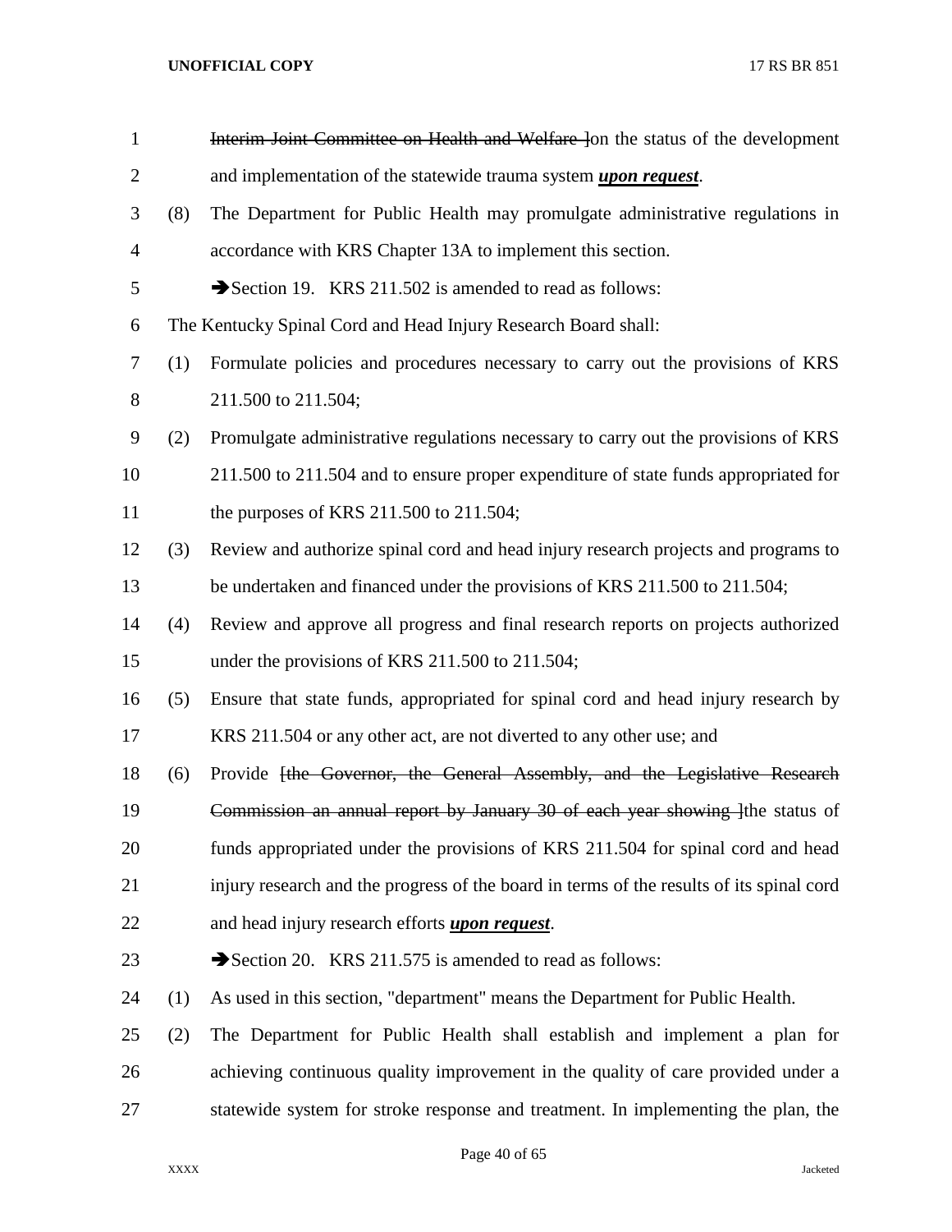~~Interim Joint Committee on Health and Welfare ]~~on the status of the development and implementation of the statewide trauma system ***upon request***.

(8) The Department for Public Health may promulgate administrative regulations in accordance with KRS Chapter 13A to implement this section.

➔Section 19. KRS 211.502 is amended to read as follows:

The Kentucky Spinal Cord and Head Injury Research Board shall:

(1) Formulate policies and procedures necessary to carry out the provisions of KRS 211.500 to 211.504;

(2) Promulgate administrative regulations necessary to carry out the provisions of KRS 211.500 to 211.504 and to ensure proper expenditure of state funds appropriated for the purposes of KRS 211.500 to 211.504;

(3) Review and authorize spinal cord and head injury research projects and programs to be undertaken and financed under the provisions of KRS 211.500 to 211.504;

(4) Review and approve all progress and final research reports on projects authorized under the provisions of KRS 211.500 to 211.504;

(5) Ensure that state funds, appropriated for spinal cord and head injury research by KRS 211.504 or any other act, are not diverted to any other use; and

(6) Provide ~~[the Governor, the General Assembly, and the Legislative Research Commission an annual report by January 30 of each year showing ]~~the status of funds appropriated under the provisions of KRS 211.504 for spinal cord and head injury research and the progress of the board in terms of the results of its spinal cord and head injury research efforts ***upon request***.

➔Section 20. KRS 211.575 is amended to read as follows:

(1) As used in this section, "department" means the Department for Public Health.

(2) The Department for Public Health shall establish and implement a plan for achieving continuous quality improvement in the quality of care provided under a statewide system for stroke response and treatment. In implementing the plan, the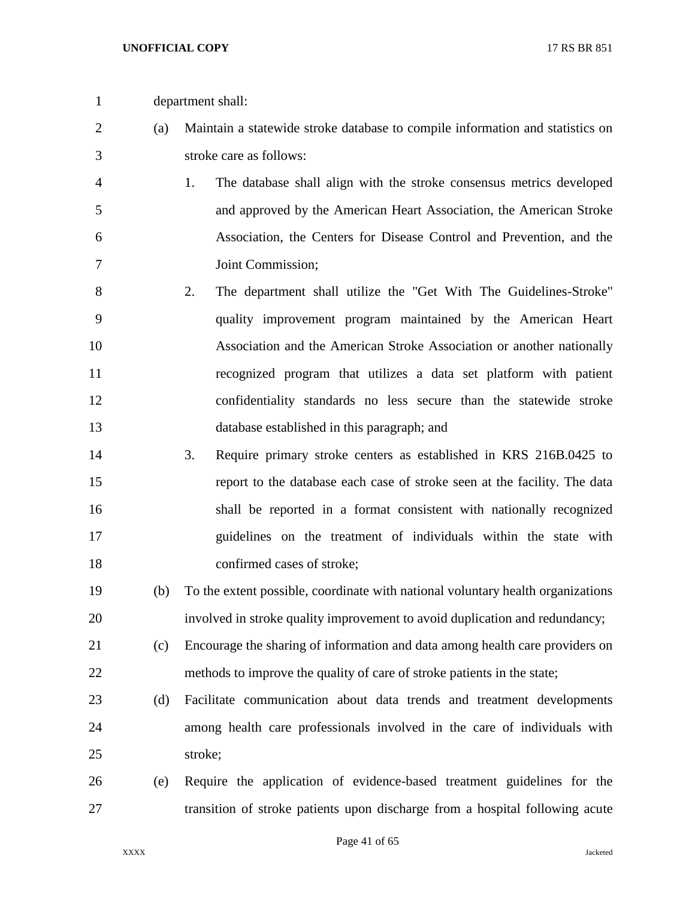department shall:

(a) Maintain a statewide stroke database to compile information and statistics on stroke care as follows:

1. The database shall align with the stroke consensus metrics developed and approved by the American Heart Association, the American Stroke Association, the Centers for Disease Control and Prevention, and the Joint Commission;

2. The department shall utilize the "Get With The Guidelines-Stroke" quality improvement program maintained by the American Heart Association and the American Stroke Association or another nationally recognized program that utilizes a data set platform with patient confidentiality standards no less secure than the statewide stroke database established in this paragraph; and

3. Require primary stroke centers as established in KRS 216B.0425 to report to the database each case of stroke seen at the facility. The data shall be reported in a format consistent with nationally recognized guidelines on the treatment of individuals within the state with confirmed cases of stroke;

(b) To the extent possible, coordinate with national voluntary health organizations involved in stroke quality improvement to avoid duplication and redundancy;

(c) Encourage the sharing of information and data among health care providers on methods to improve the quality of care of stroke patients in the state;

(d) Facilitate communication about data trends and treatment developments among health care professionals involved in the care of individuals with stroke;

(e) Require the application of evidence-based treatment guidelines for the transition of stroke patients upon discharge from a hospital following acute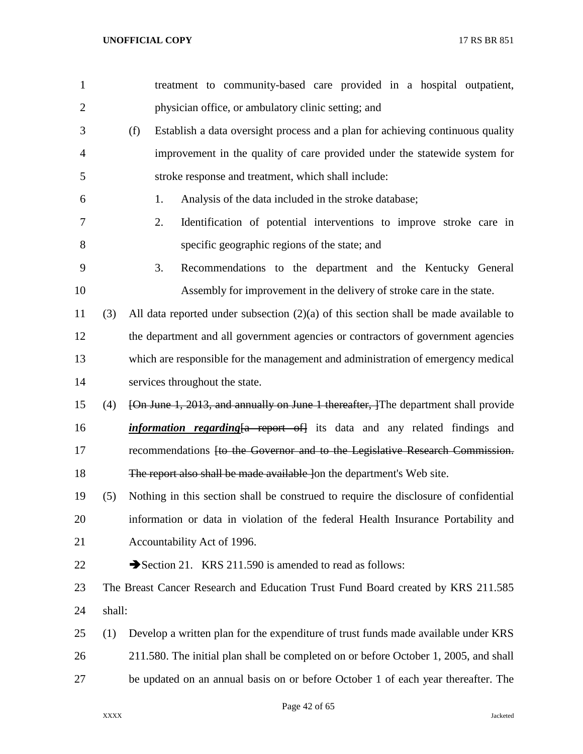treatment to community-based care provided in a hospital outpatient, physician office, or ambulatory clinic setting; and

(f) Establish a data oversight process and a plan for achieving continuous quality improvement in the quality of care provided under the statewide system for stroke response and treatment, which shall include:

1. Analysis of the data included in the stroke database;
2. Identification of potential interventions to improve stroke care in specific geographic regions of the state; and
3. Recommendations to the department and the Kentucky General Assembly for improvement in the delivery of stroke care in the state.

(3) All data reported under subsection (2)(a) of this section shall be made available to the department and all government agencies or contractors of government agencies which are responsible for the management and administration of emergency medical services throughout the state.

(4) ~~[On June 1, 2013, and annually on June 1 thereafter, ]~~The department shall provide ***information regarding***~~[a report of]~~ its data and any related findings and recommendations ~~[to the Governor and to the Legislative Research Commission. The report also shall be made available ]~~on the department's Web site.

(5) Nothing in this section shall be construed to require the disclosure of confidential information or data in violation of the federal Health Insurance Portability and Accountability Act of 1996.

➔Section 21. KRS 211.590 is amended to read as follows:

The Breast Cancer Research and Education Trust Fund Board created by KRS 211.585 shall:

(1) Develop a written plan for the expenditure of trust funds made available under KRS 211.580. The initial plan shall be completed on or before October 1, 2005, and shall be updated on an annual basis on or before October 1 of each year thereafter. The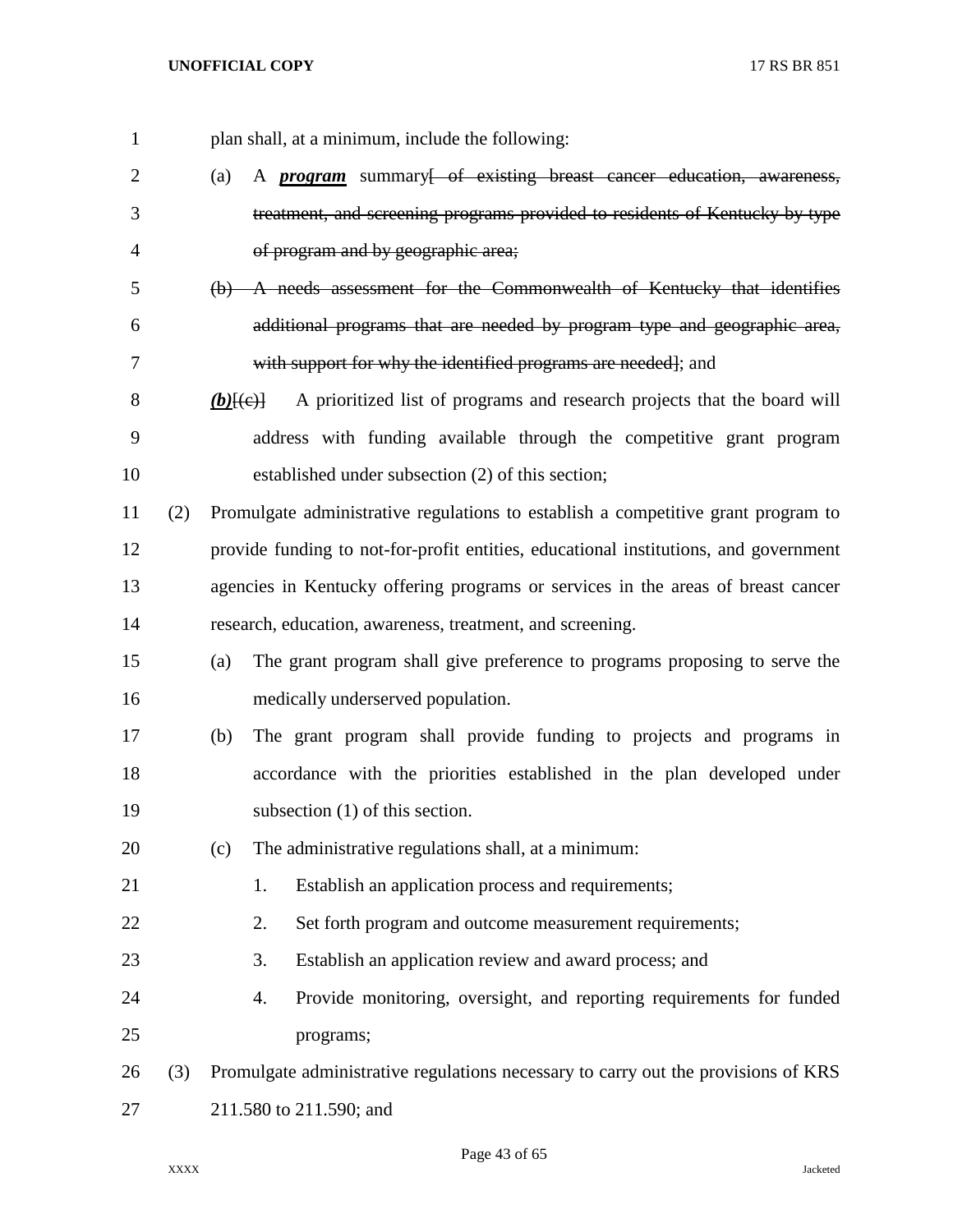plan shall, at a minimum, include the following:

(a) A ***program*** summary[~~ of existing breast cancer education, awareness, treatment, and screening programs provided to residents of Kentucky by type of program and by geographic area;~~

~~(b) A needs assessment for the Commonwealth of Kentucky that identifies additional programs that are needed by program type and geographic area, with support for why the identified programs are needed~~]; and

***(b)***[~~(c)~~] A prioritized list of programs and research projects that the board will address with funding available through the competitive grant program established under subsection (2) of this section;

(2) Promulgate administrative regulations to establish a competitive grant program to provide funding to not-for-profit entities, educational institutions, and government agencies in Kentucky offering programs or services in the areas of breast cancer research, education, awareness, treatment, and screening.

(a) The grant program shall give preference to programs proposing to serve the medically underserved population.

(b) The grant program shall provide funding to projects and programs in accordance with the priorities established in the plan developed under subsection (1) of this section.

(c) The administrative regulations shall, at a minimum:

1. Establish an application process and requirements;

2. Set forth program and outcome measurement requirements;

3. Establish an application review and award process; and

4. Provide monitoring, oversight, and reporting requirements for funded programs;

(3) Promulgate administrative regulations necessary to carry out the provisions of KRS 211.580 to 211.590; and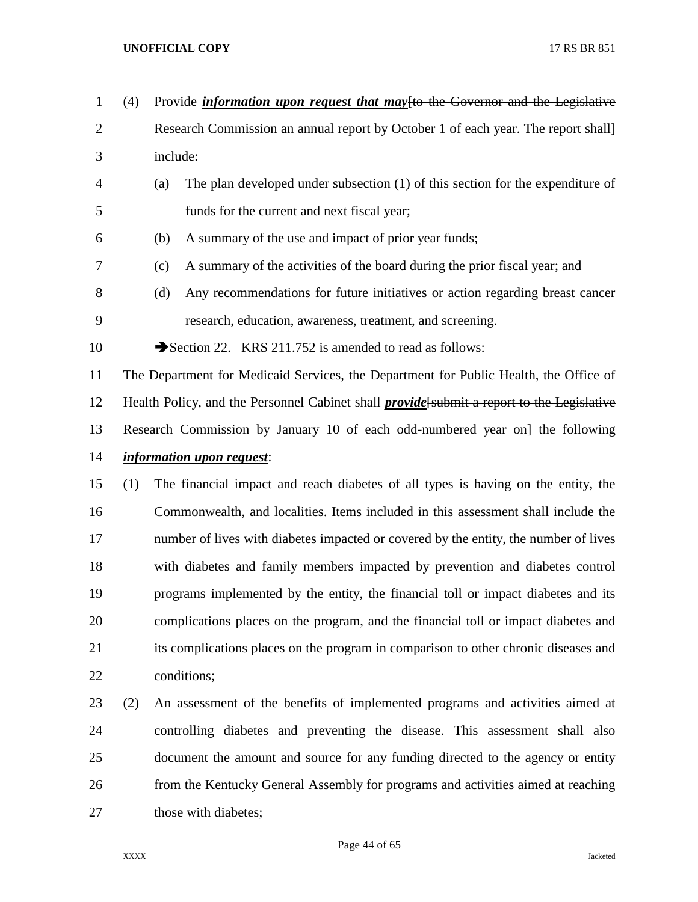(4) Provide ***information upon request that may***~~[to the Governor and the Legislative Research Commission an annual report by October 1 of each year. The report shall]~~ include:

(a) The plan developed under subsection (1) of this section for the expenditure of funds for the current and next fiscal year;

(b) A summary of the use and impact of prior year funds;

(c) A summary of the activities of the board during the prior fiscal year; and

(d) Any recommendations for future initiatives or action regarding breast cancer research, education, awareness, treatment, and screening.

➔Section 22. KRS 211.752 is amended to read as follows:

The Department for Medicaid Services, the Department for Public Health, the Office of Health Policy, and the Personnel Cabinet shall ***provide***~~[submit a report to the Legislative Research Commission by January 10 of each odd-numbered year on]~~ the following ***information upon request***:

(1) The financial impact and reach diabetes of all types is having on the entity, the Commonwealth, and localities. Items included in this assessment shall include the number of lives with diabetes impacted or covered by the entity, the number of lives with diabetes and family members impacted by prevention and diabetes control programs implemented by the entity, the financial toll or impact diabetes and its complications places on the program, and the financial toll or impact diabetes and its complications places on the program in comparison to other chronic diseases and conditions;

(2) An assessment of the benefits of implemented programs and activities aimed at controlling diabetes and preventing the disease. This assessment shall also document the amount and source for any funding directed to the agency or entity from the Kentucky General Assembly for programs and activities aimed at reaching those with diabetes;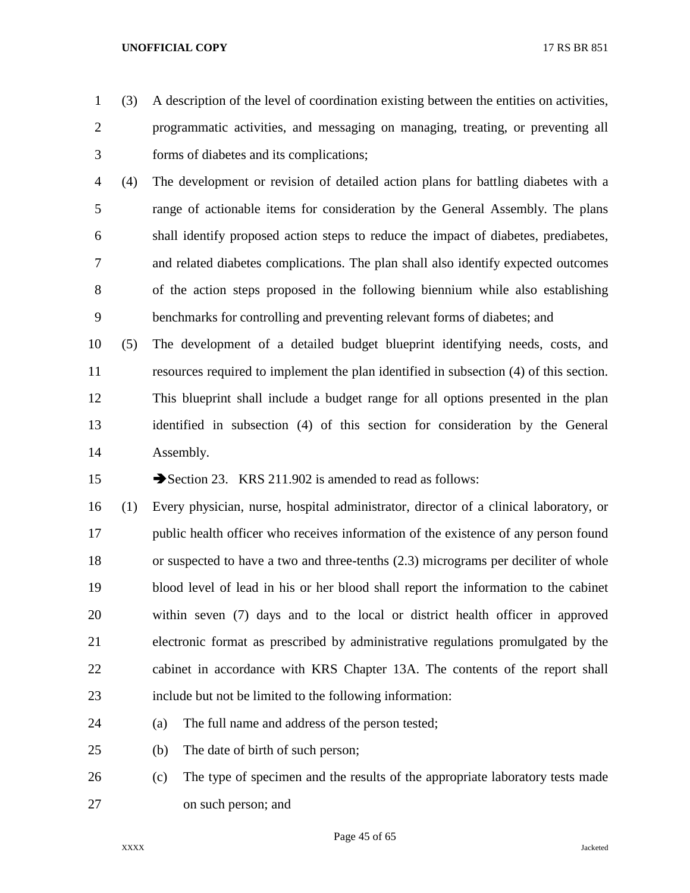(3) A description of the level of coordination existing between the entities on activities, programmatic activities, and messaging on managing, treating, or preventing all forms of diabetes and its complications;

(4) The development or revision of detailed action plans for battling diabetes with a range of actionable items for consideration by the General Assembly. The plans shall identify proposed action steps to reduce the impact of diabetes, prediabetes, and related diabetes complications. The plan shall also identify expected outcomes of the action steps proposed in the following biennium while also establishing benchmarks for controlling and preventing relevant forms of diabetes; and

(5) The development of a detailed budget blueprint identifying needs, costs, and resources required to implement the plan identified in subsection (4) of this section. This blueprint shall include a budget range for all options presented in the plan identified in subsection (4) of this section for consideration by the General Assembly.

➔Section 23. KRS 211.902 is amended to read as follows:

(1) Every physician, nurse, hospital administrator, director of a clinical laboratory, or public health officer who receives information of the existence of any person found or suspected to have a two and three-tenths (2.3) micrograms per deciliter of whole blood level of lead in his or her blood shall report the information to the cabinet within seven (7) days and to the local or district health officer in approved electronic format as prescribed by administrative regulations promulgated by the cabinet in accordance with KRS Chapter 13A. The contents of the report shall include but not be limited to the following information:

   (a) The full name and address of the person tested;

   (b) The date of birth of such person;

   (c) The type of specimen and the results of the appropriate laboratory tests made on such person; and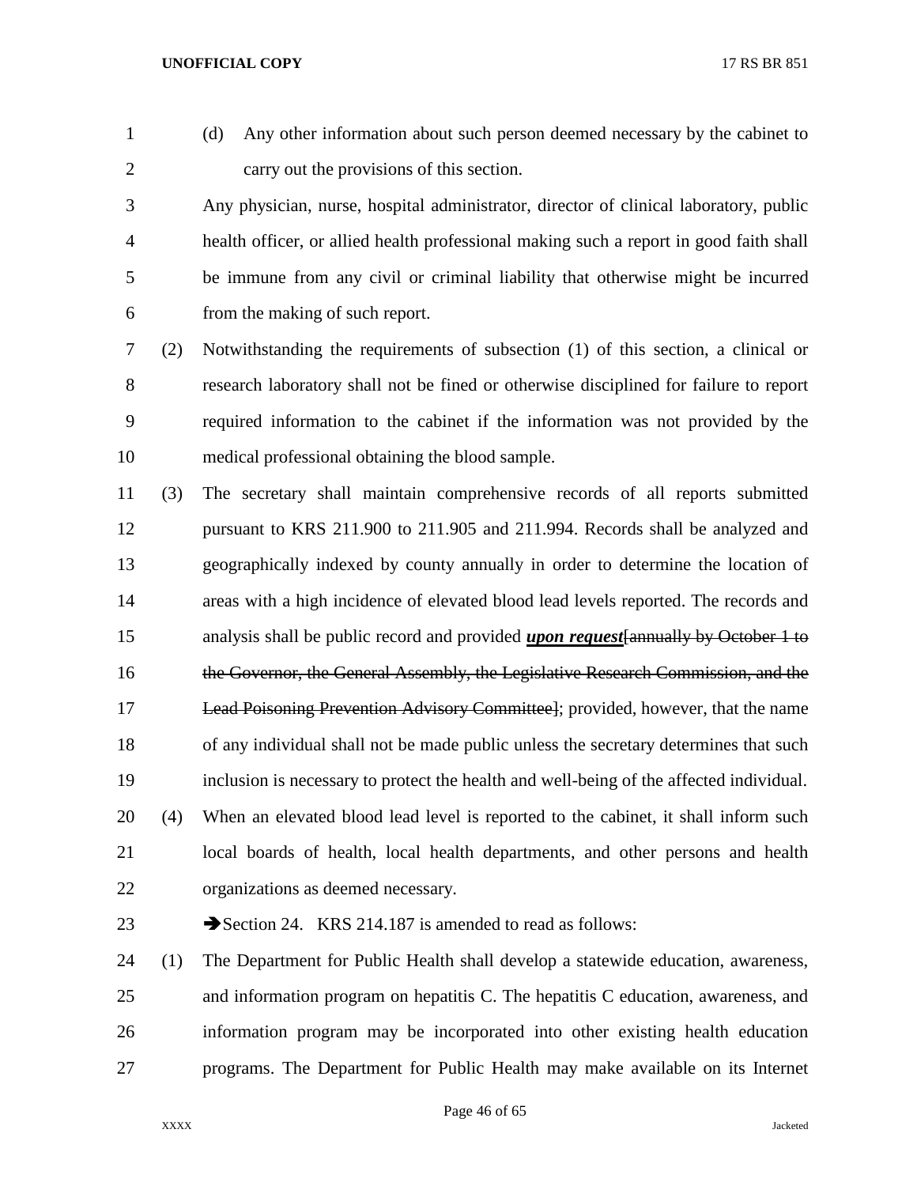(d) Any other information about such person deemed necessary by the cabinet to carry out the provisions of this section.

Any physician, nurse, hospital administrator, director of clinical laboratory, public health officer, or allied health professional making such a report in good faith shall be immune from any civil or criminal liability that otherwise might be incurred from the making of such report.

(2) Notwithstanding the requirements of subsection (1) of this section, a clinical or research laboratory shall not be fined or otherwise disciplined for failure to report required information to the cabinet if the information was not provided by the medical professional obtaining the blood sample.

(3) The secretary shall maintain comprehensive records of all reports submitted pursuant to KRS 211.900 to 211.905 and 211.994. Records shall be analyzed and geographically indexed by county annually in order to determine the location of areas with a high incidence of elevated blood lead levels reported. The records and analysis shall be public record and provided ***upon request***[~~annually by October 1 to the Governor, the General Assembly, the Legislative Research Commission, and the Lead Poisoning Prevention Advisory Committee~~]; provided, however, that the name of any individual shall not be made public unless the secretary determines that such inclusion is necessary to protect the health and well-being of the affected individual.

(4) When an elevated blood lead level is reported to the cabinet, it shall inform such local boards of health, local health departments, and other persons and health organizations as deemed necessary.

➔Section 24. KRS 214.187 is amended to read as follows:

(1) The Department for Public Health shall develop a statewide education, awareness, and information program on hepatitis C. The hepatitis C education, awareness, and information program may be incorporated into other existing health education programs. The Department for Public Health may make available on its Internet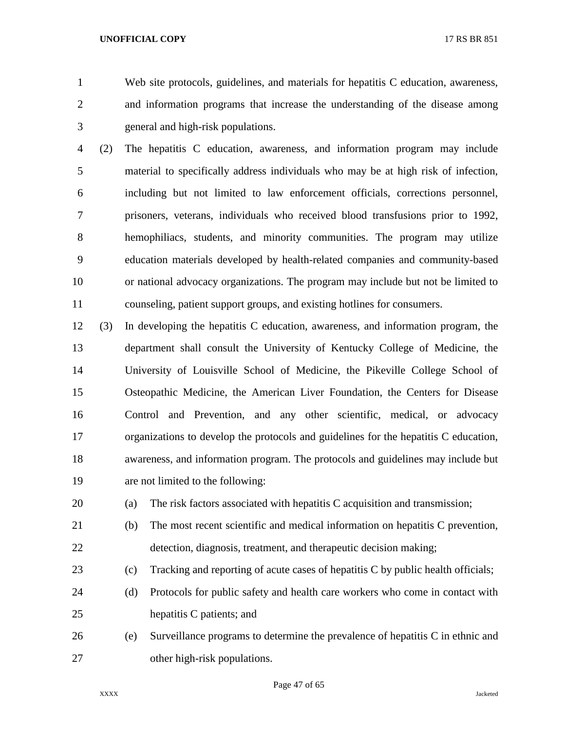Web site protocols, guidelines, and materials for hepatitis C education, awareness, and information programs that increase the understanding of the disease among general and high-risk populations.

(2) The hepatitis C education, awareness, and information program may include material to specifically address individuals who may be at high risk of infection, including but not limited to law enforcement officials, corrections personnel, prisoners, veterans, individuals who received blood transfusions prior to 1992, hemophiliacs, students, and minority communities. The program may utilize education materials developed by health-related companies and community-based or national advocacy organizations. The program may include but not be limited to counseling, patient support groups, and existing hotlines for consumers.

(3) In developing the hepatitis C education, awareness, and information program, the department shall consult the University of Kentucky College of Medicine, the University of Louisville School of Medicine, the Pikeville College School of Osteopathic Medicine, the American Liver Foundation, the Centers for Disease Control and Prevention, and any other scientific, medical, or advocacy organizations to develop the protocols and guidelines for the hepatitis C education, awareness, and information program. The protocols and guidelines may include but are not limited to the following:

(a) The risk factors associated with hepatitis C acquisition and transmission;

(b) The most recent scientific and medical information on hepatitis C prevention, detection, diagnosis, treatment, and therapeutic decision making;

(c) Tracking and reporting of acute cases of hepatitis C by public health officials;

(d) Protocols for public safety and health care workers who come in contact with hepatitis C patients; and

(e) Surveillance programs to determine the prevalence of hepatitis C in ethnic and other high-risk populations.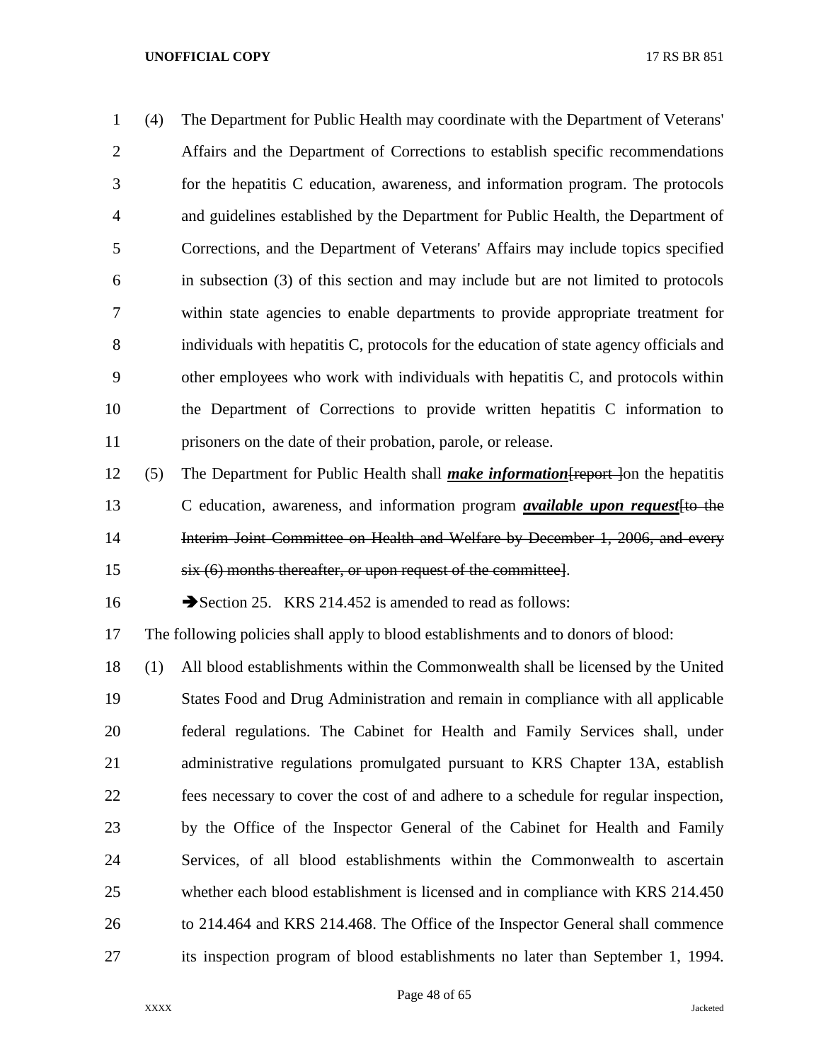(4) The Department for Public Health may coordinate with the Department of Veterans' Affairs and the Department of Corrections to establish specific recommendations for the hepatitis C education, awareness, and information program. The protocols and guidelines established by the Department for Public Health, the Department of Corrections, and the Department of Veterans' Affairs may include topics specified in subsection (3) of this section and may include but are not limited to protocols within state agencies to enable departments to provide appropriate treatment for individuals with hepatitis C, protocols for the education of state agency officials and other employees who work with individuals with hepatitis C, and protocols within the Department of Corrections to provide written hepatitis C information to prisoners on the date of their probation, parole, or release.

(5) The Department for Public Health shall ***make information***[~~report~~ ]on the hepatitis C education, awareness, and information program ***available upon request***[~~to the Interim Joint Committee on Health and Welfare by December 1, 2006, and every six (6) months thereafter, or upon request of the committee~~].

➔Section 25. KRS 214.452 is amended to read as follows:

The following policies shall apply to blood establishments and to donors of blood:

(1) All blood establishments within the Commonwealth shall be licensed by the United States Food and Drug Administration and remain in compliance with all applicable federal regulations. The Cabinet for Health and Family Services shall, under administrative regulations promulgated pursuant to KRS Chapter 13A, establish fees necessary to cover the cost of and adhere to a schedule for regular inspection, by the Office of the Inspector General of the Cabinet for Health and Family Services, of all blood establishments within the Commonwealth to ascertain whether each blood establishment is licensed and in compliance with KRS 214.450 to 214.464 and KRS 214.468. The Office of the Inspector General shall commence its inspection program of blood establishments no later than September 1, 1994.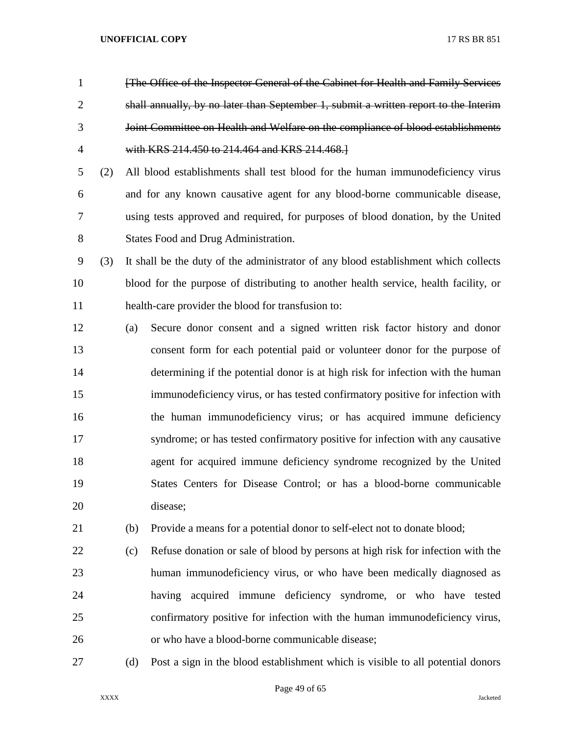~~[The Office of the Inspector General of the Cabinet for Health and Family Services shall annually, by no later than September 1, submit a written report to the Interim Joint Committee on Health and Welfare on the compliance of blood establishments with KRS 214.450 to 214.464 and KRS 214.468.]~~

(2) All blood establishments shall test blood for the human immunodeficiency virus and for any known causative agent for any blood-borne communicable disease, using tests approved and required, for purposes of blood donation, by the United States Food and Drug Administration.

(3) It shall be the duty of the administrator of any blood establishment which collects blood for the purpose of distributing to another health service, health facility, or health-care provider the blood for transfusion to:

(a) Secure donor consent and a signed written risk factor history and donor consent form for each potential paid or volunteer donor for the purpose of determining if the potential donor is at high risk for infection with the human immunodeficiency virus, or has tested confirmatory positive for infection with the human immunodeficiency virus; or has acquired immune deficiency syndrome; or has tested confirmatory positive for infection with any causative agent for acquired immune deficiency syndrome recognized by the United States Centers for Disease Control; or has a blood-borne communicable disease;

(b) Provide a means for a potential donor to self-elect not to donate blood;

(c) Refuse donation or sale of blood by persons at high risk for infection with the human immunodeficiency virus, or who have been medically diagnosed as having acquired immune deficiency syndrome, or who have tested confirmatory positive for infection with the human immunodeficiency virus, or who have a blood-borne communicable disease;

(d) Post a sign in the blood establishment which is visible to all potential donors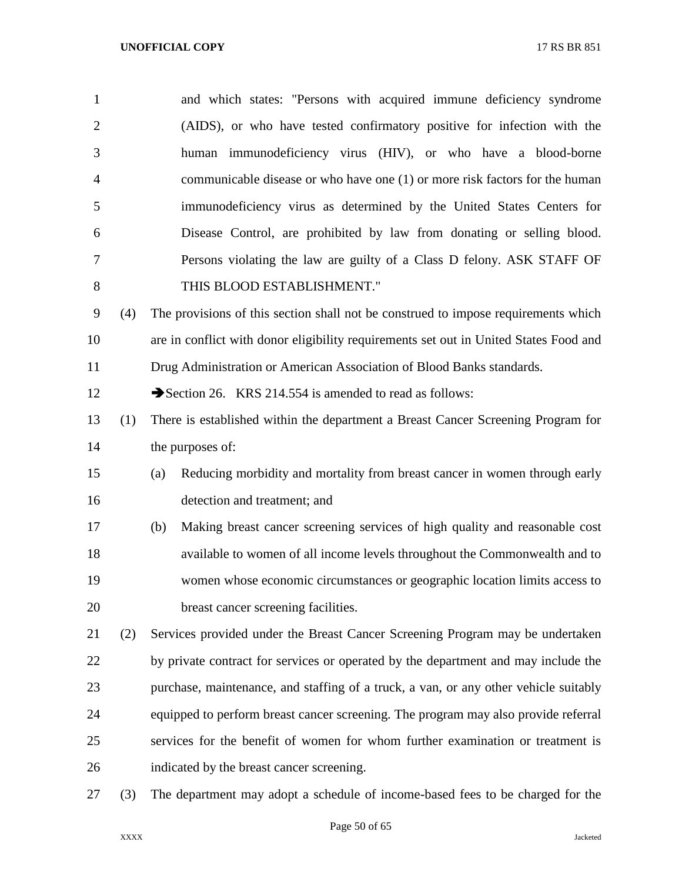and which states: "Persons with acquired immune deficiency syndrome (AIDS), or who have tested confirmatory positive for infection with the human immunodeficiency virus (HIV), or who have a blood-borne communicable disease or who have one (1) or more risk factors for the human immunodeficiency virus as determined by the United States Centers for Disease Control, are prohibited by law from donating or selling blood. Persons violating the law are guilty of a Class D felony. ASK STAFF OF THIS BLOOD ESTABLISHMENT."

(4) The provisions of this section shall not be construed to impose requirements which are in conflict with donor eligibility requirements set out in United States Food and Drug Administration or American Association of Blood Banks standards.

➔Section 26. KRS 214.554 is amended to read as follows:

(1) There is established within the department a Breast Cancer Screening Program for the purposes of:

(a) Reducing morbidity and mortality from breast cancer in women through early detection and treatment; and

(b) Making breast cancer screening services of high quality and reasonable cost available to women of all income levels throughout the Commonwealth and to women whose economic circumstances or geographic location limits access to breast cancer screening facilities.

(2) Services provided under the Breast Cancer Screening Program may be undertaken by private contract for services or operated by the department and may include the purchase, maintenance, and staffing of a truck, a van, or any other vehicle suitably equipped to perform breast cancer screening. The program may also provide referral services for the benefit of women for whom further examination or treatment is indicated by the breast cancer screening.

(3) The department may adopt a schedule of income-based fees to be charged for the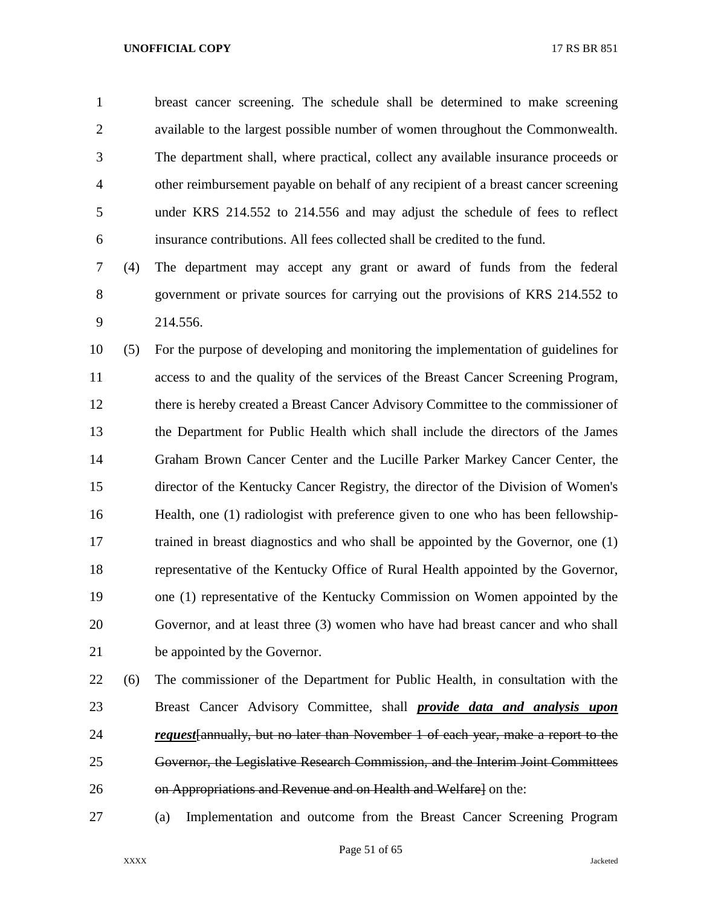breast cancer screening. The schedule shall be determined to make screening available to the largest possible number of women throughout the Commonwealth. The department shall, where practical, collect any available insurance proceeds or other reimbursement payable on behalf of any recipient of a breast cancer screening under KRS 214.552 to 214.556 and may adjust the schedule of fees to reflect insurance contributions. All fees collected shall be credited to the fund.

(4) The department may accept any grant or award of funds from the federal government or private sources for carrying out the provisions of KRS 214.552 to 214.556.

(5) For the purpose of developing and monitoring the implementation of guidelines for access to and the quality of the services of the Breast Cancer Screening Program, there is hereby created a Breast Cancer Advisory Committee to the commissioner of the Department for Public Health which shall include the directors of the James Graham Brown Cancer Center and the Lucille Parker Markey Cancer Center, the director of the Kentucky Cancer Registry, the director of the Division of Women's Health, one (1) radiologist with preference given to one who has been fellowship-trained in breast diagnostics and who shall be appointed by the Governor, one (1) representative of the Kentucky Office of Rural Health appointed by the Governor, one (1) representative of the Kentucky Commission on Women appointed by the Governor, and at least three (3) women who have had breast cancer and who shall be appointed by the Governor.

(6) The commissioner of the Department for Public Health, in consultation with the Breast Cancer Advisory Committee, shall ***provide data and analysis upon request***~~[annually, but no later than November 1 of each year, make a report to the Governor, the Legislative Research Commission, and the Interim Joint Committees on Appropriations and Revenue and on Health and Welfare]~~ on the:

(a) Implementation and outcome from the Breast Cancer Screening Program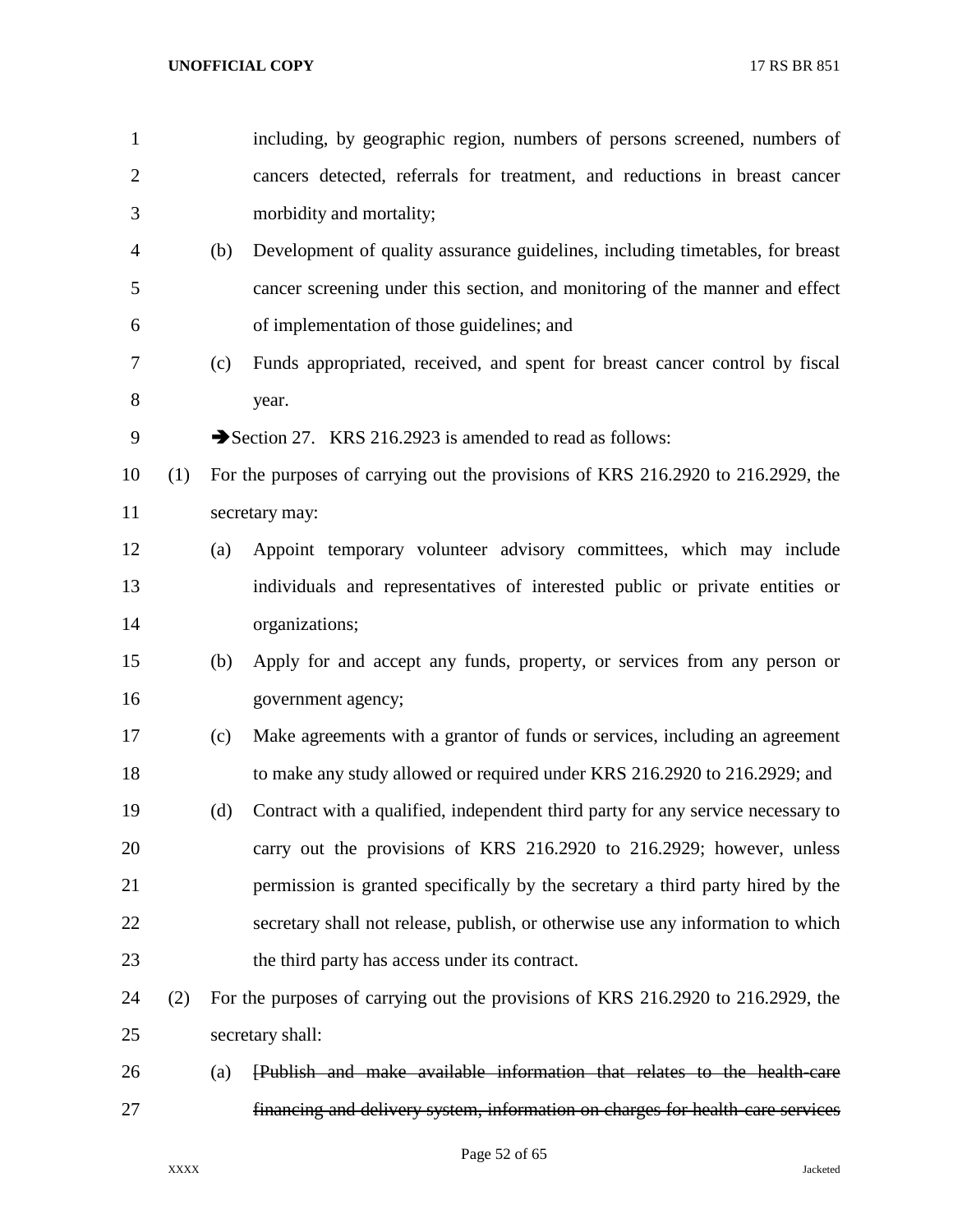including, by geographic region, numbers of persons screened, numbers of cancers detected, referrals for treatment, and reductions in breast cancer morbidity and mortality;

(b) Development of quality assurance guidelines, including timetables, for breast cancer screening under this section, and monitoring of the manner and effect of implementation of those guidelines; and

(c) Funds appropriated, received, and spent for breast cancer control by fiscal year.

➔Section 27. KRS 216.2923 is amended to read as follows:

(1) For the purposes of carrying out the provisions of KRS 216.2920 to 216.2929, the secretary may:

(a) Appoint temporary volunteer advisory committees, which may include individuals and representatives of interested public or private entities or organizations;

(b) Apply for and accept any funds, property, or services from any person or government agency;

(c) Make agreements with a grantor of funds or services, including an agreement to make any study allowed or required under KRS 216.2920 to 216.2929; and

(d) Contract with a qualified, independent third party for any service necessary to carry out the provisions of KRS 216.2920 to 216.2929; however, unless permission is granted specifically by the secretary a third party hired by the secretary shall not release, publish, or otherwise use any information to which the third party has access under its contract.

(2) For the purposes of carrying out the provisions of KRS 216.2920 to 216.2929, the secretary shall:

(a) ~~[Publish and make available information that relates to the health-care financing and delivery system, information on charges for health-care services~~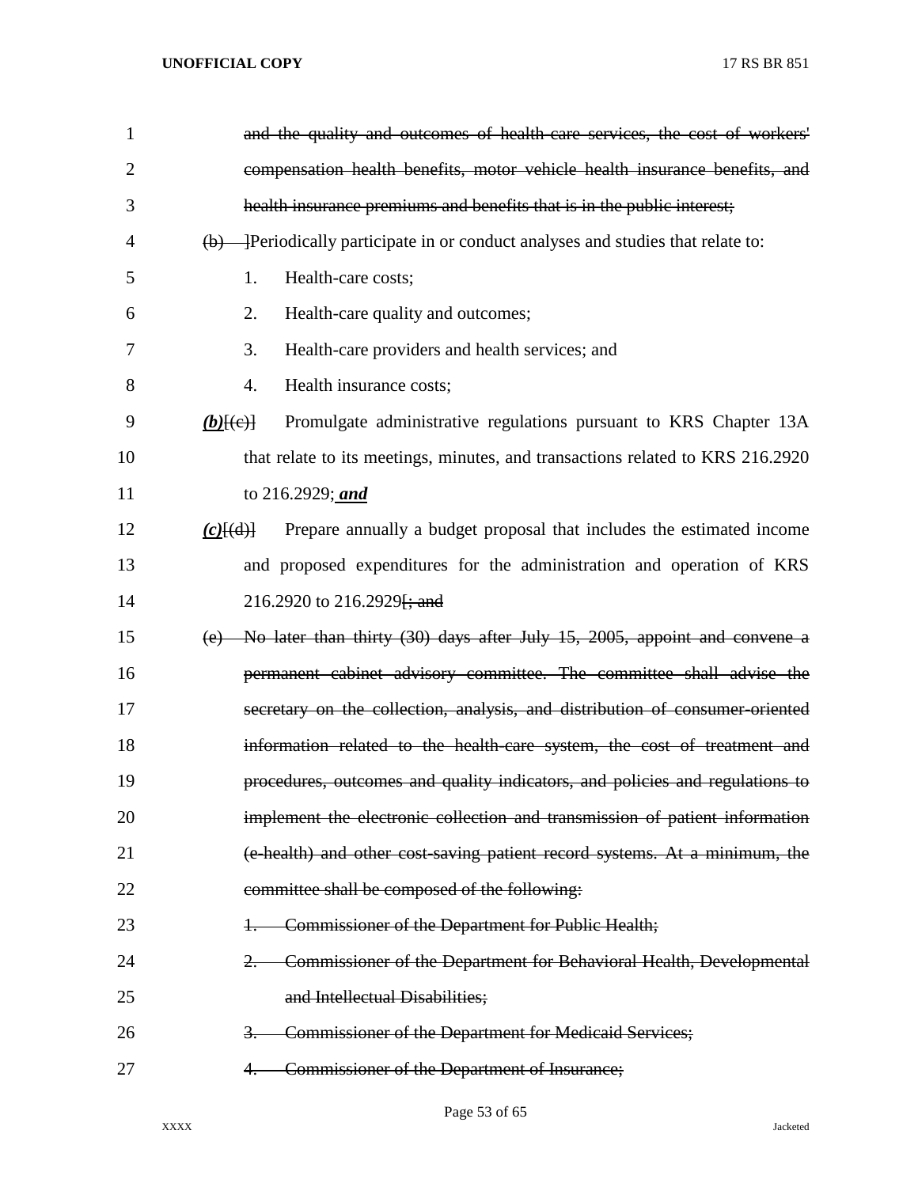~~and the quality and outcomes of health-care services, the cost of workers' compensation health benefits, motor vehicle health insurance benefits, and health insurance premiums and benefits that is in the public interest;~~

~~(b)~~ ]Periodically participate in or conduct analyses and studies that relate to:

1. Health-care costs;
2. Health-care quality and outcomes;
3. Health-care providers and health services; and
4. Health insurance costs;

***(b)***[(c)] Promulgate administrative regulations pursuant to KRS Chapter 13A that relate to its meetings, minutes, and transactions related to KRS 216.2920 to 216.2929; ***and***

***(c)***[(d)] Prepare annually a budget proposal that includes the estimated income and proposed expenditures for the administration and operation of KRS 216.2920 to 216.2929[~~; and~~

~~(e) No later than thirty (30) days after July 15, 2005, appoint and convene a permanent cabinet advisory committee. The committee shall advise the secretary on the collection, analysis, and distribution of consumer-oriented information related to the health-care system, the cost of treatment and procedures, outcomes and quality indicators, and policies and regulations to implement the electronic collection and transmission of patient information (e-health) and other cost-saving patient record systems. At a minimum, the committee shall be composed of the following:~~

~~1. Commissioner of the Department for Public Health;~~

~~2. Commissioner of the Department for Behavioral Health, Developmental and Intellectual Disabilities;~~

~~3. Commissioner of the Department for Medicaid Services;~~

~~4. Commissioner of the Department of Insurance;~~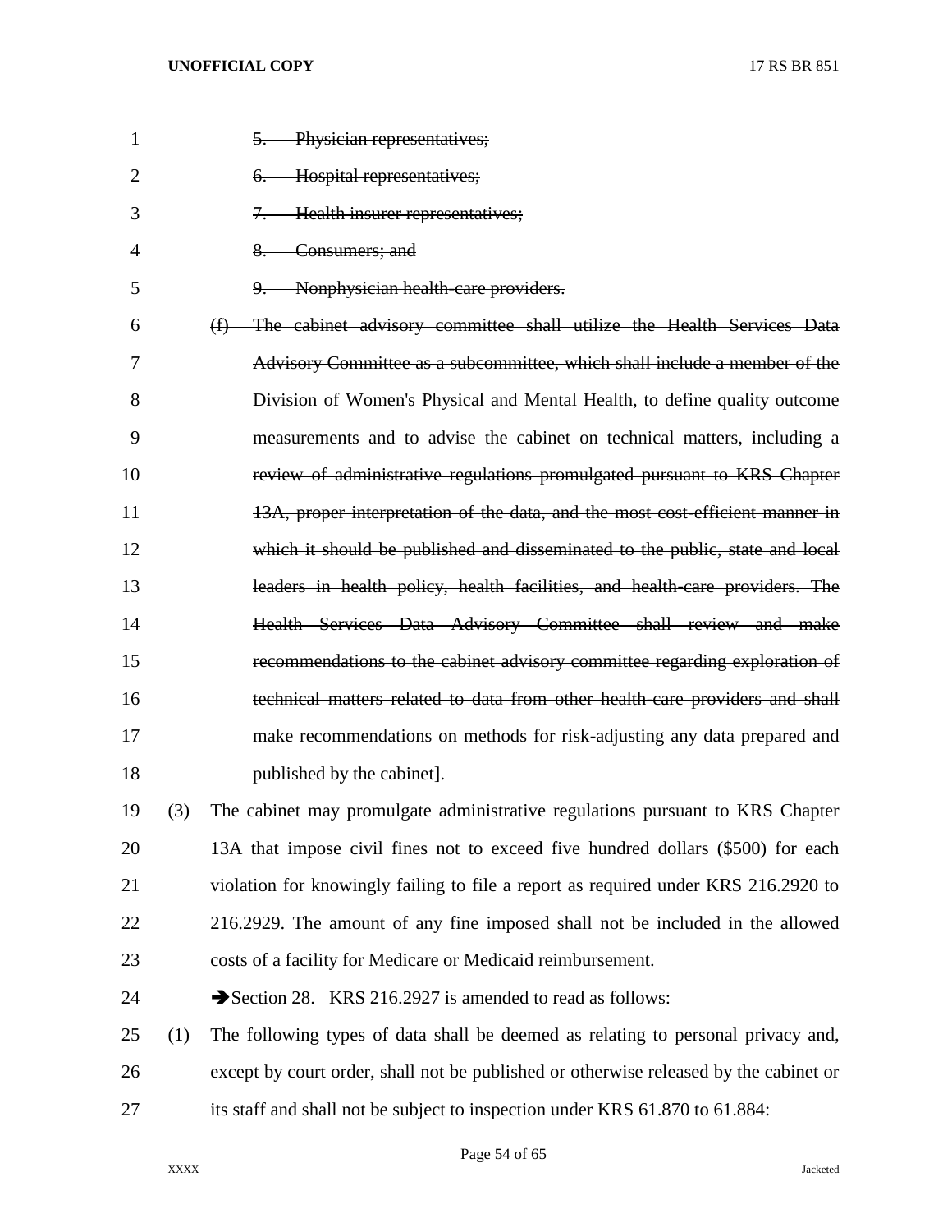5. ~~Physician representatives;~~

6. ~~Hospital representatives;~~

7. ~~Health insurer representatives;~~

8. ~~Consumers; and~~

9. ~~Nonphysician health-care providers.~~

~~(f) The cabinet advisory committee shall utilize the Health Services Data Advisory Committee as a subcommittee, which shall include a member of the Division of Women's Physical and Mental Health, to define quality outcome measurements and to advise the cabinet on technical matters, including a review of administrative regulations promulgated pursuant to KRS Chapter 13A, proper interpretation of the data, and the most cost-efficient manner in which it should be published and disseminated to the public, state and local leaders in health policy, health facilities, and health-care providers. The Health Services Data Advisory Committee shall review and make recommendations to the cabinet advisory committee regarding exploration of technical matters related to data from other health-care providers and shall make recommendations on methods for risk-adjusting any data prepared and published by the cabinet~~].

(3) The cabinet may promulgate administrative regulations pursuant to KRS Chapter 13A that impose civil fines not to exceed five hundred dollars ($500) for each violation for knowingly failing to file a report as required under KRS 216.2920 to 216.2929. The amount of any fine imposed shall not be included in the allowed costs of a facility for Medicare or Medicaid reimbursement.

➔Section 28. KRS 216.2927 is amended to read as follows:

(1) The following types of data shall be deemed as relating to personal privacy and, except by court order, shall not be published or otherwise released by the cabinet or its staff and shall not be subject to inspection under KRS 61.870 to 61.884: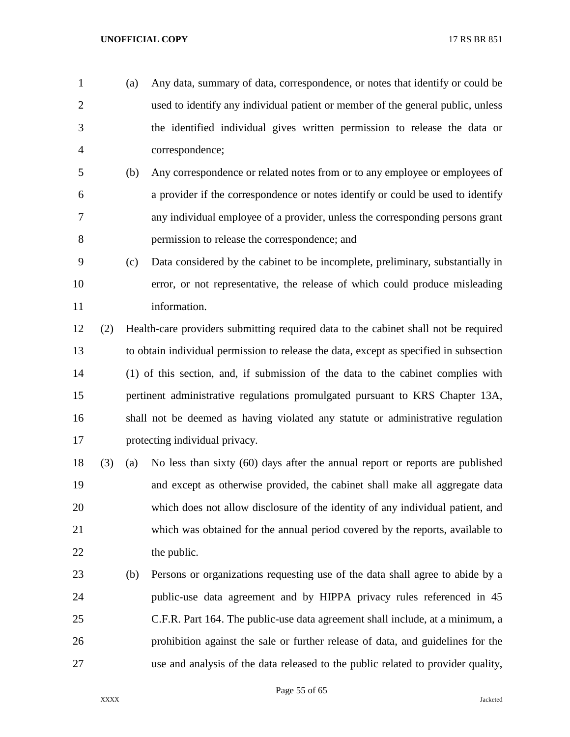(a) Any data, summary of data, correspondence, or notes that identify or could be used to identify any individual patient or member of the general public, unless the identified individual gives written permission to release the data or correspondence;

(b) Any correspondence or related notes from or to any employee or employees of a provider if the correspondence or notes identify or could be used to identify any individual employee of a provider, unless the corresponding persons grant permission to release the correspondence; and

(c) Data considered by the cabinet to be incomplete, preliminary, substantially in error, or not representative, the release of which could produce misleading information.

(2) Health-care providers submitting required data to the cabinet shall not be required to obtain individual permission to release the data, except as specified in subsection (1) of this section, and, if submission of the data to the cabinet complies with pertinent administrative regulations promulgated pursuant to KRS Chapter 13A, shall not be deemed as having violated any statute or administrative regulation protecting individual privacy.

(3) (a) No less than sixty (60) days after the annual report or reports are published and except as otherwise provided, the cabinet shall make all aggregate data which does not allow disclosure of the identity of any individual patient, and which was obtained for the annual period covered by the reports, available to the public.

(b) Persons or organizations requesting use of the data shall agree to abide by a public-use data agreement and by HIPPA privacy rules referenced in 45 C.F.R. Part 164. The public-use data agreement shall include, at a minimum, a prohibition against the sale or further release of data, and guidelines for the use and analysis of the data released to the public related to provider quality,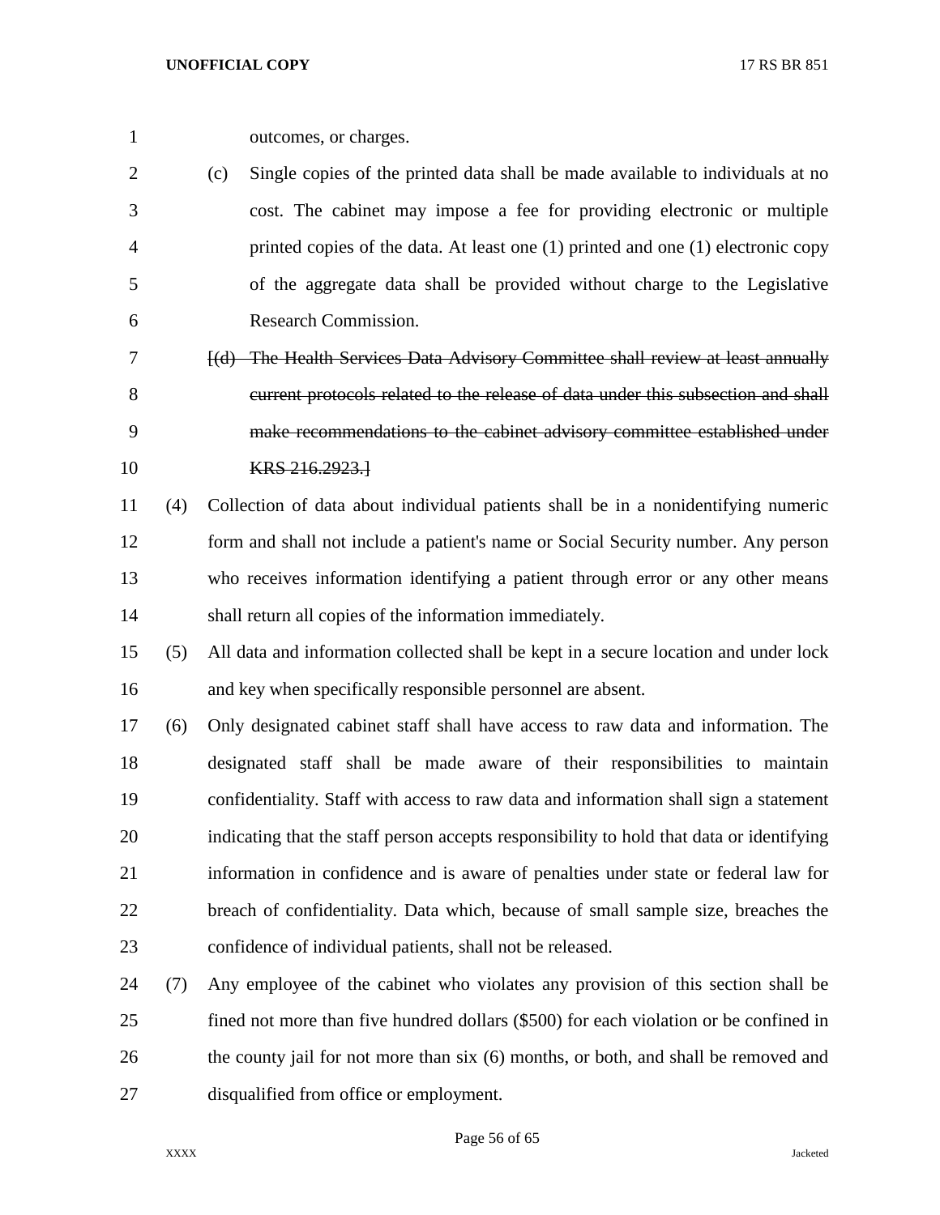outcomes, or charges.

(c) Single copies of the printed data shall be made available to individuals at no cost. The cabinet may impose a fee for providing electronic or multiple printed copies of the data. At least one (1) printed and one (1) electronic copy of the aggregate data shall be provided without charge to the Legislative Research Commission.

~~[(d) The Health Services Data Advisory Committee shall review at least annually current protocols related to the release of data under this subsection and shall make recommendations to the cabinet advisory committee established under KRS 216.2923.]~~

(4) Collection of data about individual patients shall be in a nonidentifying numeric form and shall not include a patient's name or Social Security number. Any person who receives information identifying a patient through error or any other means shall return all copies of the information immediately.

(5) All data and information collected shall be kept in a secure location and under lock and key when specifically responsible personnel are absent.

(6) Only designated cabinet staff shall have access to raw data and information. The designated staff shall be made aware of their responsibilities to maintain confidentiality. Staff with access to raw data and information shall sign a statement indicating that the staff person accepts responsibility to hold that data or identifying information in confidence and is aware of penalties under state or federal law for breach of confidentiality. Data which, because of small sample size, breaches the confidence of individual patients, shall not be released.

(7) Any employee of the cabinet who violates any provision of this section shall be fined not more than five hundred dollars ($500) for each violation or be confined in the county jail for not more than six (6) months, or both, and shall be removed and disqualified from office or employment.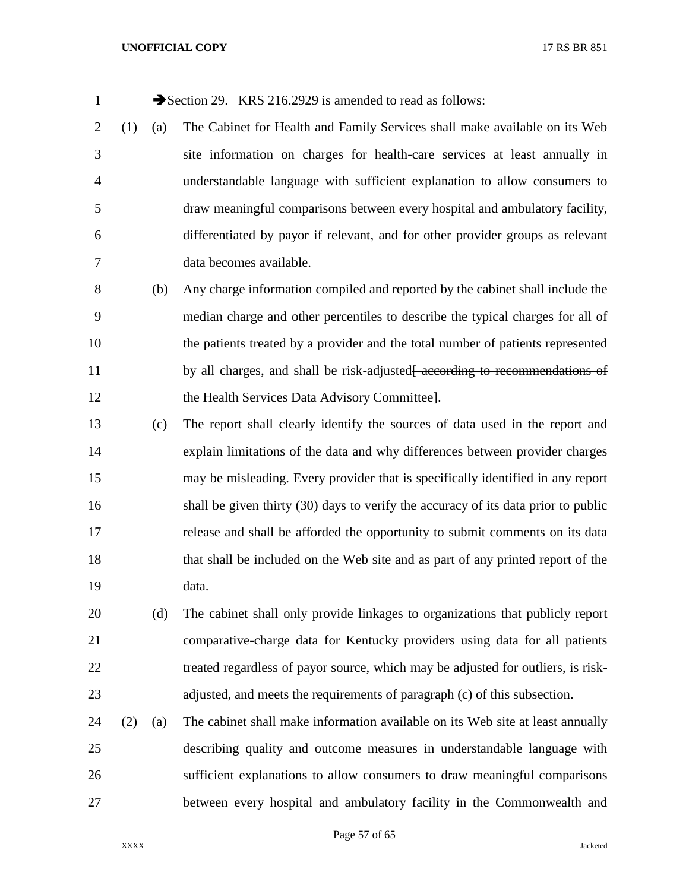➔Section 29. KRS 216.2929 is amended to read as follows:

(1) (a) The Cabinet for Health and Family Services shall make available on its Web site information on charges for health-care services at least annually in understandable language with sufficient explanation to allow consumers to draw meaningful comparisons between every hospital and ambulatory facility, differentiated by payor if relevant, and for other provider groups as relevant data becomes available.

(b) Any charge information compiled and reported by the cabinet shall include the median charge and other percentiles to describe the typical charges for all of the patients treated by a provider and the total number of patients represented by all charges, and shall be risk-adjusted~~[ according to recommendations of the Health Services Data Advisory Committee]~~.

(c) The report shall clearly identify the sources of data used in the report and explain limitations of the data and why differences between provider charges may be misleading. Every provider that is specifically identified in any report shall be given thirty (30) days to verify the accuracy of its data prior to public release and shall be afforded the opportunity to submit comments on its data that shall be included on the Web site and as part of any printed report of the data.

(d) The cabinet shall only provide linkages to organizations that publicly report comparative-charge data for Kentucky providers using data for all patients treated regardless of payor source, which may be adjusted for outliers, is risk-adjusted, and meets the requirements of paragraph (c) of this subsection.

(2) (a) The cabinet shall make information available on its Web site at least annually describing quality and outcome measures in understandable language with sufficient explanations to allow consumers to draw meaningful comparisons between every hospital and ambulatory facility in the Commonwealth and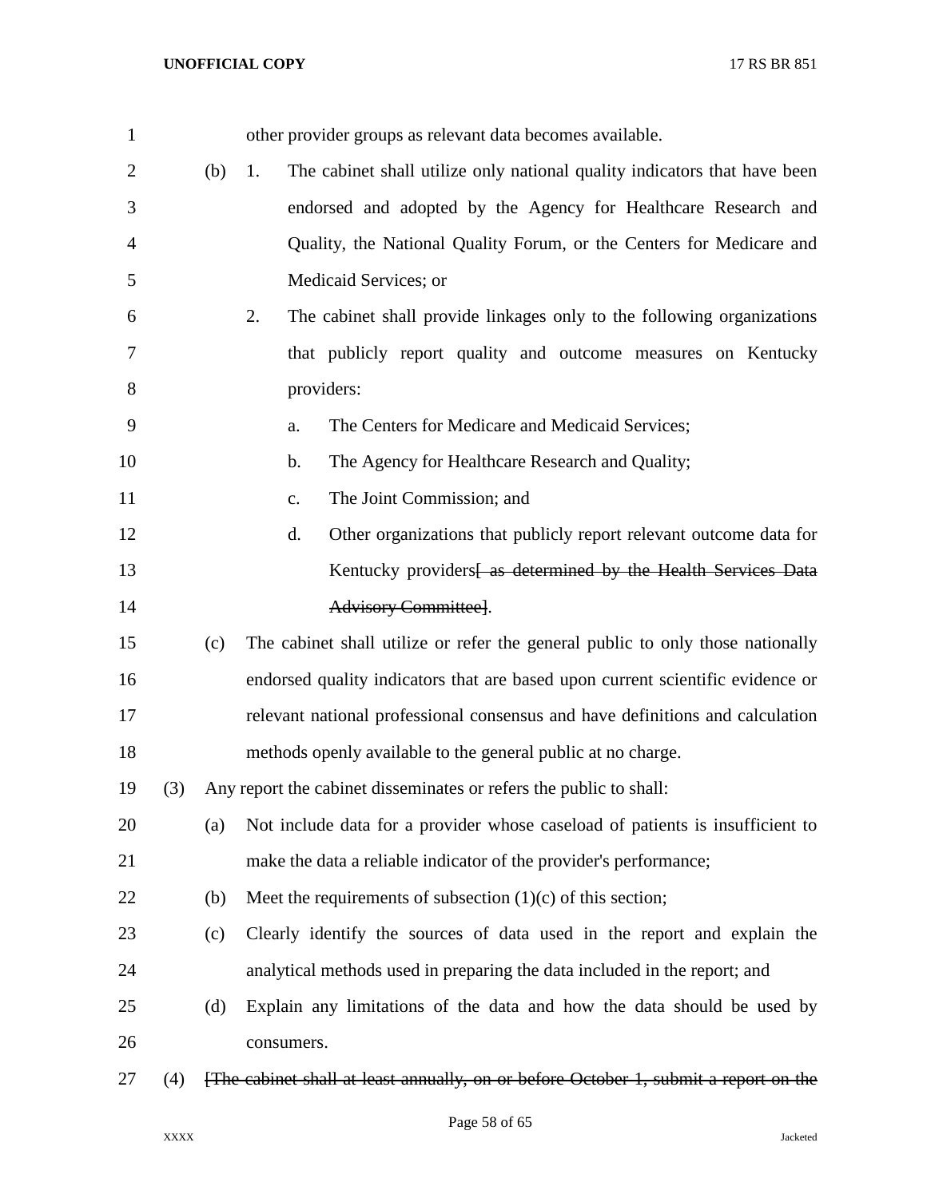other provider groups as relevant data becomes available.

(b) 1. The cabinet shall utilize only national quality indicators that have been endorsed and adopted by the Agency for Healthcare Research and Quality, the National Quality Forum, or the Centers for Medicare and Medicaid Services; or

2. The cabinet shall provide linkages only to the following organizations that publicly report quality and outcome measures on Kentucky providers:

a. The Centers for Medicare and Medicaid Services;

b. The Agency for Healthcare Research and Quality;

c. The Joint Commission; and

d. Other organizations that publicly report relevant outcome data for Kentucky providers~~[ as determined by the Health Services Data Advisory Committee]~~.

(c) The cabinet shall utilize or refer the general public to only those nationally endorsed quality indicators that are based upon current scientific evidence or relevant national professional consensus and have definitions and calculation methods openly available to the general public at no charge.

(3) Any report the cabinet disseminates or refers the public to shall:

(a) Not include data for a provider whose caseload of patients is insufficient to make the data a reliable indicator of the provider's performance;

(b) Meet the requirements of subsection (1)(c) of this section;

(c) Clearly identify the sources of data used in the report and explain the analytical methods used in preparing the data included in the report; and

(d) Explain any limitations of the data and how the data should be used by consumers.

(4) ~~[The cabinet shall at least annually, on or before October 1, submit a report on the~~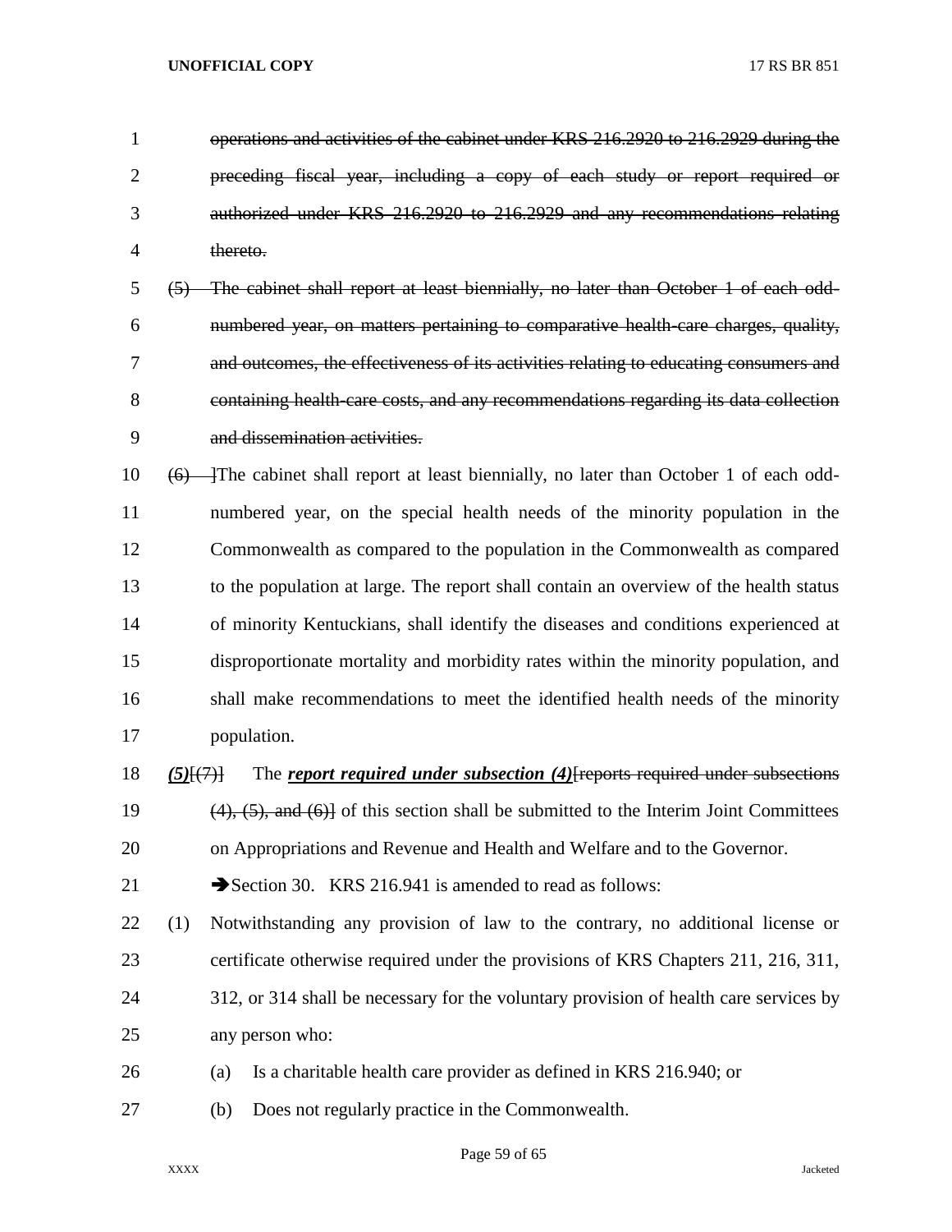~~operations and activities of the cabinet under KRS 216.2920 to 216.2929 during the preceding fiscal year, including a copy of each study or report required or authorized under KRS 216.2920 to 216.2929 and any recommendations relating thereto.~~

~~(5) The cabinet shall report at least biennially, no later than October 1 of each odd-numbered year, on matters pertaining to comparative health-care charges, quality, and outcomes, the effectiveness of its activities relating to educating consumers and containing health-care costs, and any recommendations regarding its data collection and dissemination activities.~~

~~(6) ~~]The cabinet shall report at least biennially, no later than October 1 of each odd-numbered year, on the special health needs of the minority population in the Commonwealth as compared to the population in the Commonwealth as compared to the population at large. The report shall contain an overview of the health status of minority Kentuckians, shall identify the diseases and conditions experienced at disproportionate mortality and morbidity rates within the minority population, and shall make recommendations to meet the identified health needs of the minority population.

***(5)***[~~(7)~~] The ***report required under subsection (4)***[~~reports required under subsections (4), (5), and (6)~~] of this section shall be submitted to the Interim Joint Committees on Appropriations and Revenue and Health and Welfare and to the Governor.

➔Section 30. KRS 216.941 is amended to read as follows:

(1) Notwithstanding any provision of law to the contrary, no additional license or certificate otherwise required under the provisions of KRS Chapters 211, 216, 311, 312, or 314 shall be necessary for the voluntary provision of health care services by any person who:

(a) Is a charitable health care provider as defined in KRS 216.940; or

(b) Does not regularly practice in the Commonwealth.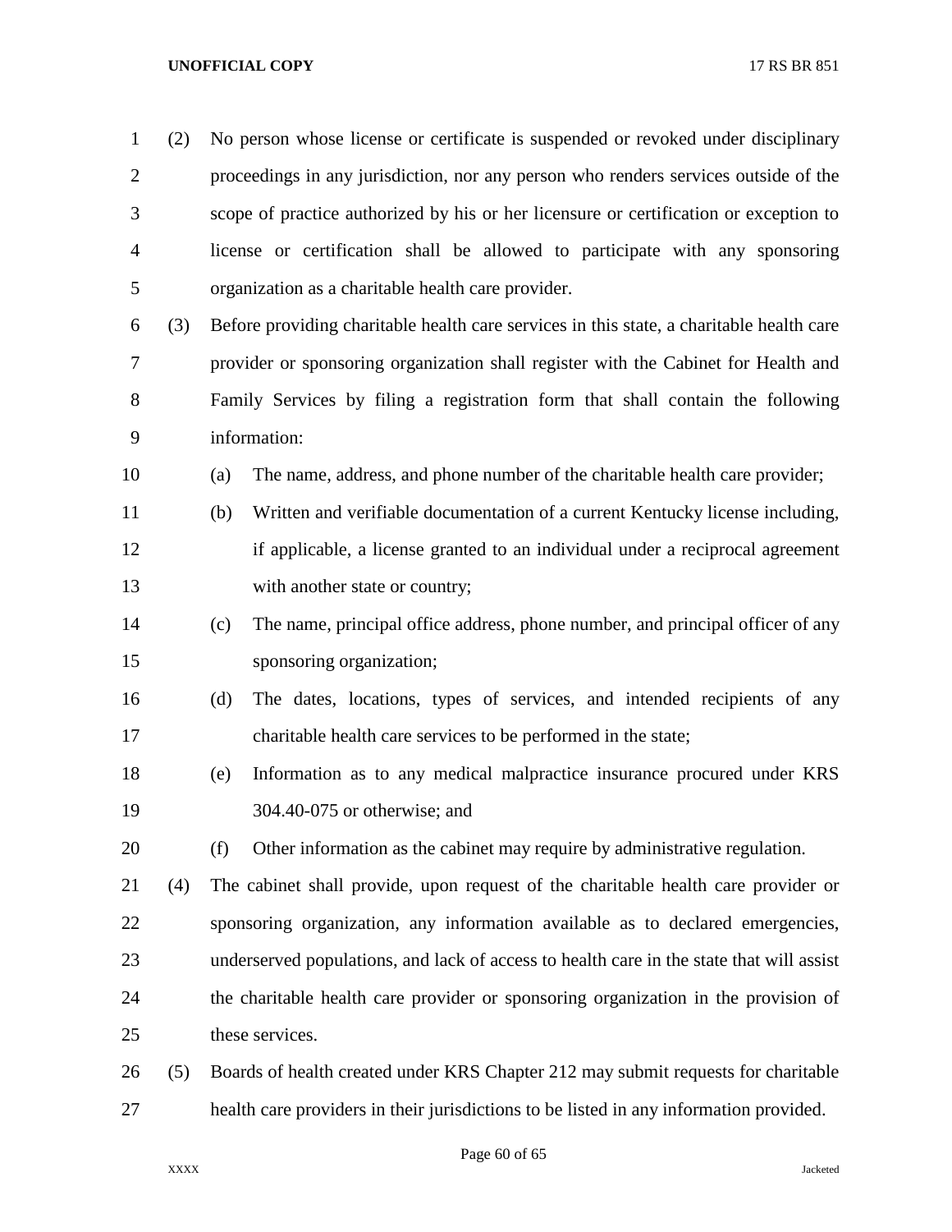(2) No person whose license or certificate is suspended or revoked under disciplinary proceedings in any jurisdiction, nor any person who renders services outside of the scope of practice authorized by his or her licensure or certification or exception to license or certification shall be allowed to participate with any sponsoring organization as a charitable health care provider.

(3) Before providing charitable health care services in this state, a charitable health care provider or sponsoring organization shall register with the Cabinet for Health and Family Services by filing a registration form that shall contain the following information:

(a) The name, address, and phone number of the charitable health care provider;

(b) Written and verifiable documentation of a current Kentucky license including, if applicable, a license granted to an individual under a reciprocal agreement with another state or country;

(c) The name, principal office address, phone number, and principal officer of any sponsoring organization;

(d) The dates, locations, types of services, and intended recipients of any charitable health care services to be performed in the state;

(e) Information as to any medical malpractice insurance procured under KRS 304.40-075 or otherwise; and

(f) Other information as the cabinet may require by administrative regulation.

(4) The cabinet shall provide, upon request of the charitable health care provider or sponsoring organization, any information available as to declared emergencies, underserved populations, and lack of access to health care in the state that will assist the charitable health care provider or sponsoring organization in the provision of these services.

(5) Boards of health created under KRS Chapter 212 may submit requests for charitable health care providers in their jurisdictions to be listed in any information provided.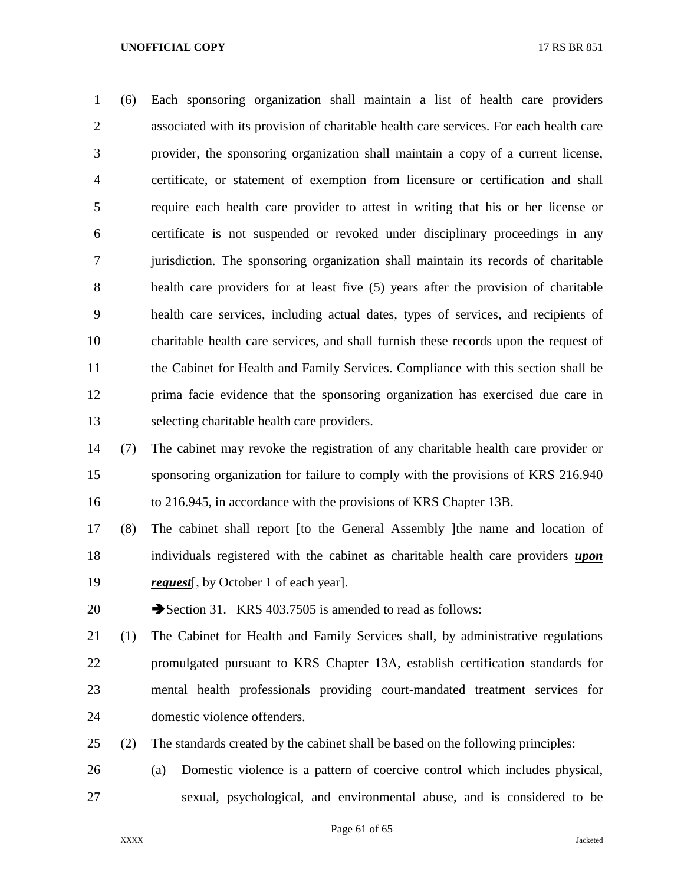(6) Each sponsoring organization shall maintain a list of health care providers associated with its provision of charitable health care services. For each health care provider, the sponsoring organization shall maintain a copy of a current license, certificate, or statement of exemption from licensure or certification and shall require each health care provider to attest in writing that his or her license or certificate is not suspended or revoked under disciplinary proceedings in any jurisdiction. The sponsoring organization shall maintain its records of charitable health care providers for at least five (5) years after the provision of charitable health care services, including actual dates, types of services, and recipients of charitable health care services, and shall furnish these records upon the request of the Cabinet for Health and Family Services. Compliance with this section shall be prima facie evidence that the sponsoring organization has exercised due care in selecting charitable health care providers.

(7) The cabinet may revoke the registration of any charitable health care provider or sponsoring organization for failure to comply with the provisions of KRS 216.940 to 216.945, in accordance with the provisions of KRS Chapter 13B.

(8) The cabinet shall report ~~[to the General Assembly ]~~the name and location of individuals registered with the cabinet as charitable health care providers ***upon request***~~[, by October 1 of each year]~~.

➔Section 31. KRS 403.7505 is amended to read as follows:

(1) The Cabinet for Health and Family Services shall, by administrative regulations promulgated pursuant to KRS Chapter 13A, establish certification standards for mental health professionals providing court-mandated treatment services for domestic violence offenders.

(2) The standards created by the cabinet shall be based on the following principles:

(a) Domestic violence is a pattern of coercive control which includes physical, sexual, psychological, and environmental abuse, and is considered to be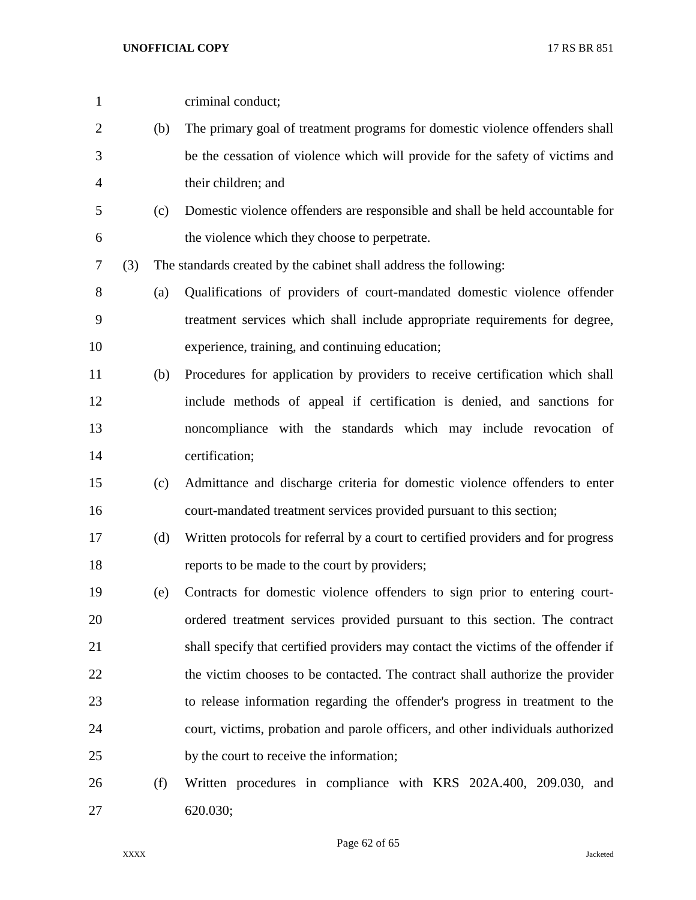criminal conduct;

(b) The primary goal of treatment programs for domestic violence offenders shall be the cessation of violence which will provide for the safety of victims and their children; and

(c) Domestic violence offenders are responsible and shall be held accountable for the violence which they choose to perpetrate.

(3) The standards created by the cabinet shall address the following:

(a) Qualifications of providers of court-mandated domestic violence offender treatment services which shall include appropriate requirements for degree, experience, training, and continuing education;

(b) Procedures for application by providers to receive certification which shall include methods of appeal if certification is denied, and sanctions for noncompliance with the standards which may include revocation of certification;

(c) Admittance and discharge criteria for domestic violence offenders to enter court-mandated treatment services provided pursuant to this section;

(d) Written protocols for referral by a court to certified providers and for progress reports to be made to the court by providers;

(e) Contracts for domestic violence offenders to sign prior to entering court-ordered treatment services provided pursuant to this section. The contract shall specify that certified providers may contact the victims of the offender if the victim chooses to be contacted. The contract shall authorize the provider to release information regarding the offender's progress in treatment to the court, victims, probation and parole officers, and other individuals authorized by the court to receive the information;

(f) Written procedures in compliance with KRS 202A.400, 209.030, and 620.030;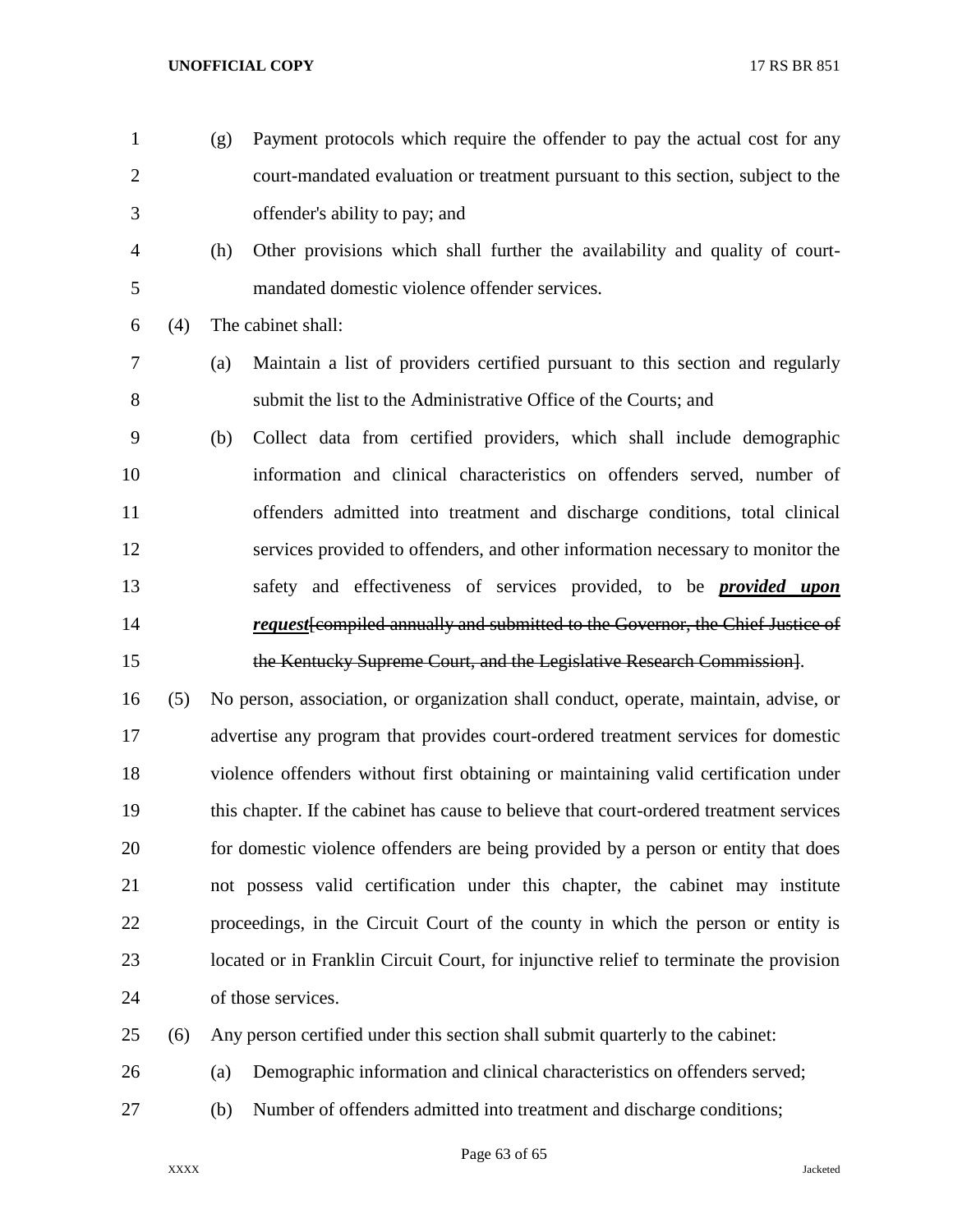(g) Payment protocols which require the offender to pay the actual cost for any court-mandated evaluation or treatment pursuant to this section, subject to the offender's ability to pay; and

(h) Other provisions which shall further the availability and quality of court-mandated domestic violence offender services.

(4) The cabinet shall:

(a) Maintain a list of providers certified pursuant to this section and regularly submit the list to the Administrative Office of the Courts; and

(b) Collect data from certified providers, which shall include demographic information and clinical characteristics on offenders served, number of offenders admitted into treatment and discharge conditions, total clinical services provided to offenders, and other information necessary to monitor the safety and effectiveness of services provided, to be ***provided upon request***[~~compiled annually and submitted to the Governor, the Chief Justice of the Kentucky Supreme Court, and the Legislative Research Commission~~].

(5) No person, association, or organization shall conduct, operate, maintain, advise, or advertise any program that provides court-ordered treatment services for domestic violence offenders without first obtaining or maintaining valid certification under this chapter. If the cabinet has cause to believe that court-ordered treatment services for domestic violence offenders are being provided by a person or entity that does not possess valid certification under this chapter, the cabinet may institute proceedings, in the Circuit Court of the county in which the person or entity is located or in Franklin Circuit Court, for injunctive relief to terminate the provision of those services.

(6) Any person certified under this section shall submit quarterly to the cabinet:

(a) Demographic information and clinical characteristics on offenders served;

(b) Number of offenders admitted into treatment and discharge conditions;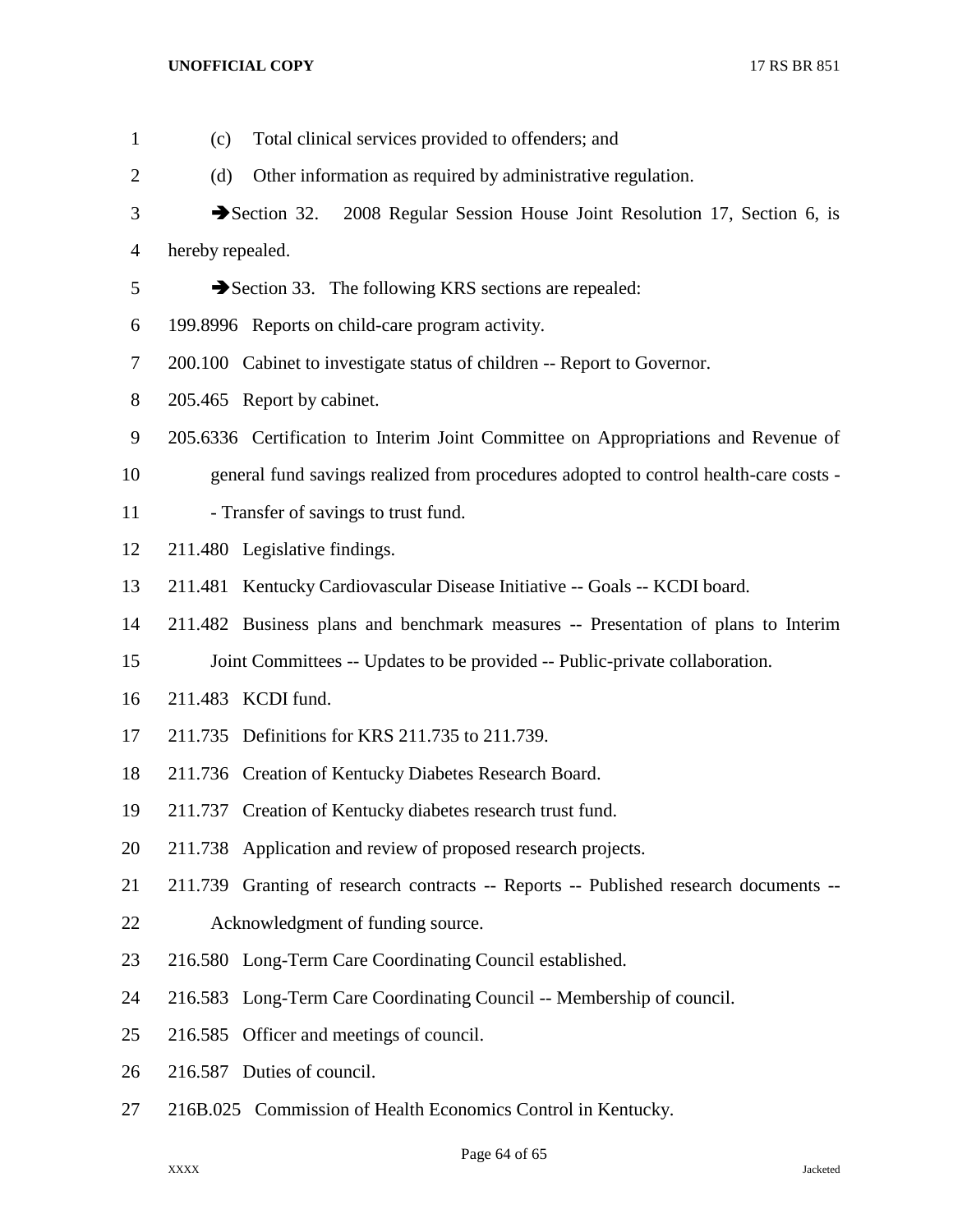(c) Total clinical services provided to offenders; and

(d) Other information as required by administrative regulation.

➔Section 32. 2008 Regular Session House Joint Resolution 17, Section 6, is hereby repealed.

➔Section 33. The following KRS sections are repealed:

199.8996 Reports on child-care program activity.

200.100 Cabinet to investigate status of children -- Report to Governor.

205.465 Report by cabinet.

205.6336 Certification to Interim Joint Committee on Appropriations and Revenue of general fund savings realized from procedures adopted to control health-care costs -- Transfer of savings to trust fund.

211.480 Legislative findings.

211.481 Kentucky Cardiovascular Disease Initiative -- Goals -- KCDI board.

211.482 Business plans and benchmark measures -- Presentation of plans to Interim Joint Committees -- Updates to be provided -- Public-private collaboration.

211.483 KCDI fund.

211.735 Definitions for KRS 211.735 to 211.739.

211.736 Creation of Kentucky Diabetes Research Board.

211.737 Creation of Kentucky diabetes research trust fund.

211.738 Application and review of proposed research projects.

211.739 Granting of research contracts -- Reports -- Published research documents -- Acknowledgment of funding source.

216.580 Long-Term Care Coordinating Council established.

216.583 Long-Term Care Coordinating Council -- Membership of council.

216.585 Officer and meetings of council.

216.587 Duties of council.

216B.025 Commission of Health Economics Control in Kentucky.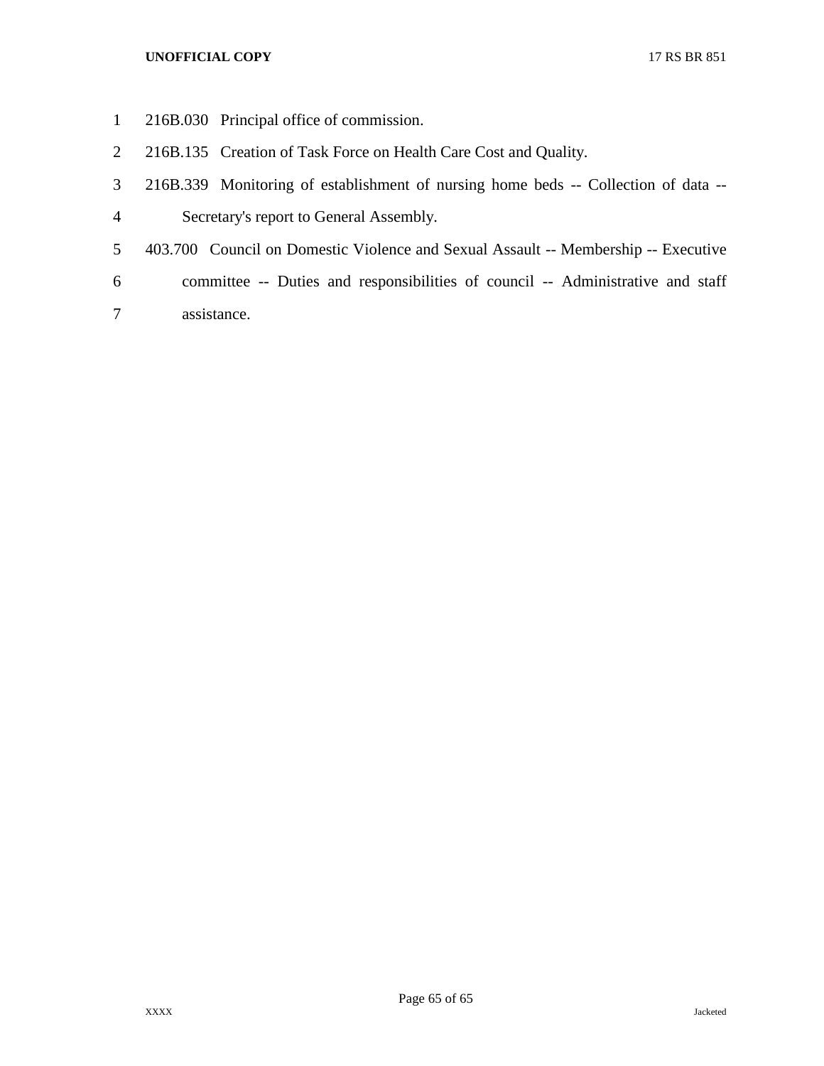216B.030 Principal office of commission.

216B.135 Creation of Task Force on Health Care Cost and Quality.

216B.339 Monitoring of establishment of nursing home beds -- Collection of data -- Secretary's report to General Assembly.

403.700 Council on Domestic Violence and Sexual Assault -- Membership -- Executive committee -- Duties and responsibilities of council -- Administrative and staff assistance.